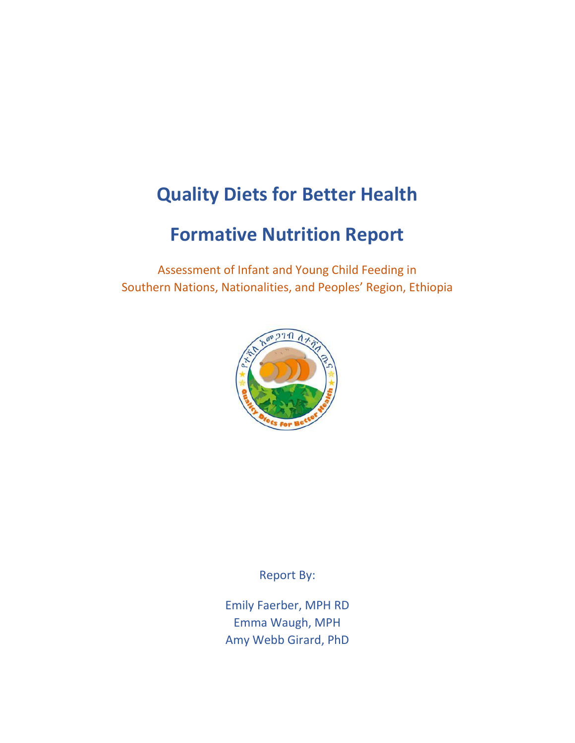# Quality Diets for Better Health

# Formative Nutrition Report

Assessment of Infant and Young Child Feeding in
Southern Nations, Nationalities, and Peoples' Region, Ethiopia

Report By:

Emily Faerber, MPH RD
Emma Waugh, MPH
Amy Webb Girard, PhD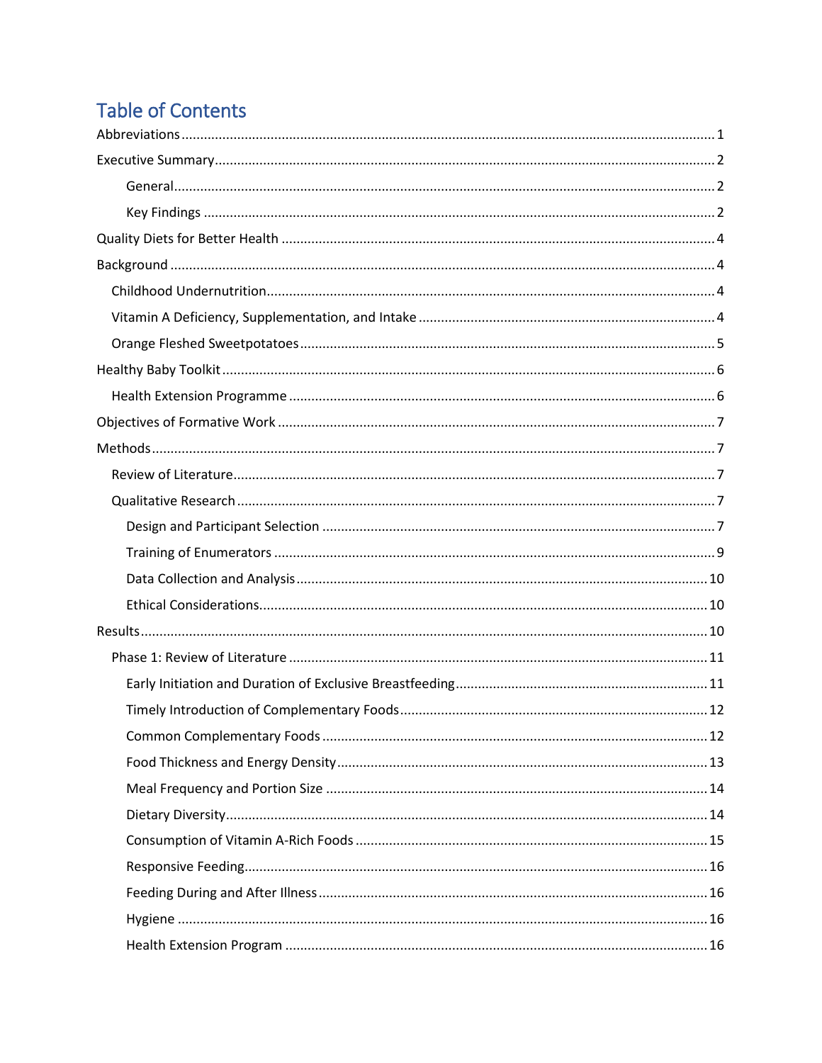# Table of Contents

- Abbreviations ........ 1
- Executive Summary ........ 2
  - General ........ 2
  - Key Findings ........ 2
- Quality Diets for Better Health ........ 4
- Background ........ 4
  - Childhood Undernutrition ........ 4
  - Vitamin A Deficiency, Supplementation, and Intake ........ 4
  - Orange Fleshed Sweetpotatoes ........ 5
- Healthy Baby Toolkit ........ 6
  - Health Extension Programme ........ 6
- Objectives of Formative Work ........ 7
- Methods ........ 7
  - Review of Literature ........ 7
  - Qualitative Research ........ 7
    - Design and Participant Selection ........ 7
    - Training of Enumerators ........ 9
    - Data Collection and Analysis ........ 10
    - Ethical Considerations ........ 10
- Results ........ 10
  - Phase 1: Review of Literature ........ 11
    - Early Initiation and Duration of Exclusive Breastfeeding ........ 11
    - Timely Introduction of Complementary Foods ........ 12
    - Common Complementary Foods ........ 12
    - Food Thickness and Energy Density ........ 13
    - Meal Frequency and Portion Size ........ 14
    - Dietary Diversity ........ 14
    - Consumption of Vitamin A-Rich Foods ........ 15
    - Responsive Feeding ........ 16
    - Feeding During and After Illness ........ 16
    - Hygiene ........ 16
    - Health Extension Program ........ 16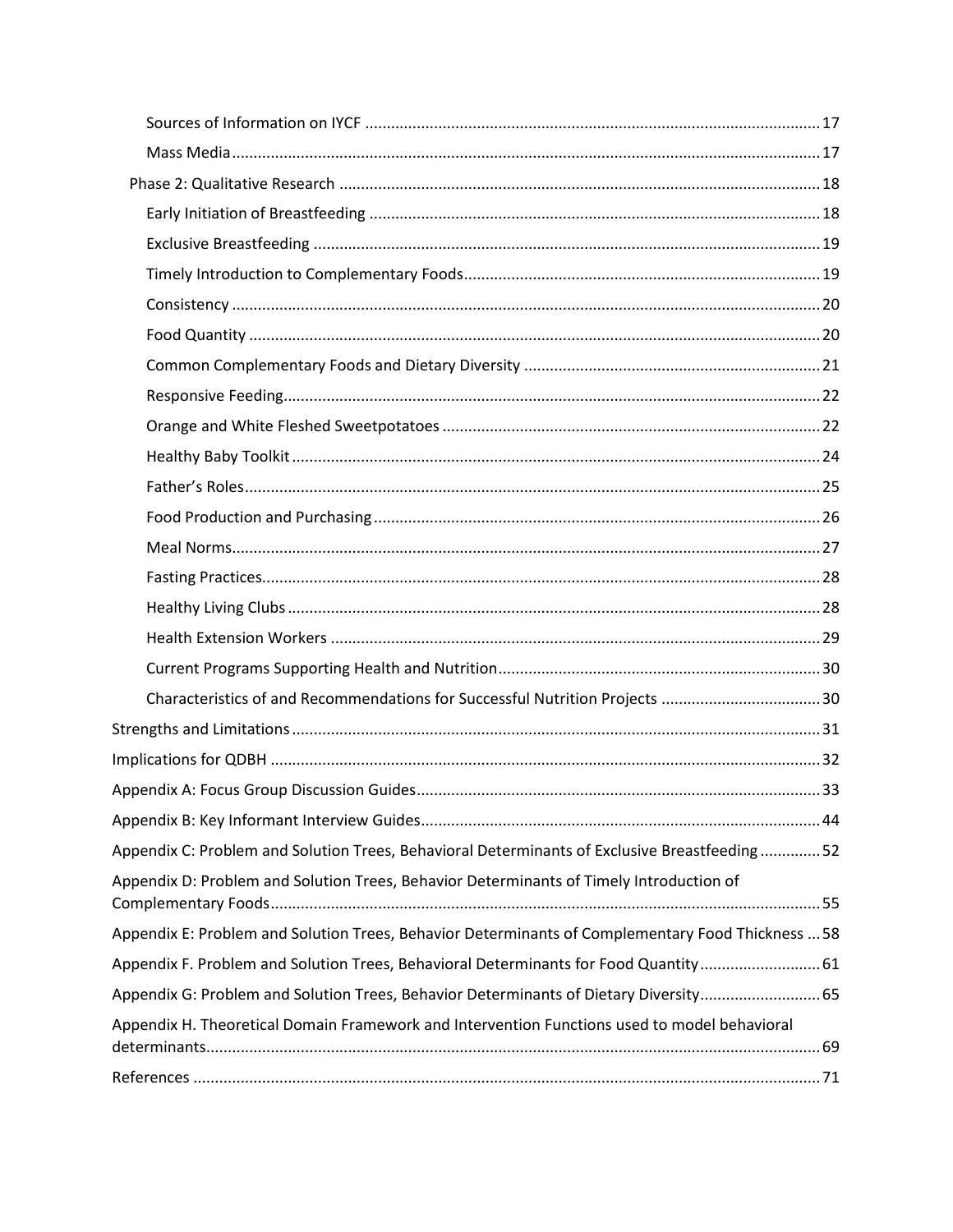Sources of Information on IYCF ..... 17

Mass Media ..... 17

Phase 2: Qualitative Research ..... 18

Early Initiation of Breastfeeding ..... 18

Exclusive Breastfeeding ..... 19

Timely Introduction to Complementary Foods ..... 19

Consistency ..... 20

Food Quantity ..... 20

Common Complementary Foods and Dietary Diversity ..... 21

Responsive Feeding ..... 22

Orange and White Fleshed Sweetpotatoes ..... 22

Healthy Baby Toolkit ..... 24

Father's Roles ..... 25

Food Production and Purchasing ..... 26

Meal Norms ..... 27

Fasting Practices ..... 28

Healthy Living Clubs ..... 28

Health Extension Workers ..... 29

Current Programs Supporting Health and Nutrition ..... 30

Characteristics of and Recommendations for Successful Nutrition Projects ..... 30

Strengths and Limitations ..... 31

Implications for QDBH ..... 32

Appendix A: Focus Group Discussion Guides ..... 33

Appendix B: Key Informant Interview Guides ..... 44

Appendix C: Problem and Solution Trees, Behavioral Determinants of Exclusive Breastfeeding ..... 52

Appendix D: Problem and Solution Trees, Behavior Determinants of Timely Introduction of Complementary Foods ..... 55

Appendix E: Problem and Solution Trees, Behavior Determinants of Complementary Food Thickness ..... 58

Appendix F. Problem and Solution Trees, Behavioral Determinants for Food Quantity ..... 61

Appendix G: Problem and Solution Trees, Behavior Determinants of Dietary Diversity ..... 65

Appendix H. Theoretical Domain Framework and Intervention Functions used to model behavioral determinants ..... 69

References ..... 71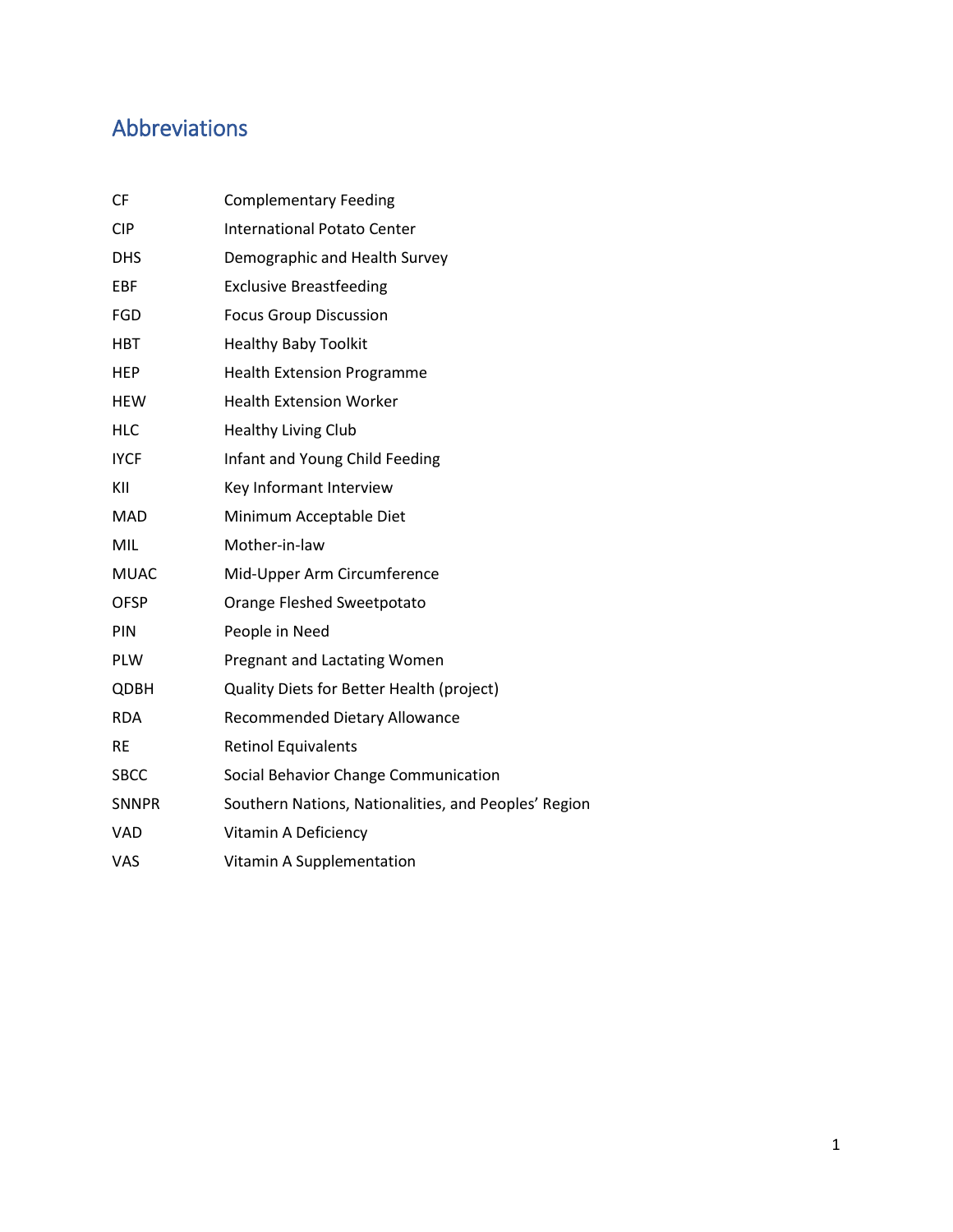## Abbreviations

| | |
|---|---|
| CF | Complementary Feeding |
| CIP | International Potato Center |
| DHS | Demographic and Health Survey |
| EBF | Exclusive Breastfeeding |
| FGD | Focus Group Discussion |
| HBT | Healthy Baby Toolkit |
| HEP | Health Extension Programme |
| HEW | Health Extension Worker |
| HLC | Healthy Living Club |
| IYCF | Infant and Young Child Feeding |
| KII | Key Informant Interview |
| MAD | Minimum Acceptable Diet |
| MIL | Mother-in-law |
| MUAC | Mid-Upper Arm Circumference |
| OFSP | Orange Fleshed Sweetpotato |
| PIN | People in Need |
| PLW | Pregnant and Lactating Women |
| QDBH | Quality Diets for Better Health (project) |
| RDA | Recommended Dietary Allowance |
| RE | Retinol Equivalents |
| SBCC | Social Behavior Change Communication |
| SNNPR | Southern Nations, Nationalities, and Peoples' Region |
| VAD | Vitamin A Deficiency |
| VAS | Vitamin A Supplementation |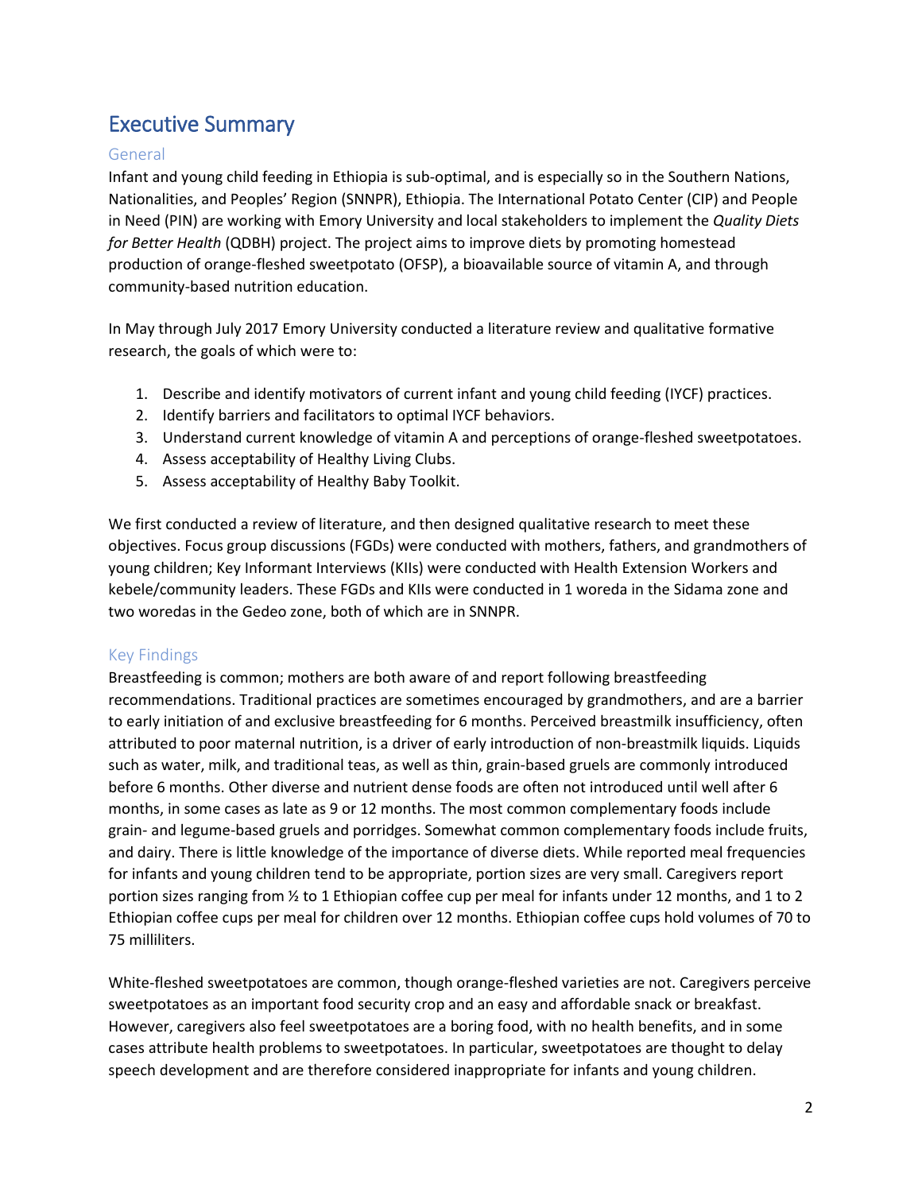# Executive Summary

## General

Infant and young child feeding in Ethiopia is sub-optimal, and is especially so in the Southern Nations, Nationalities, and Peoples' Region (SNNPR), Ethiopia. The International Potato Center (CIP) and People in Need (PIN) are working with Emory University and local stakeholders to implement the *Quality Diets for Better Health* (QDBH) project. The project aims to improve diets by promoting homestead production of orange-fleshed sweetpotato (OFSP), a bioavailable source of vitamin A, and through community-based nutrition education.

In May through July 2017 Emory University conducted a literature review and qualitative formative research, the goals of which were to:

1. Describe and identify motivators of current infant and young child feeding (IYCF) practices.
2. Identify barriers and facilitators to optimal IYCF behaviors.
3. Understand current knowledge of vitamin A and perceptions of orange-fleshed sweetpotatoes.
4. Assess acceptability of Healthy Living Clubs.
5. Assess acceptability of Healthy Baby Toolkit.

We first conducted a review of literature, and then designed qualitative research to meet these objectives. Focus group discussions (FGDs) were conducted with mothers, fathers, and grandmothers of young children; Key Informant Interviews (KIIs) were conducted with Health Extension Workers and kebele/community leaders. These FGDs and KIIs were conducted in 1 woreda in the Sidama zone and two woredas in the Gedeo zone, both of which are in SNNPR.

## Key Findings

Breastfeeding is common; mothers are both aware of and report following breastfeeding recommendations. Traditional practices are sometimes encouraged by grandmothers, and are a barrier to early initiation of and exclusive breastfeeding for 6 months. Perceived breastmilk insufficiency, often attributed to poor maternal nutrition, is a driver of early introduction of non-breastmilk liquids. Liquids such as water, milk, and traditional teas, as well as thin, grain-based gruels are commonly introduced before 6 months. Other diverse and nutrient dense foods are often not introduced until well after 6 months, in some cases as late as 9 or 12 months. The most common complementary foods include grain- and legume-based gruels and porridges. Somewhat common complementary foods include fruits, and dairy. There is little knowledge of the importance of diverse diets. While reported meal frequencies for infants and young children tend to be appropriate, portion sizes are very small. Caregivers report portion sizes ranging from ½ to 1 Ethiopian coffee cup per meal for infants under 12 months, and 1 to 2 Ethiopian coffee cups per meal for children over 12 months. Ethiopian coffee cups hold volumes of 70 to 75 milliliters.

White-fleshed sweetpotatoes are common, though orange-fleshed varieties are not. Caregivers perceive sweetpotatoes as an important food security crop and an easy and affordable snack or breakfast. However, caregivers also feel sweetpotatoes are a boring food, with no health benefits, and in some cases attribute health problems to sweetpotatoes. In particular, sweetpotatoes are thought to delay speech development and are therefore considered inappropriate for infants and young children.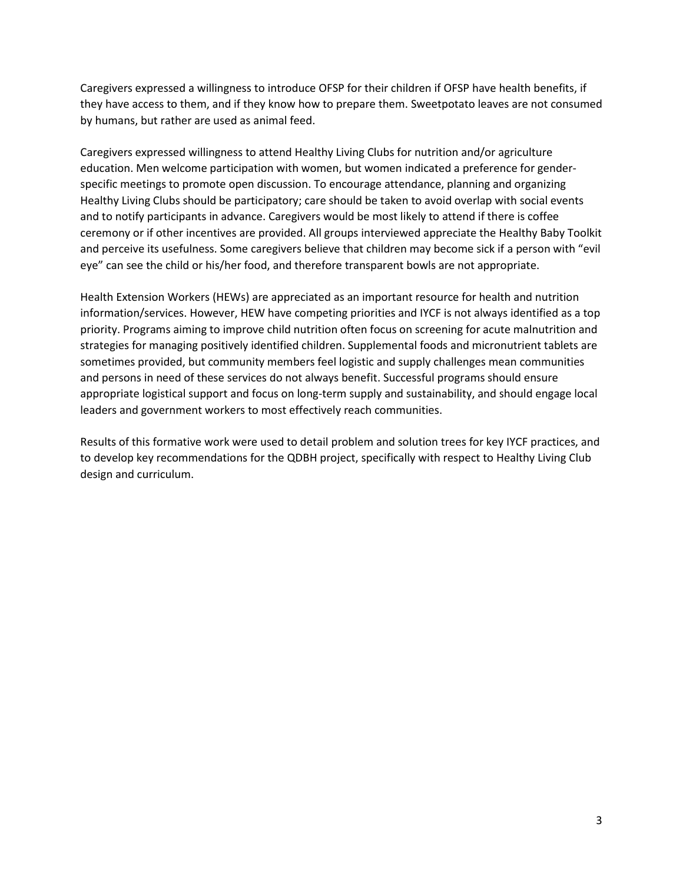Caregivers expressed a willingness to introduce OFSP for their children if OFSP have health benefits, if they have access to them, and if they know how to prepare them. Sweetpotato leaves are not consumed by humans, but rather are used as animal feed.

Caregivers expressed willingness to attend Healthy Living Clubs for nutrition and/or agriculture education. Men welcome participation with women, but women indicated a preference for gender-specific meetings to promote open discussion. To encourage attendance, planning and organizing Healthy Living Clubs should be participatory; care should be taken to avoid overlap with social events and to notify participants in advance. Caregivers would be most likely to attend if there is coffee ceremony or if other incentives are provided. All groups interviewed appreciate the Healthy Baby Toolkit and perceive its usefulness. Some caregivers believe that children may become sick if a person with "evil eye" can see the child or his/her food, and therefore transparent bowls are not appropriate.

Health Extension Workers (HEWs) are appreciated as an important resource for health and nutrition information/services. However, HEW have competing priorities and IYCF is not always identified as a top priority. Programs aiming to improve child nutrition often focus on screening for acute malnutrition and strategies for managing positively identified children. Supplemental foods and micronutrient tablets are sometimes provided, but community members feel logistic and supply challenges mean communities and persons in need of these services do not always benefit. Successful programs should ensure appropriate logistical support and focus on long-term supply and sustainability, and should engage local leaders and government workers to most effectively reach communities.

Results of this formative work were used to detail problem and solution trees for key IYCF practices, and to develop key recommendations for the QDBH project, specifically with respect to Healthy Living Club design and curriculum.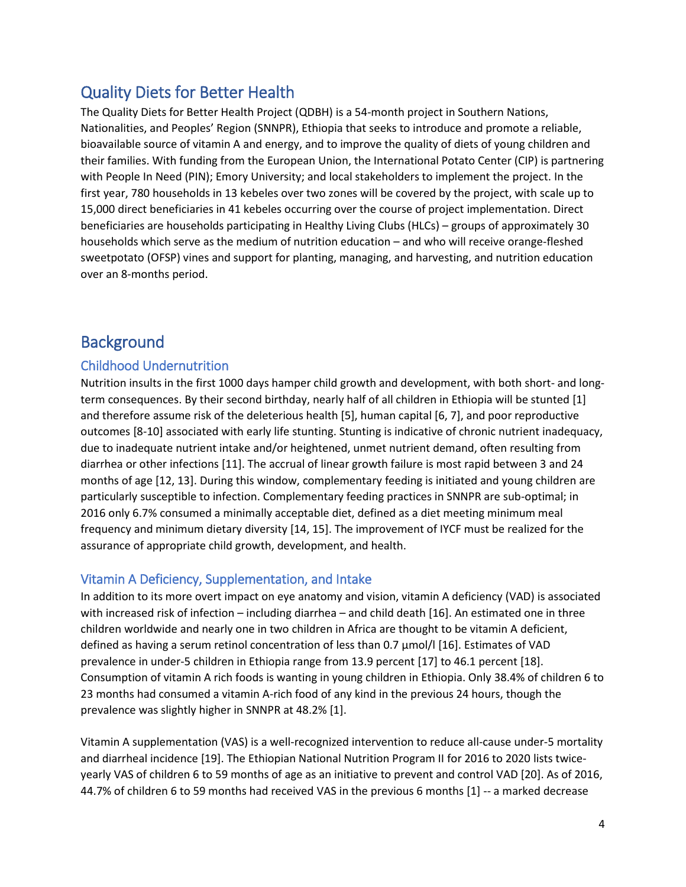## Quality Diets for Better Health

The Quality Diets for Better Health Project (QDBH) is a 54-month project in Southern Nations, Nationalities, and Peoples' Region (SNNPR), Ethiopia that seeks to introduce and promote a reliable, bioavailable source of vitamin A and energy, and to improve the quality of diets of young children and their families. With funding from the European Union, the International Potato Center (CIP) is partnering with People In Need (PIN); Emory University; and local stakeholders to implement the project. In the first year, 780 households in 13 kebeles over two zones will be covered by the project, with scale up to 15,000 direct beneficiaries in 41 kebeles occurring over the course of project implementation. Direct beneficiaries are households participating in Healthy Living Clubs (HLCs) – groups of approximately 30 households which serve as the medium of nutrition education – and who will receive orange-fleshed sweetpotato (OFSP) vines and support for planting, managing, and harvesting, and nutrition education over an 8-months period.

## Background

### Childhood Undernutrition

Nutrition insults in the first 1000 days hamper child growth and development, with both short- and long-term consequences. By their second birthday, nearly half of all children in Ethiopia will be stunted [1] and therefore assume risk of the deleterious health [5], human capital [6, 7], and poor reproductive outcomes [8-10] associated with early life stunting. Stunting is indicative of chronic nutrient inadequacy, due to inadequate nutrient intake and/or heightened, unmet nutrient demand, often resulting from diarrhea or other infections [11]. The accrual of linear growth failure is most rapid between 3 and 24 months of age [12, 13]. During this window, complementary feeding is initiated and young children are particularly susceptible to infection. Complementary feeding practices in SNNPR are sub-optimal; in 2016 only 6.7% consumed a minimally acceptable diet, defined as a diet meeting minimum meal frequency and minimum dietary diversity [14, 15]. The improvement of IYCF must be realized for the assurance of appropriate child growth, development, and health.

### Vitamin A Deficiency, Supplementation, and Intake

In addition to its more overt impact on eye anatomy and vision, vitamin A deficiency (VAD) is associated with increased risk of infection – including diarrhea – and child death [16]. An estimated one in three children worldwide and nearly one in two children in Africa are thought to be vitamin A deficient, defined as having a serum retinol concentration of less than 0.7 µmol/l [16]. Estimates of VAD prevalence in under-5 children in Ethiopia range from 13.9 percent [17] to 46.1 percent [18]. Consumption of vitamin A rich foods is wanting in young children in Ethiopia. Only 38.4% of children 6 to 23 months had consumed a vitamin A-rich food of any kind in the previous 24 hours, though the prevalence was slightly higher in SNNPR at 48.2% [1].

Vitamin A supplementation (VAS) is a well-recognized intervention to reduce all-cause under-5 mortality and diarrheal incidence [19]. The Ethiopian National Nutrition Program II for 2016 to 2020 lists twice-yearly VAS of children 6 to 59 months of age as an initiative to prevent and control VAD [20]. As of 2016, 44.7% of children 6 to 59 months had received VAS in the previous 6 months [1] -- a marked decrease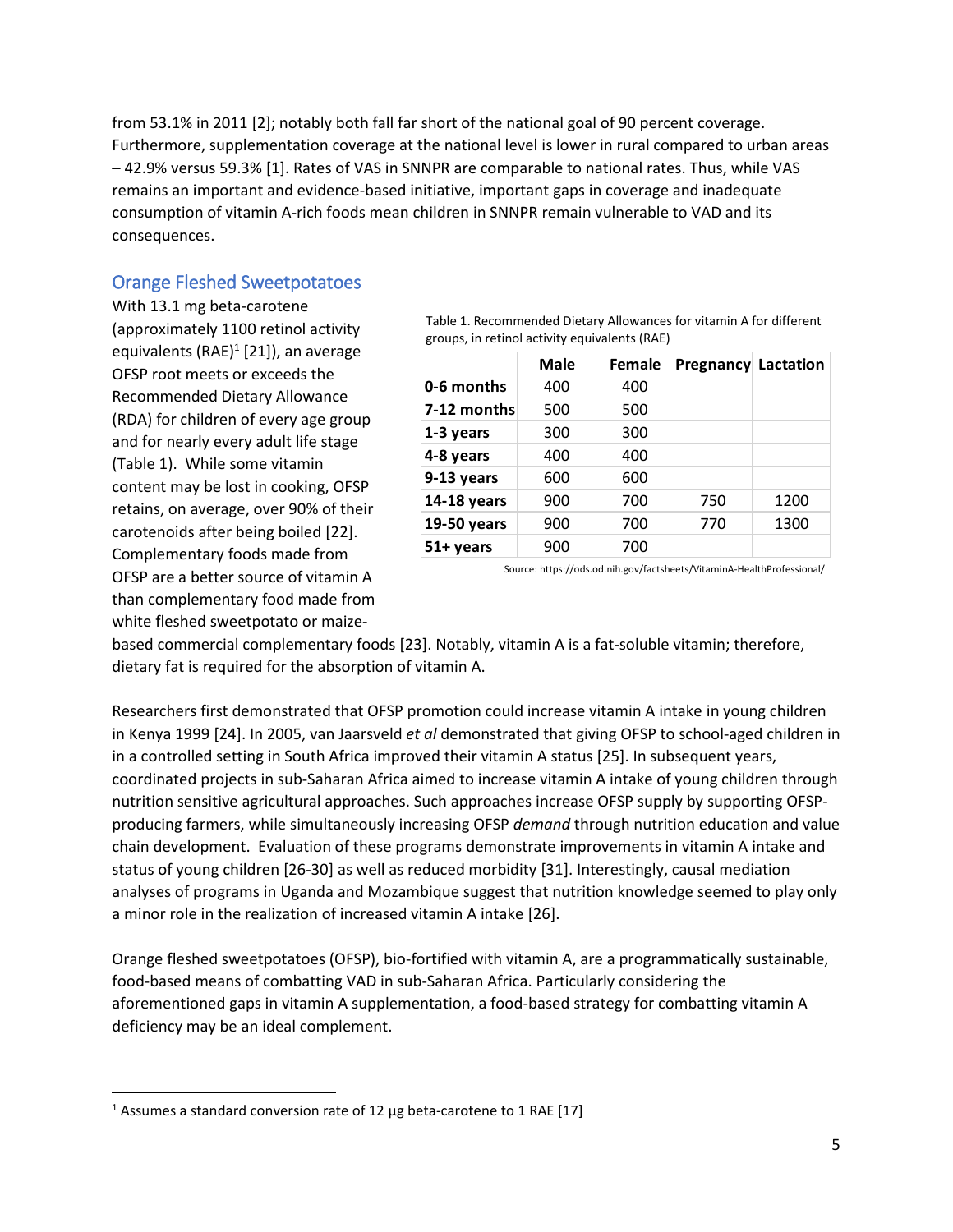from 53.1% in 2011 [2]; notably both fall far short of the national goal of 90 percent coverage. Furthermore, supplementation coverage at the national level is lower in rural compared to urban areas – 42.9% versus 59.3% [1]. Rates of VAS in SNNPR are comparable to national rates. Thus, while VAS remains an important and evidence-based initiative, important gaps in coverage and inadequate consumption of vitamin A-rich foods mean children in SNNPR remain vulnerable to VAD and its consequences.

## Orange Fleshed Sweetpotatoes

With 13.1 mg beta-carotene (approximately 1100 retinol activity equivalents (RAE)[1] [21]), an average OFSP root meets or exceeds the Recommended Dietary Allowance (RDA) for children of every age group and for nearly every adult life stage (Table 1). While some vitamin content may be lost in cooking, OFSP retains, on average, over 90% of their carotenoids after being boiled [22]. Complementary foods made from OFSP are a better source of vitamin A than complementary food made from white fleshed sweetpotato or maize-based commercial complementary foods [23]. Notably, vitamin A is a fat-soluble vitamin; therefore, dietary fat is required for the absorption of vitamin A.

Table 1. Recommended Dietary Allowances for vitamin A for different groups, in retinol activity equivalents (RAE)

| | Male | Female | Pregnancy | Lactation |
|---|---|---|---|---|
| **0-6 months** | 400 | 400 | | |
| **7-12 months** | 500 | 500 | | |
| **1-3 years** | 300 | 300 | | |
| **4-8 years** | 400 | 400 | | |
| **9-13 years** | 600 | 600 | | |
| **14-18 years** | 900 | 700 | 750 | 1200 |
| **19-50 years** | 900 | 700 | 770 | 1300 |
| **51+ years** | 900 | 700 | | |

Source: https://ods.od.nih.gov/factsheets/VitaminA-HealthProfessional/

Researchers first demonstrated that OFSP promotion could increase vitamin A intake in young children in Kenya 1999 [24]. In 2005, van Jaarsveld *et al* demonstrated that giving OFSP to school-aged children in in a controlled setting in South Africa improved their vitamin A status [25]. In subsequent years, coordinated projects in sub-Saharan Africa aimed to increase vitamin A intake of young children through nutrition sensitive agricultural approaches. Such approaches increase OFSP supply by supporting OFSP-producing farmers, while simultaneously increasing OFSP *demand* through nutrition education and value chain development. Evaluation of these programs demonstrate improvements in vitamin A intake and status of young children [26-30] as well as reduced morbidity [31]. Interestingly, causal mediation analyses of programs in Uganda and Mozambique suggest that nutrition knowledge seemed to play only a minor role in the realization of increased vitamin A intake [26].

Orange fleshed sweetpotatoes (OFSP), bio-fortified with vitamin A, are a programmatically sustainable, food-based means of combatting VAD in sub-Saharan Africa. Particularly considering the aforementioned gaps in vitamin A supplementation, a food-based strategy for combatting vitamin A deficiency may be an ideal complement.

[1] Assumes a standard conversion rate of 12 µg beta-carotene to 1 RAE [17]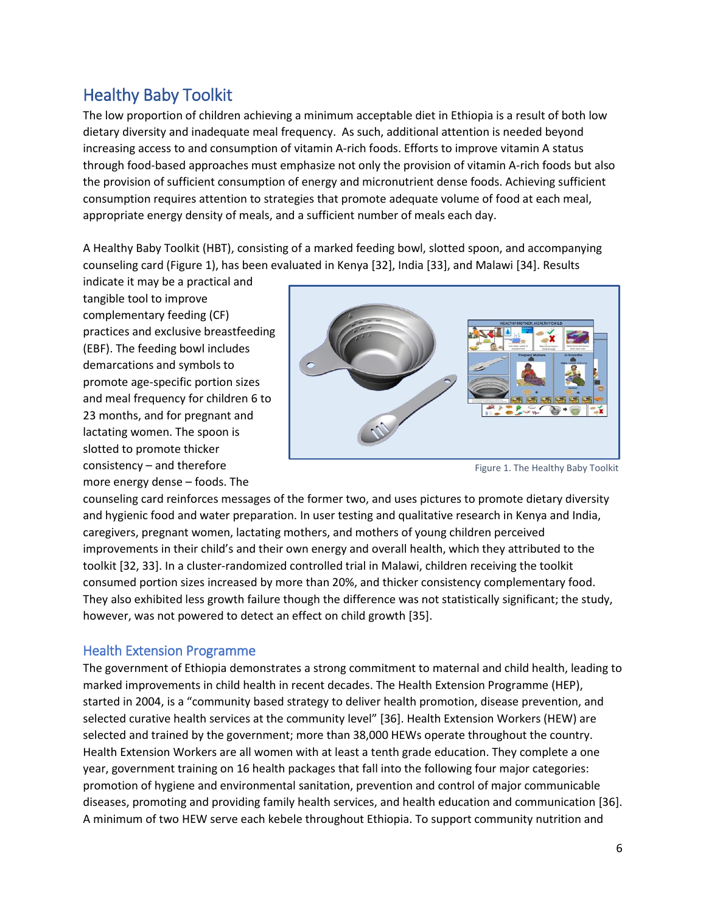## Healthy Baby Toolkit

The low proportion of children achieving a minimum acceptable diet in Ethiopia is a result of both low dietary diversity and inadequate meal frequency. As such, additional attention is needed beyond increasing access to and consumption of vitamin A-rich foods. Efforts to improve vitamin A status through food-based approaches must emphasize not only the provision of vitamin A-rich foods but also the provision of sufficient consumption of energy and micronutrient dense foods. Achieving sufficient consumption requires attention to strategies that promote adequate volume of food at each meal, appropriate energy density of meals, and a sufficient number of meals each day.

A Healthy Baby Toolkit (HBT), consisting of a marked feeding bowl, slotted spoon, and accompanying counseling card (Figure 1), has been evaluated in Kenya [32], India [33], and Malawi [34]. Results indicate it may be a practical and tangible tool to improve complementary feeding (CF) practices and exclusive breastfeeding (EBF). The feeding bowl includes demarcations and symbols to promote age-specific portion sizes and meal frequency for children 6 to 23 months, and for pregnant and lactating women. The spoon is slotted to promote thicker consistency – and therefore more energy dense – foods. The counseling card reinforces messages of the former two, and uses pictures to promote dietary diversity and hygienic food and water preparation. In user testing and qualitative research in Kenya and India, caregivers, pregnant women, lactating mothers, and mothers of young children perceived improvements in their child's and their own energy and overall health, which they attributed to the toolkit [32, 33]. In a cluster-randomized controlled trial in Malawi, children receiving the toolkit consumed portion sizes increased by more than 20%, and thicker consistency complementary food. They also exhibited less growth failure though the difference was not statistically significant; the study, however, was not powered to detect an effect on child growth [35].

Figure 1. The Healthy Baby Toolkit

## Health Extension Programme

The government of Ethiopia demonstrates a strong commitment to maternal and child health, leading to marked improvements in child health in recent decades. The Health Extension Programme (HEP), started in 2004, is a "community based strategy to deliver health promotion, disease prevention, and selected curative health services at the community level" [36]. Health Extension Workers (HEW) are selected and trained by the government; more than 38,000 HEWs operate throughout the country. Health Extension Workers are all women with at least a tenth grade education. They complete a one year, government training on 16 health packages that fall into the following four major categories: promotion of hygiene and environmental sanitation, prevention and control of major communicable diseases, promoting and providing family health services, and health education and communication [36]. A minimum of two HEW serve each kebele throughout Ethiopia. To support community nutrition and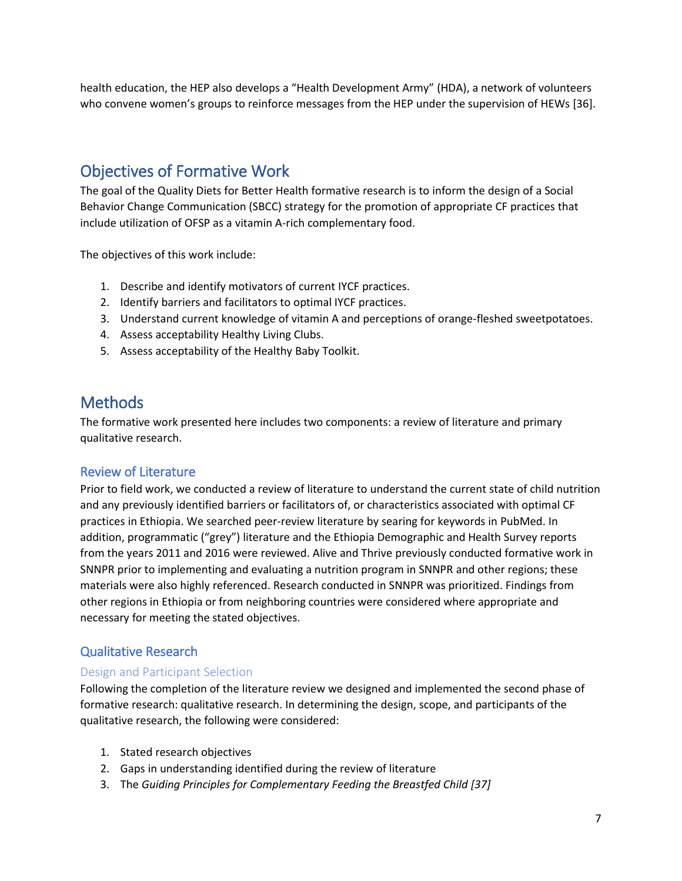health education, the HEP also develops a "Health Development Army" (HDA), a network of volunteers who convene women's groups to reinforce messages from the HEP under the supervision of HEWs [36].

## Objectives of Formative Work

The goal of the Quality Diets for Better Health formative research is to inform the design of a Social Behavior Change Communication (SBCC) strategy for the promotion of appropriate CF practices that include utilization of OFSP as a vitamin A-rich complementary food.

The objectives of this work include:

1. Describe and identify motivators of current IYCF practices.
2. Identify barriers and facilitators to optimal IYCF practices.
3. Understand current knowledge of vitamin A and perceptions of orange-fleshed sweetpotatoes.
4. Assess acceptability Healthy Living Clubs.
5. Assess acceptability of the Healthy Baby Toolkit.

## Methods

The formative work presented here includes two components: a review of literature and primary qualitative research.

### Review of Literature

Prior to field work, we conducted a review of literature to understand the current state of child nutrition and any previously identified barriers or facilitators of, or characteristics associated with optimal CF practices in Ethiopia. We searched peer-review literature by searing for keywords in PubMed. In addition, programmatic ("grey") literature and the Ethiopia Demographic and Health Survey reports from the years 2011 and 2016 were reviewed. Alive and Thrive previously conducted formative work in SNNPR prior to implementing and evaluating a nutrition program in SNNPR and other regions; these materials were also highly referenced. Research conducted in SNNPR was prioritized. Findings from other regions in Ethiopia or from neighboring countries were considered where appropriate and necessary for meeting the stated objectives.

### Qualitative Research

#### Design and Participant Selection

Following the completion of the literature review we designed and implemented the second phase of formative research: qualitative research. In determining the design, scope, and participants of the qualitative research, the following were considered:

1. Stated research objectives
2. Gaps in understanding identified during the review of literature
3. The *Guiding Principles for Complementary Feeding the Breastfed Child [37]*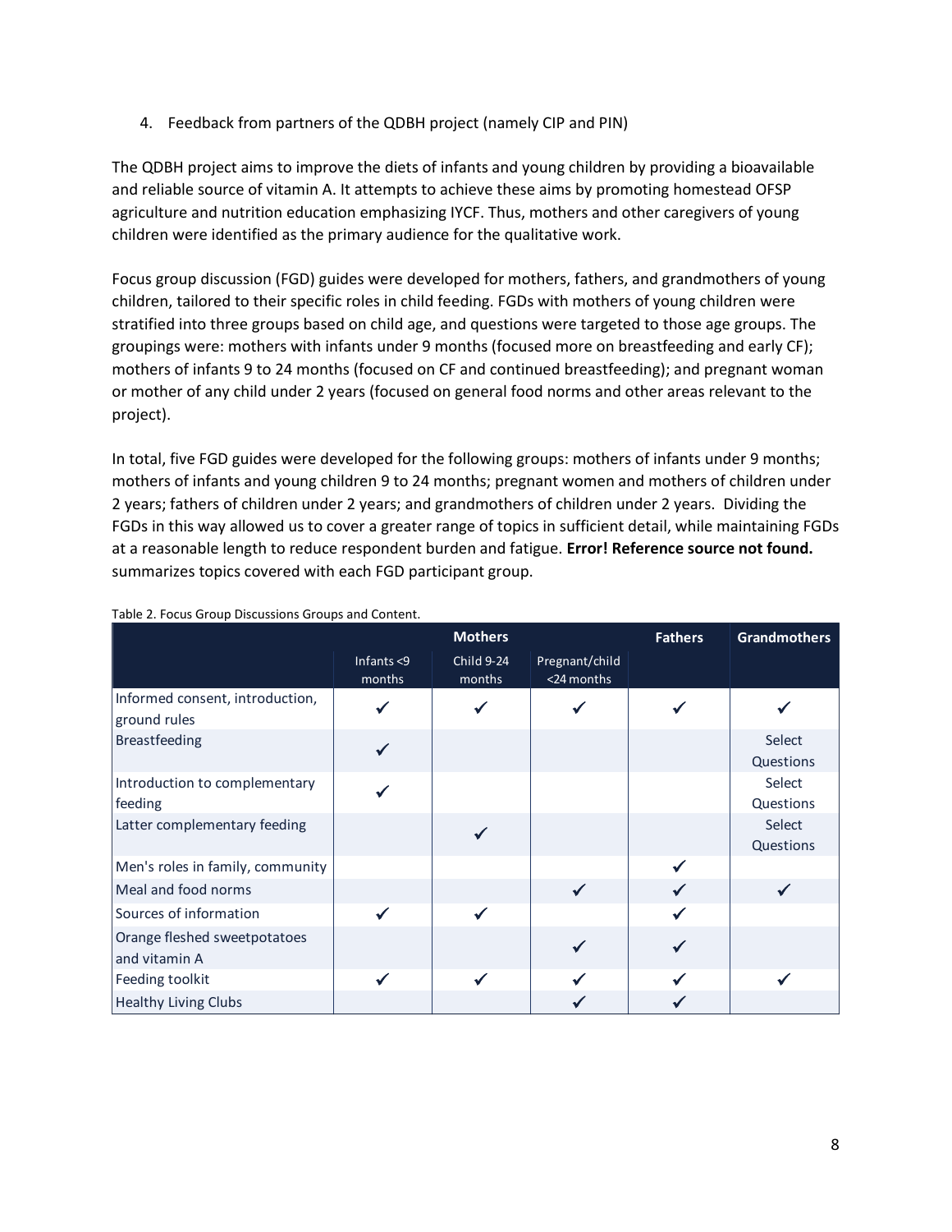4. Feedback from partners of the QDBH project (namely CIP and PIN)

The QDBH project aims to improve the diets of infants and young children by providing a bioavailable and reliable source of vitamin A. It attempts to achieve these aims by promoting homestead OFSP agriculture and nutrition education emphasizing IYCF. Thus, mothers and other caregivers of young children were identified as the primary audience for the qualitative work.

Focus group discussion (FGD) guides were developed for mothers, fathers, and grandmothers of young children, tailored to their specific roles in child feeding. FGDs with mothers of young children were stratified into three groups based on child age, and questions were targeted to those age groups. The groupings were: mothers with infants under 9 months (focused more on breastfeeding and early CF); mothers of infants 9 to 24 months (focused on CF and continued breastfeeding); and pregnant woman or mother of any child under 2 years (focused on general food norms and other areas relevant to the project).

In total, five FGD guides were developed for the following groups: mothers of infants under 9 months; mothers of infants and young children 9 to 24 months; pregnant women and mothers of children under 2 years; fathers of children under 2 years; and grandmothers of children under 2 years. Dividing the FGDs in this way allowed us to cover a greater range of topics in sufficient detail, while maintaining FGDs at a reasonable length to reduce respondent burden and fatigue. **Error! Reference source not found.** summarizes topics covered with each FGD participant group.

Table 2. Focus Group Discussions Groups and Content.

| | Mothers | | | Fathers | Grandmothers |
|---|---|---|---|---|---|
| | Infants <9 months | Child 9-24 months | Pregnant/child <24 months | | |
| Informed consent, introduction, ground rules | ✓ | ✓ | ✓ | ✓ | ✓ |
| Breastfeeding | ✓ | | | | Select Questions |
| Introduction to complementary feeding | ✓ | | | | Select Questions |
| Latter complementary feeding | | ✓ | | | Select Questions |
| Men's roles in family, community | | | | ✓ | |
| Meal and food norms | | | ✓ | ✓ | ✓ |
| Sources of information | ✓ | ✓ | | ✓ | |
| Orange fleshed sweetpotatoes and vitamin A | | | ✓ | ✓ | |
| Feeding toolkit | ✓ | ✓ | ✓ | ✓ | ✓ |
| Healthy Living Clubs | | | ✓ | ✓ | |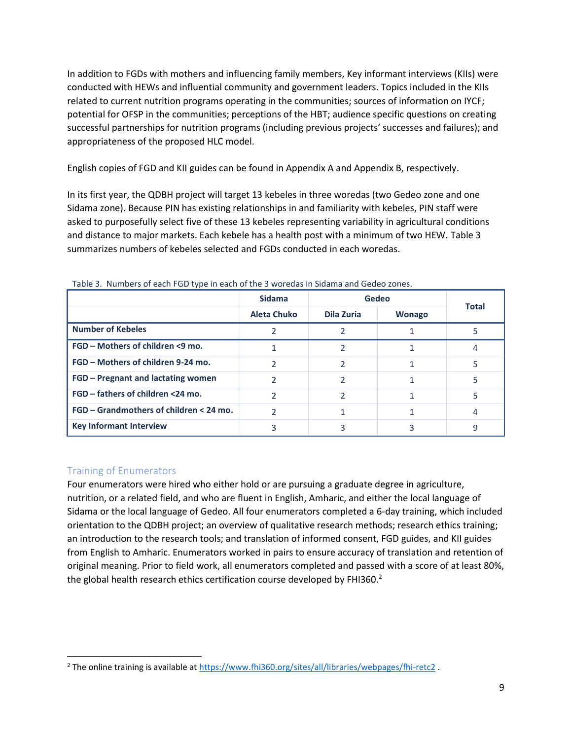In addition to FGDs with mothers and influencing family members, Key informant interviews (KIIs) were conducted with HEWs and influential community and government leaders. Topics included in the KIIs related to current nutrition programs operating in the communities; sources of information on IYCF; potential for OFSP in the communities; perceptions of the HBT; audience specific questions on creating successful partnerships for nutrition programs (including previous projects' successes and failures); and appropriateness of the proposed HLC model.

English copies of FGD and KII guides can be found in Appendix A and Appendix B, respectively.

In its first year, the QDBH project will target 13 kebeles in three woredas (two Gedeo zone and one Sidama zone). Because PIN has existing relationships in and familiarity with kebeles, PIN staff were asked to purposefully select five of these 13 kebeles representing variability in agricultural conditions and distance to major markets. Each kebele has a health post with a minimum of two HEW. Table 3 summarizes numbers of kebeles selected and FGDs conducted in each woredas.

Table 3. Numbers of each FGD type in each of the 3 woredas in Sidama and Gedeo zones.

| | Sidama | Gedeo | | Total |
|---|---|---|---|---|
| | Aleta Chuko | Dila Zuria | Wonago | |
| **Number of Kebeles** | 2 | 2 | 1 | 5 |
| **FGD – Mothers of children <9 mo.** | 1 | 2 | 1 | 4 |
| **FGD – Mothers of children 9-24 mo.** | 2 | 2 | 1 | 5 |
| **FGD – Pregnant and lactating women** | 2 | 2 | 1 | 5 |
| **FGD – fathers of children <24 mo.** | 2 | 2 | 1 | 5 |
| **FGD – Grandmothers of children < 24 mo.** | 2 | 1 | 1 | 4 |
| **Key Informant Interview** | 3 | 3 | 3 | 9 |

## Training of Enumerators

Four enumerators were hired who either hold or are pursuing a graduate degree in agriculture, nutrition, or a related field, and who are fluent in English, Amharic, and either the local language of Sidama or the local language of Gedeo. All four enumerators completed a 6-day training, which included orientation to the QDBH project; an overview of qualitative research methods; research ethics training; an introduction to the research tools; and translation of informed consent, FGD guides, and KII guides from English to Amharic. Enumerators worked in pairs to ensure accuracy of translation and retention of original meaning. Prior to field work, all enumerators completed and passed with a score of at least 80%, the global health research ethics certification course developed by FHI360.[2]

[2] The online training is available at https://www.fhi360.org/sites/all/libraries/webpages/fhi-retc2 .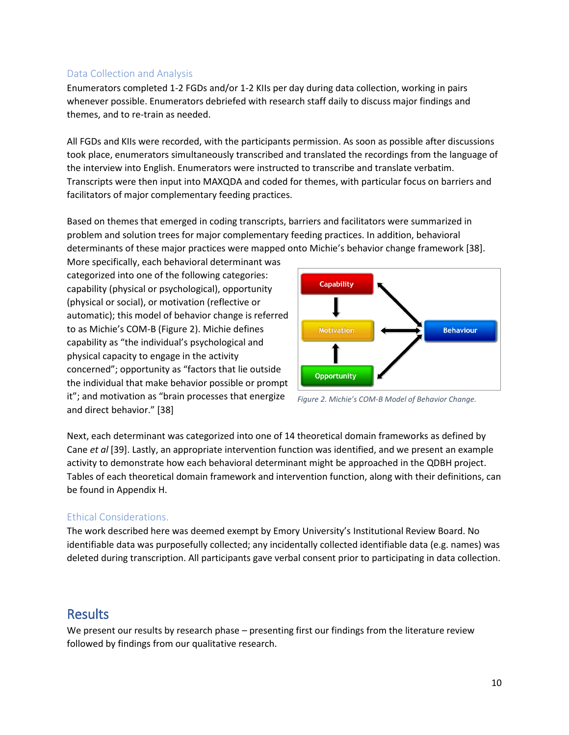### Data Collection and Analysis

Enumerators completed 1-2 FGDs and/or 1-2 KIIs per day during data collection, working in pairs whenever possible. Enumerators debriefed with research staff daily to discuss major findings and themes, and to re-train as needed.

All FGDs and KIIs were recorded, with the participants permission. As soon as possible after discussions took place, enumerators simultaneously transcribed and translated the recordings from the language of the interview into English. Enumerators were instructed to transcribe and translate verbatim. Transcripts were then input into MAXQDA and coded for themes, with particular focus on barriers and facilitators of major complementary feeding practices.

Based on themes that emerged in coding transcripts, barriers and facilitators were summarized in problem and solution trees for major complementary feeding practices. In addition, behavioral determinants of these major practices were mapped onto Michie's behavior change framework [38]. More specifically, each behavioral determinant was categorized into one of the following categories: capability (physical or psychological), opportunity (physical or social), or motivation (reflective or automatic); this model of behavior change is referred to as Michie's COM-B (Figure 2). Michie defines capability as "the individual's psychological and physical capacity to engage in the activity concerned"; opportunity as "factors that lie outside the individual that make behavior possible or prompt it"; and motivation as "brain processes that energize and direct behavior." [38]

*Figure 2. Michie's COM-B Model of Behavior Change.*

Next, each determinant was categorized into one of 14 theoretical domain frameworks as defined by Cane *et al* [39]. Lastly, an appropriate intervention function was identified, and we present an example activity to demonstrate how each behavioral determinant might be approached in the QDBH project. Tables of each theoretical domain framework and intervention function, along with their definitions, can be found in Appendix H.

### Ethical Considerations.

The work described here was deemed exempt by Emory University's Institutional Review Board. No identifiable data was purposefully collected; any incidentally collected identifiable data (e.g. names) was deleted during transcription. All participants gave verbal consent prior to participating in data collection.

## Results

We present our results by research phase – presenting first our findings from the literature review followed by findings from our qualitative research.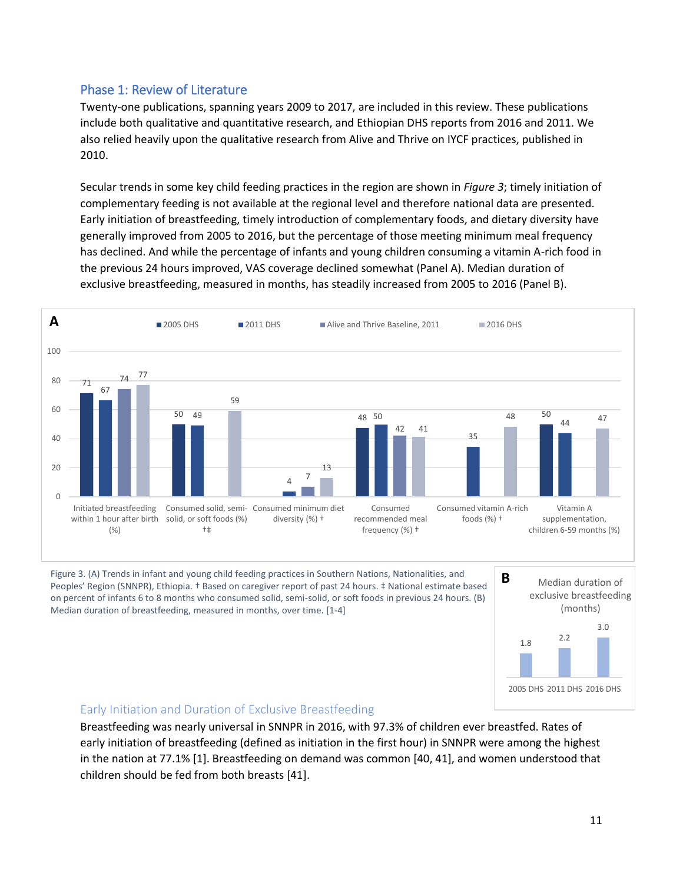## Phase 1: Review of Literature

Twenty-one publications, spanning years 2009 to 2017, are included in this review. These publications include both qualitative and quantitative research, and Ethiopian DHS reports from 2016 and 2011. We also relied heavily upon the qualitative research from Alive and Thrive on IYCF practices, published in 2010.

Secular trends in some key child feeding practices in the region are shown in *Figure 3*; timely initiation of complementary feeding is not available at the regional level and therefore national data are presented. Early initiation of breastfeeding, timely introduction of complementary foods, and dietary diversity have generally improved from 2005 to 2016, but the percentage of those meeting minimum meal frequency has declined. And while the percentage of infants and young children consuming a vitamin A-rich food in the previous 24 hours improved, VAS coverage declined somewhat (Panel A). Median duration of exclusive breastfeeding, measured in months, has steadily increased from 2005 to 2016 (Panel B).

**A**

| Indicator | 2005 DHS | 2011 DHS | Alive and Thrive Baseline, 2011 | 2016 DHS |
|---|---|---|---|---|
| Initiated breastfeeding within 1 hour after birth (%) | 71 | 67 | 74 | 77 |
| Consumed solid, semi-solid, or soft foods (%) †‡ | 50 | 49 | | 59 |
| Consumed minimum diet diversity (%) † | | 4 | 7 | 13 |
| Consumed recommended meal frequency (%) † | 48 | 50 | 42 | 41 |
| Consumed vitamin A-rich foods (%) † | | 35 | | 48 |
| Vitamin A supplementation, children 6-59 months (%) | 50 | 44 | | 47 |

**B** Median duration of exclusive breastfeeding (months)

| 2005 DHS | 2011 DHS | 2016 DHS |
|---|---|---|
| 1.8 | 2.2 | 3.0 |

Figure 3. (A) Trends in infant and young child feeding practices in Southern Nations, Nationalities, and Peoples' Region (SNNPR), Ethiopia. † Based on caregiver report of past 24 hours. ‡ National estimate based on percent of infants 6 to 8 months who consumed solid, semi-solid, or soft foods in previous 24 hours. (B) Median duration of breastfeeding, measured in months, over time. [1-4]

### Early Initiation and Duration of Exclusive Breastfeeding

Breastfeeding was nearly universal in SNNPR in 2016, with 97.3% of children ever breastfed. Rates of early initiation of breastfeeding (defined as initiation in the first hour) in SNNPR were among the highest in the nation at 77.1% [1]. Breastfeeding on demand was common [40, 41], and women understood that children should be fed from both breasts [41].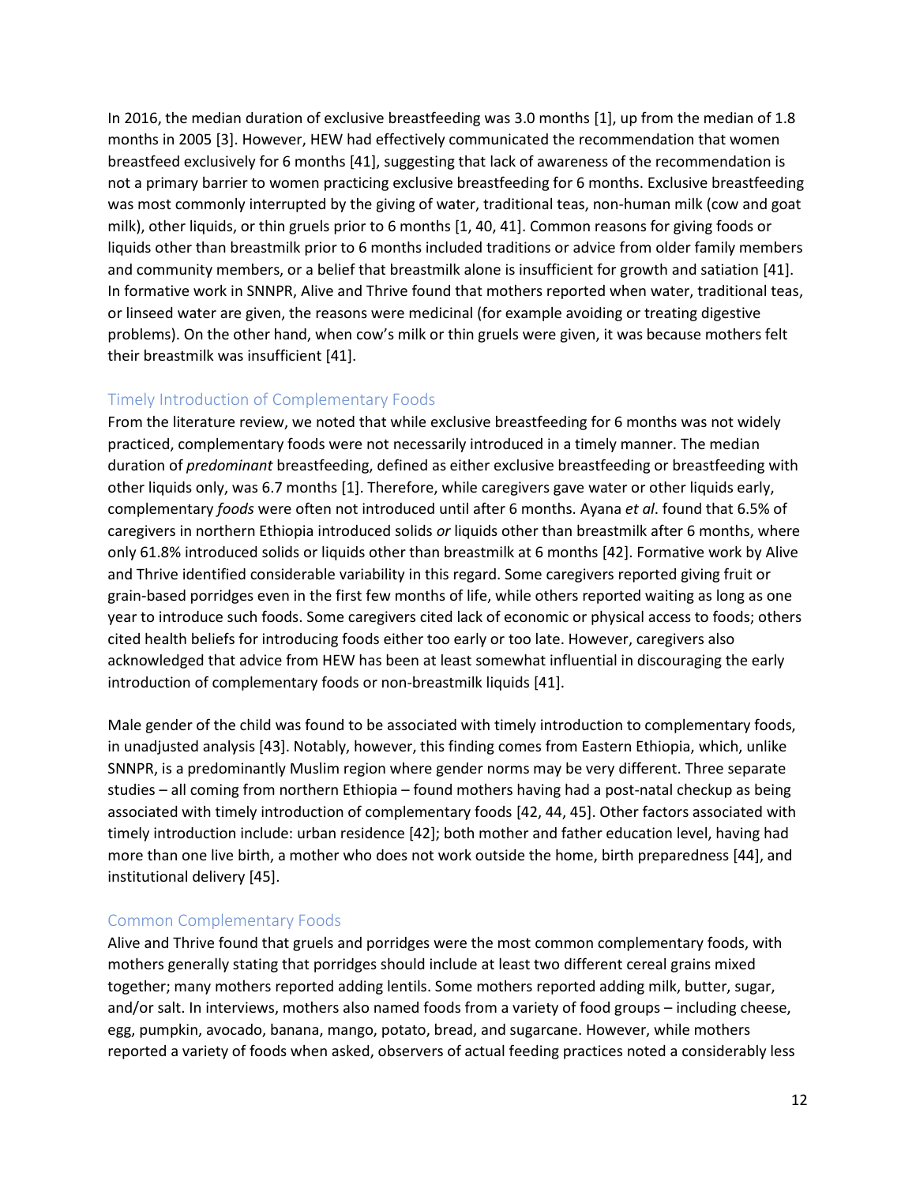In 2016, the median duration of exclusive breastfeeding was 3.0 months [1], up from the median of 1.8 months in 2005 [3]. However, HEW had effectively communicated the recommendation that women breastfeed exclusively for 6 months [41], suggesting that lack of awareness of the recommendation is not a primary barrier to women practicing exclusive breastfeeding for 6 months. Exclusive breastfeeding was most commonly interrupted by the giving of water, traditional teas, non-human milk (cow and goat milk), other liquids, or thin gruels prior to 6 months [1, 40, 41]. Common reasons for giving foods or liquids other than breastmilk prior to 6 months included traditions or advice from older family members and community members, or a belief that breastmilk alone is insufficient for growth and satiation [41]. In formative work in SNNPR, Alive and Thrive found that mothers reported when water, traditional teas, or linseed water are given, the reasons were medicinal (for example avoiding or treating digestive problems). On the other hand, when cow's milk or thin gruels were given, it was because mothers felt their breastmilk was insufficient [41].

### Timely Introduction of Complementary Foods

From the literature review, we noted that while exclusive breastfeeding for 6 months was not widely practiced, complementary foods were not necessarily introduced in a timely manner. The median duration of *predominant* breastfeeding, defined as either exclusive breastfeeding or breastfeeding with other liquids only, was 6.7 months [1]. Therefore, while caregivers gave water or other liquids early, complementary *foods* were often not introduced until after 6 months. Ayana *et al*. found that 6.5% of caregivers in northern Ethiopia introduced solids *or* liquids other than breastmilk after 6 months, where only 61.8% introduced solids or liquids other than breastmilk at 6 months [42]. Formative work by Alive and Thrive identified considerable variability in this regard. Some caregivers reported giving fruit or grain-based porridges even in the first few months of life, while others reported waiting as long as one year to introduce such foods. Some caregivers cited lack of economic or physical access to foods; others cited health beliefs for introducing foods either too early or too late. However, caregivers also acknowledged that advice from HEW has been at least somewhat influential in discouraging the early introduction of complementary foods or non-breastmilk liquids [41].

Male gender of the child was found to be associated with timely introduction to complementary foods, in unadjusted analysis [43]. Notably, however, this finding comes from Eastern Ethiopia, which, unlike SNNPR, is a predominantly Muslim region where gender norms may be very different. Three separate studies – all coming from northern Ethiopia – found mothers having had a post-natal checkup as being associated with timely introduction of complementary foods [42, 44, 45]. Other factors associated with timely introduction include: urban residence [42]; both mother and father education level, having had more than one live birth, a mother who does not work outside the home, birth preparedness [44], and institutional delivery [45].

### Common Complementary Foods

Alive and Thrive found that gruels and porridges were the most common complementary foods, with mothers generally stating that porridges should include at least two different cereal grains mixed together; many mothers reported adding lentils. Some mothers reported adding milk, butter, sugar, and/or salt. In interviews, mothers also named foods from a variety of food groups – including cheese, egg, pumpkin, avocado, banana, mango, potato, bread, and sugarcane. However, while mothers reported a variety of foods when asked, observers of actual feeding practices noted a considerably less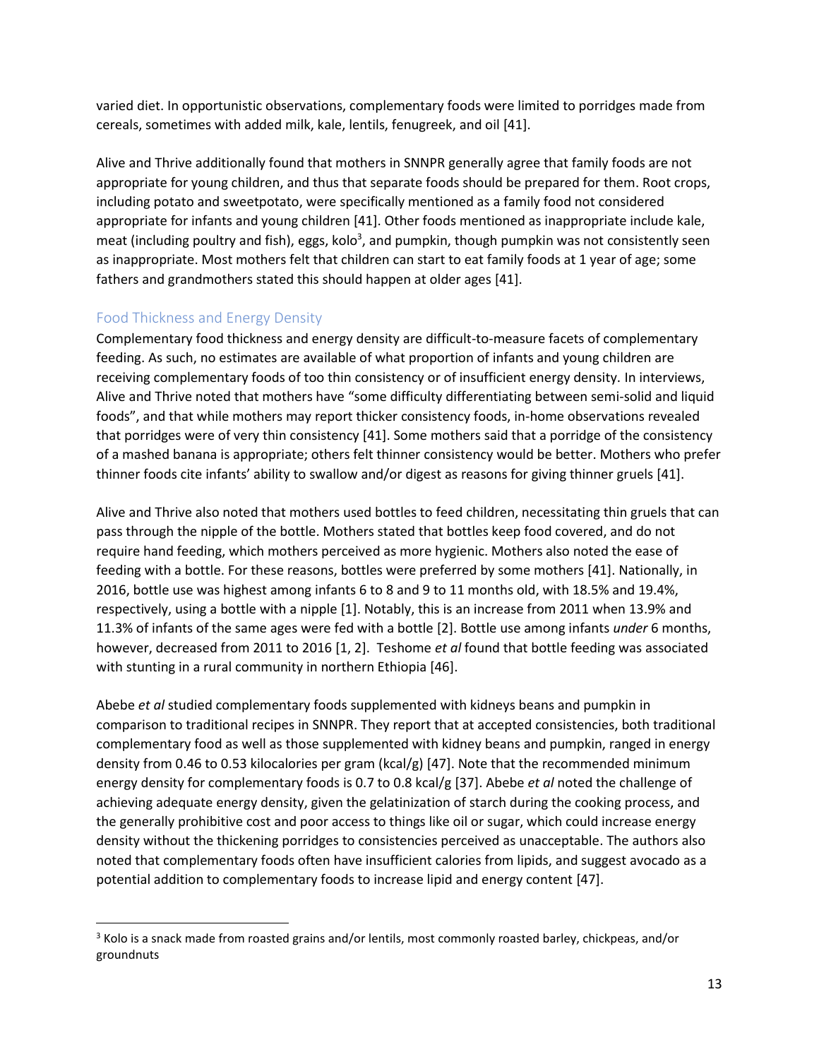varied diet. In opportunistic observations, complementary foods were limited to porridges made from cereals, sometimes with added milk, kale, lentils, fenugreek, and oil [41].

Alive and Thrive additionally found that mothers in SNNPR generally agree that family foods are not appropriate for young children, and thus that separate foods should be prepared for them. Root crops, including potato and sweetpotato, were specifically mentioned as a family food not considered appropriate for infants and young children [41]. Other foods mentioned as inappropriate include kale, meat (including poultry and fish), eggs, kolo[3], and pumpkin, though pumpkin was not consistently seen as inappropriate. Most mothers felt that children can start to eat family foods at 1 year of age; some fathers and grandmothers stated this should happen at older ages [41].

### Food Thickness and Energy Density

Complementary food thickness and energy density are difficult-to-measure facets of complementary feeding. As such, no estimates are available of what proportion of infants and young children are receiving complementary foods of too thin consistency or of insufficient energy density. In interviews, Alive and Thrive noted that mothers have "some difficulty differentiating between semi-solid and liquid foods", and that while mothers may report thicker consistency foods, in-home observations revealed that porridges were of very thin consistency [41]. Some mothers said that a porridge of the consistency of a mashed banana is appropriate; others felt thinner consistency would be better. Mothers who prefer thinner foods cite infants' ability to swallow and/or digest as reasons for giving thinner gruels [41].

Alive and Thrive also noted that mothers used bottles to feed children, necessitating thin gruels that can pass through the nipple of the bottle. Mothers stated that bottles keep food covered, and do not require hand feeding, which mothers perceived as more hygienic. Mothers also noted the ease of feeding with a bottle. For these reasons, bottles were preferred by some mothers [41]. Nationally, in 2016, bottle use was highest among infants 6 to 8 and 9 to 11 months old, with 18.5% and 19.4%, respectively, using a bottle with a nipple [1]. Notably, this is an increase from 2011 when 13.9% and 11.3% of infants of the same ages were fed with a bottle [2]. Bottle use among infants *under* 6 months, however, decreased from 2011 to 2016 [1, 2]. Teshome *et al* found that bottle feeding was associated with stunting in a rural community in northern Ethiopia [46].

Abebe *et al* studied complementary foods supplemented with kidneys beans and pumpkin in comparison to traditional recipes in SNNPR. They report that at accepted consistencies, both traditional complementary food as well as those supplemented with kidney beans and pumpkin, ranged in energy density from 0.46 to 0.53 kilocalories per gram (kcal/g) [47]. Note that the recommended minimum energy density for complementary foods is 0.7 to 0.8 kcal/g [37]. Abebe *et al* noted the challenge of achieving adequate energy density, given the gelatinization of starch during the cooking process, and the generally prohibitive cost and poor access to things like oil or sugar, which could increase energy density without the thickening porridges to consistencies perceived as unacceptable. The authors also noted that complementary foods often have insufficient calories from lipids, and suggest avocado as a potential addition to complementary foods to increase lipid and energy content [47].

---

[3] Kolo is a snack made from roasted grains and/or lentils, most commonly roasted barley, chickpeas, and/or groundnuts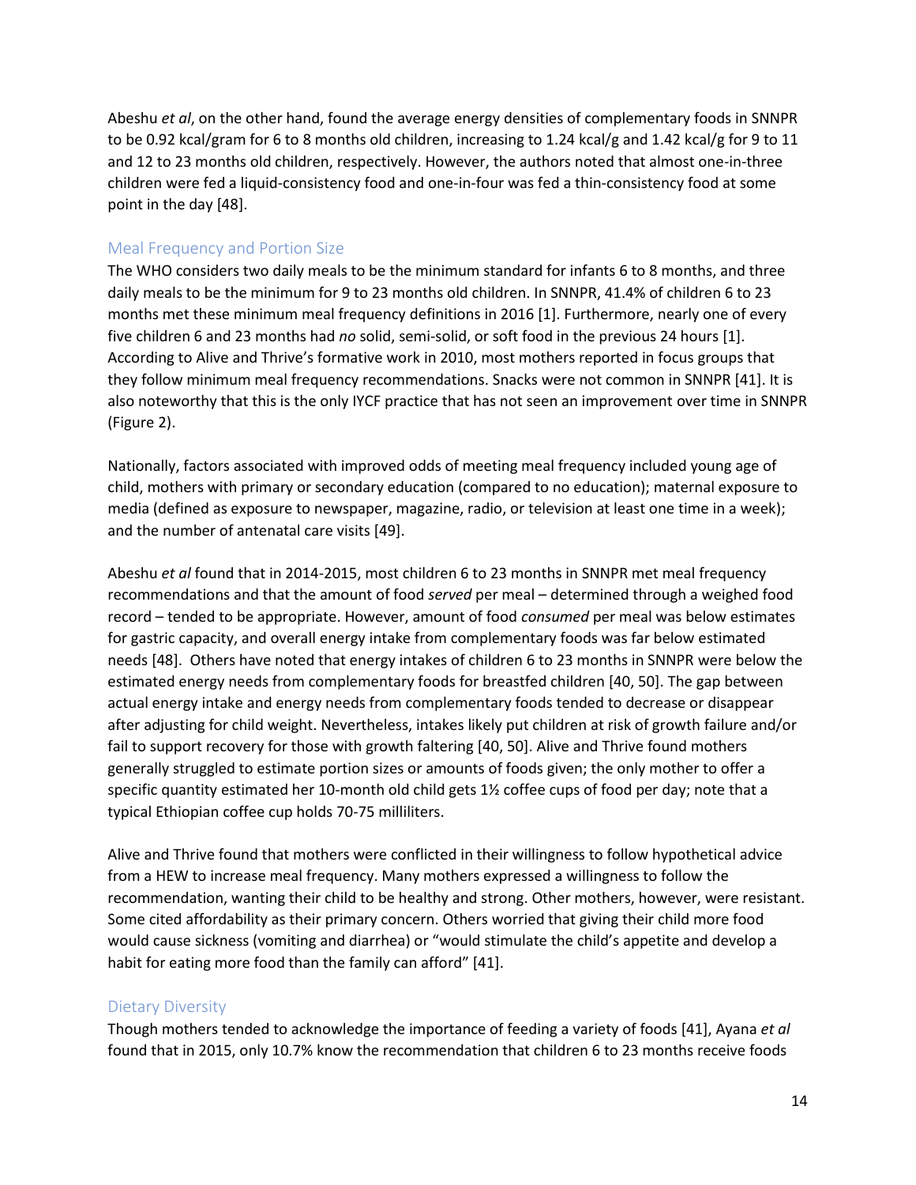Abeshu *et al*, on the other hand, found the average energy densities of complementary foods in SNNPR to be 0.92 kcal/gram for 6 to 8 months old children, increasing to 1.24 kcal/g and 1.42 kcal/g for 9 to 11 and 12 to 23 months old children, respectively. However, the authors noted that almost one-in-three children were fed a liquid-consistency food and one-in-four was fed a thin-consistency food at some point in the day [48].

### Meal Frequency and Portion Size

The WHO considers two daily meals to be the minimum standard for infants 6 to 8 months, and three daily meals to be the minimum for 9 to 23 months old children. In SNNPR, 41.4% of children 6 to 23 months met these minimum meal frequency definitions in 2016 [1]. Furthermore, nearly one of every five children 6 and 23 months had *no* solid, semi-solid, or soft food in the previous 24 hours [1]. According to Alive and Thrive's formative work in 2010, most mothers reported in focus groups that they follow minimum meal frequency recommendations. Snacks were not common in SNNPR [41]. It is also noteworthy that this is the only IYCF practice that has not seen an improvement over time in SNNPR (Figure 2).

Nationally, factors associated with improved odds of meeting meal frequency included young age of child, mothers with primary or secondary education (compared to no education); maternal exposure to media (defined as exposure to newspaper, magazine, radio, or television at least one time in a week); and the number of antenatal care visits [49].

Abeshu *et al* found that in 2014-2015, most children 6 to 23 months in SNNPR met meal frequency recommendations and that the amount of food *served* per meal – determined through a weighed food record – tended to be appropriate. However, amount of food *consumed* per meal was below estimates for gastric capacity, and overall energy intake from complementary foods was far below estimated needs [48]. Others have noted that energy intakes of children 6 to 23 months in SNNPR were below the estimated energy needs from complementary foods for breastfed children [40, 50]. The gap between actual energy intake and energy needs from complementary foods tended to decrease or disappear after adjusting for child weight. Nevertheless, intakes likely put children at risk of growth failure and/or fail to support recovery for those with growth faltering [40, 50]. Alive and Thrive found mothers generally struggled to estimate portion sizes or amounts of foods given; the only mother to offer a specific quantity estimated her 10-month old child gets 1½ coffee cups of food per day; note that a typical Ethiopian coffee cup holds 70-75 milliliters.

Alive and Thrive found that mothers were conflicted in their willingness to follow hypothetical advice from a HEW to increase meal frequency. Many mothers expressed a willingness to follow the recommendation, wanting their child to be healthy and strong. Other mothers, however, were resistant. Some cited affordability as their primary concern. Others worried that giving their child more food would cause sickness (vomiting and diarrhea) or "would stimulate the child's appetite and develop a habit for eating more food than the family can afford" [41].

### Dietary Diversity

Though mothers tended to acknowledge the importance of feeding a variety of foods [41], Ayana *et al* found that in 2015, only 10.7% know the recommendation that children 6 to 23 months receive foods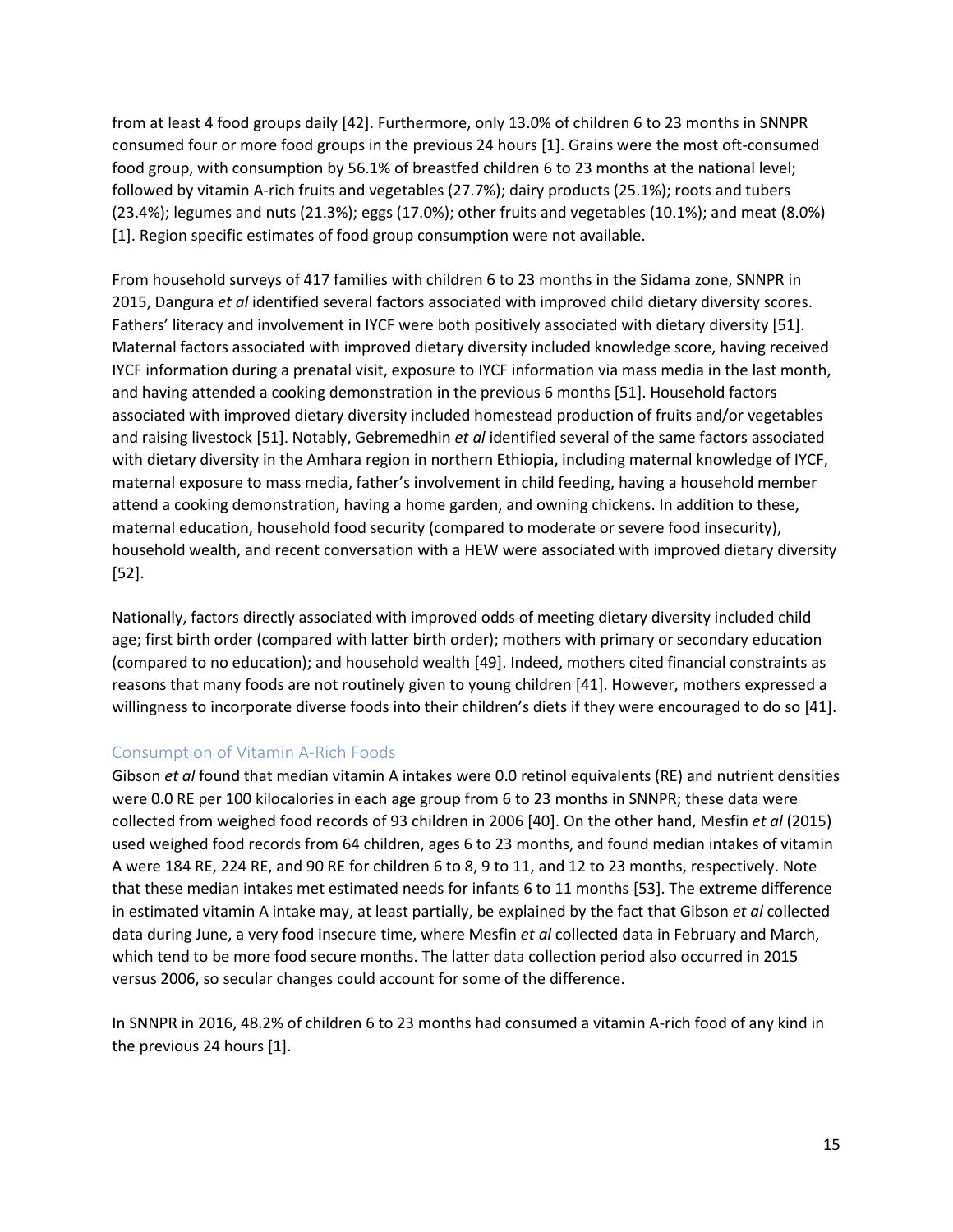from at least 4 food groups daily [42]. Furthermore, only 13.0% of children 6 to 23 months in SNNPR consumed four or more food groups in the previous 24 hours [1]. Grains were the most oft-consumed food group, with consumption by 56.1% of breastfed children 6 to 23 months at the national level; followed by vitamin A-rich fruits and vegetables (27.7%); dairy products (25.1%); roots and tubers (23.4%); legumes and nuts (21.3%); eggs (17.0%); other fruits and vegetables (10.1%); and meat (8.0%) [1]. Region specific estimates of food group consumption were not available.

From household surveys of 417 families with children 6 to 23 months in the Sidama zone, SNNPR in 2015, Dangura *et al* identified several factors associated with improved child dietary diversity scores. Fathers' literacy and involvement in IYCF were both positively associated with dietary diversity [51]. Maternal factors associated with improved dietary diversity included knowledge score, having received IYCF information during a prenatal visit, exposure to IYCF information via mass media in the last month, and having attended a cooking demonstration in the previous 6 months [51]. Household factors associated with improved dietary diversity included homestead production of fruits and/or vegetables and raising livestock [51]. Notably, Gebremedhin *et al* identified several of the same factors associated with dietary diversity in the Amhara region in northern Ethiopia, including maternal knowledge of IYCF, maternal exposure to mass media, father's involvement in child feeding, having a household member attend a cooking demonstration, having a home garden, and owning chickens. In addition to these, maternal education, household food security (compared to moderate or severe food insecurity), household wealth, and recent conversation with a HEW were associated with improved dietary diversity [52].

Nationally, factors directly associated with improved odds of meeting dietary diversity included child age; first birth order (compared with latter birth order); mothers with primary or secondary education (compared to no education); and household wealth [49]. Indeed, mothers cited financial constraints as reasons that many foods are not routinely given to young children [41]. However, mothers expressed a willingness to incorporate diverse foods into their children's diets if they were encouraged to do so [41].

### Consumption of Vitamin A-Rich Foods

Gibson *et al* found that median vitamin A intakes were 0.0 retinol equivalents (RE) and nutrient densities were 0.0 RE per 100 kilocalories in each age group from 6 to 23 months in SNNPR; these data were collected from weighed food records of 93 children in 2006 [40]. On the other hand, Mesfin *et al* (2015) used weighed food records from 64 children, ages 6 to 23 months, and found median intakes of vitamin A were 184 RE, 224 RE, and 90 RE for children 6 to 8, 9 to 11, and 12 to 23 months, respectively. Note that these median intakes met estimated needs for infants 6 to 11 months [53]. The extreme difference in estimated vitamin A intake may, at least partially, be explained by the fact that Gibson *et al* collected data during June, a very food insecure time, where Mesfin *et al* collected data in February and March, which tend to be more food secure months. The latter data collection period also occurred in 2015 versus 2006, so secular changes could account for some of the difference.

In SNNPR in 2016, 48.2% of children 6 to 23 months had consumed a vitamin A-rich food of any kind in the previous 24 hours [1].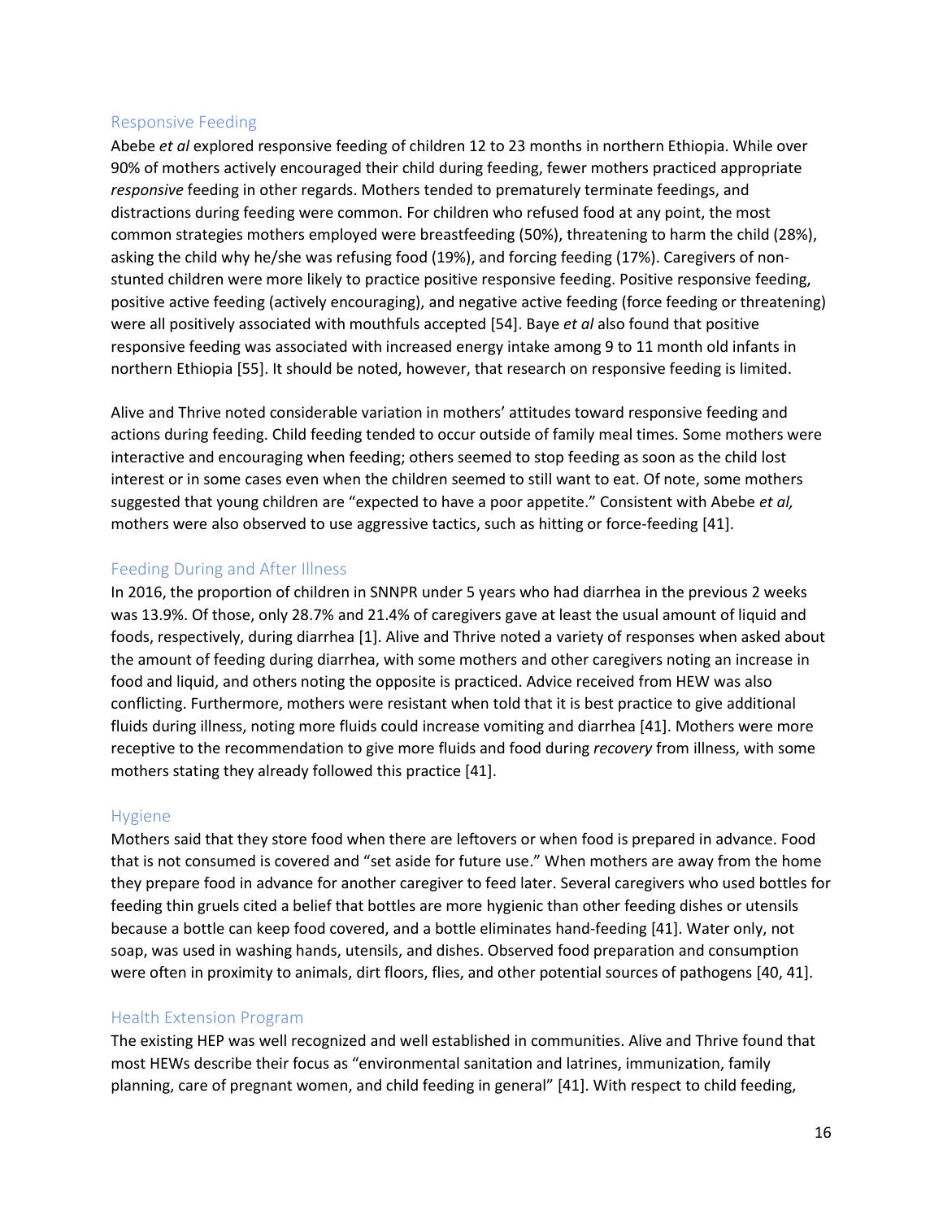### Responsive Feeding

Abebe *et al* explored responsive feeding of children 12 to 23 months in northern Ethiopia. While over 90% of mothers actively encouraged their child during feeding, fewer mothers practiced appropriate *responsive* feeding in other regards. Mothers tended to prematurely terminate feedings, and distractions during feeding were common. For children who refused food at any point, the most common strategies mothers employed were breastfeeding (50%), threatening to harm the child (28%), asking the child why he/she was refusing food (19%), and forcing feeding (17%). Caregivers of non-stunted children were more likely to practice positive responsive feeding. Positive responsive feeding, positive active feeding (actively encouraging), and negative active feeding (force feeding or threatening) were all positively associated with mouthfuls accepted [54]. Baye *et al* also found that positive responsive feeding was associated with increased energy intake among 9 to 11 month old infants in northern Ethiopia [55]. It should be noted, however, that research on responsive feeding is limited.

Alive and Thrive noted considerable variation in mothers' attitudes toward responsive feeding and actions during feeding. Child feeding tended to occur outside of family meal times. Some mothers were interactive and encouraging when feeding; others seemed to stop feeding as soon as the child lost interest or in some cases even when the children seemed to still want to eat. Of note, some mothers suggested that young children are "expected to have a poor appetite." Consistent with Abebe *et al,* mothers were also observed to use aggressive tactics, such as hitting or force-feeding [41].

### Feeding During and After Illness

In 2016, the proportion of children in SNNPR under 5 years who had diarrhea in the previous 2 weeks was 13.9%. Of those, only 28.7% and 21.4% of caregivers gave at least the usual amount of liquid and foods, respectively, during diarrhea [1]. Alive and Thrive noted a variety of responses when asked about the amount of feeding during diarrhea, with some mothers and other caregivers noting an increase in food and liquid, and others noting the opposite is practiced. Advice received from HEW was also conflicting. Furthermore, mothers were resistant when told that it is best practice to give additional fluids during illness, noting more fluids could increase vomiting and diarrhea [41]. Mothers were more receptive to the recommendation to give more fluids and food during *recovery* from illness, with some mothers stating they already followed this practice [41].

### Hygiene

Mothers said that they store food when there are leftovers or when food is prepared in advance. Food that is not consumed is covered and "set aside for future use." When mothers are away from the home they prepare food in advance for another caregiver to feed later. Several caregivers who used bottles for feeding thin gruels cited a belief that bottles are more hygienic than other feeding dishes or utensils because a bottle can keep food covered, and a bottle eliminates hand-feeding [41]. Water only, not soap, was used in washing hands, utensils, and dishes. Observed food preparation and consumption were often in proximity to animals, dirt floors, flies, and other potential sources of pathogens [40, 41].

### Health Extension Program

The existing HEP was well recognized and well established in communities. Alive and Thrive found that most HEWs describe their focus as "environmental sanitation and latrines, immunization, family planning, care of pregnant women, and child feeding in general" [41]. With respect to child feeding,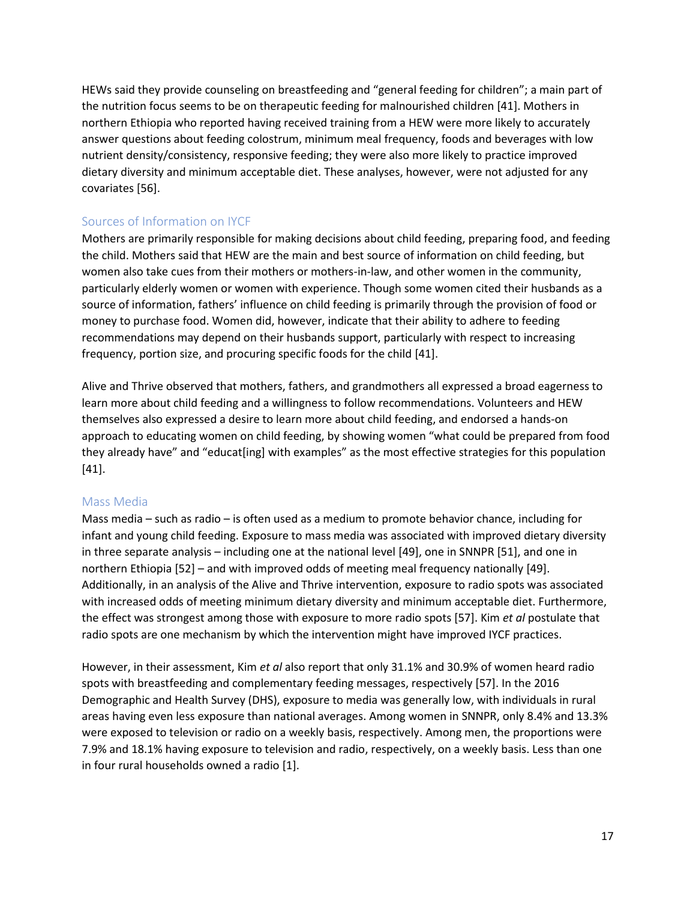HEWs said they provide counseling on breastfeeding and "general feeding for children"; a main part of the nutrition focus seems to be on therapeutic feeding for malnourished children [41]. Mothers in northern Ethiopia who reported having received training from a HEW were more likely to accurately answer questions about feeding colostrum, minimum meal frequency, foods and beverages with low nutrient density/consistency, responsive feeding; they were also more likely to practice improved dietary diversity and minimum acceptable diet. These analyses, however, were not adjusted for any covariates [56].

### Sources of Information on IYCF

Mothers are primarily responsible for making decisions about child feeding, preparing food, and feeding the child. Mothers said that HEW are the main and best source of information on child feeding, but women also take cues from their mothers or mothers-in-law, and other women in the community, particularly elderly women or women with experience. Though some women cited their husbands as a source of information, fathers' influence on child feeding is primarily through the provision of food or money to purchase food. Women did, however, indicate that their ability to adhere to feeding recommendations may depend on their husbands support, particularly with respect to increasing frequency, portion size, and procuring specific foods for the child [41].

Alive and Thrive observed that mothers, fathers, and grandmothers all expressed a broad eagerness to learn more about child feeding and a willingness to follow recommendations. Volunteers and HEW themselves also expressed a desire to learn more about child feeding, and endorsed a hands-on approach to educating women on child feeding, by showing women "what could be prepared from food they already have" and "educat[ing] with examples" as the most effective strategies for this population [41].

### Mass Media

Mass media – such as radio – is often used as a medium to promote behavior chance, including for infant and young child feeding. Exposure to mass media was associated with improved dietary diversity in three separate analysis – including one at the national level [49], one in SNNPR [51], and one in northern Ethiopia [52] – and with improved odds of meeting meal frequency nationally [49]. Additionally, in an analysis of the Alive and Thrive intervention, exposure to radio spots was associated with increased odds of meeting minimum dietary diversity and minimum acceptable diet. Furthermore, the effect was strongest among those with exposure to more radio spots [57]. Kim *et al* postulate that radio spots are one mechanism by which the intervention might have improved IYCF practices.

However, in their assessment, Kim *et al* also report that only 31.1% and 30.9% of women heard radio spots with breastfeeding and complementary feeding messages, respectively [57]. In the 2016 Demographic and Health Survey (DHS), exposure to media was generally low, with individuals in rural areas having even less exposure than national averages. Among women in SNNPR, only 8.4% and 13.3% were exposed to television or radio on a weekly basis, respectively. Among men, the proportions were 7.9% and 18.1% having exposure to television and radio, respectively, on a weekly basis. Less than one in four rural households owned a radio [1].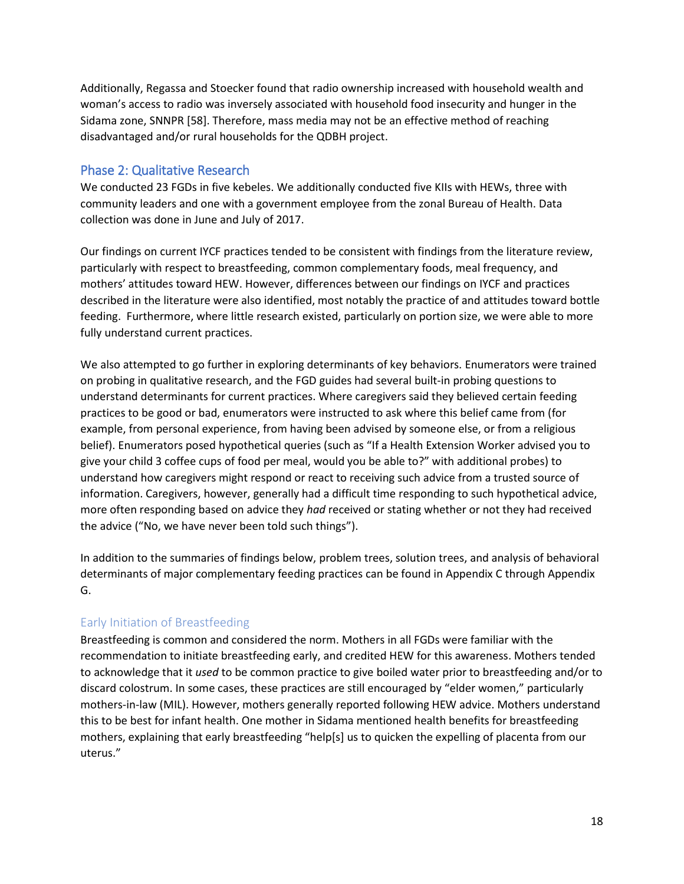Additionally, Regassa and Stoecker found that radio ownership increased with household wealth and woman's access to radio was inversely associated with household food insecurity and hunger in the Sidama zone, SNNPR [58]. Therefore, mass media may not be an effective method of reaching disadvantaged and/or rural households for the QDBH project.

## Phase 2: Qualitative Research

We conducted 23 FGDs in five kebeles. We additionally conducted five KIIs with HEWs, three with community leaders and one with a government employee from the zonal Bureau of Health. Data collection was done in June and July of 2017.

Our findings on current IYCF practices tended to be consistent with findings from the literature review, particularly with respect to breastfeeding, common complementary foods, meal frequency, and mothers' attitudes toward HEW. However, differences between our findings on IYCF and practices described in the literature were also identified, most notably the practice of and attitudes toward bottle feeding. Furthermore, where little research existed, particularly on portion size, we were able to more fully understand current practices.

We also attempted to go further in exploring determinants of key behaviors. Enumerators were trained on probing in qualitative research, and the FGD guides had several built-in probing questions to understand determinants for current practices. Where caregivers said they believed certain feeding practices to be good or bad, enumerators were instructed to ask where this belief came from (for example, from personal experience, from having been advised by someone else, or from a religious belief). Enumerators posed hypothetical queries (such as "If a Health Extension Worker advised you to give your child 3 coffee cups of food per meal, would you be able to?" with additional probes) to understand how caregivers might respond or react to receiving such advice from a trusted source of information. Caregivers, however, generally had a difficult time responding to such hypothetical advice, more often responding based on advice they *had* received or stating whether or not they had received the advice ("No, we have never been told such things").

In addition to the summaries of findings below, problem trees, solution trees, and analysis of behavioral determinants of major complementary feeding practices can be found in Appendix C through Appendix G.

### Early Initiation of Breastfeeding

Breastfeeding is common and considered the norm. Mothers in all FGDs were familiar with the recommendation to initiate breastfeeding early, and credited HEW for this awareness. Mothers tended to acknowledge that it *used* to be common practice to give boiled water prior to breastfeeding and/or to discard colostrum. In some cases, these practices are still encouraged by "elder women," particularly mothers-in-law (MIL). However, mothers generally reported following HEW advice. Mothers understand this to be best for infant health. One mother in Sidama mentioned health benefits for breastfeeding mothers, explaining that early breastfeeding "help[s] us to quicken the expelling of placenta from our uterus."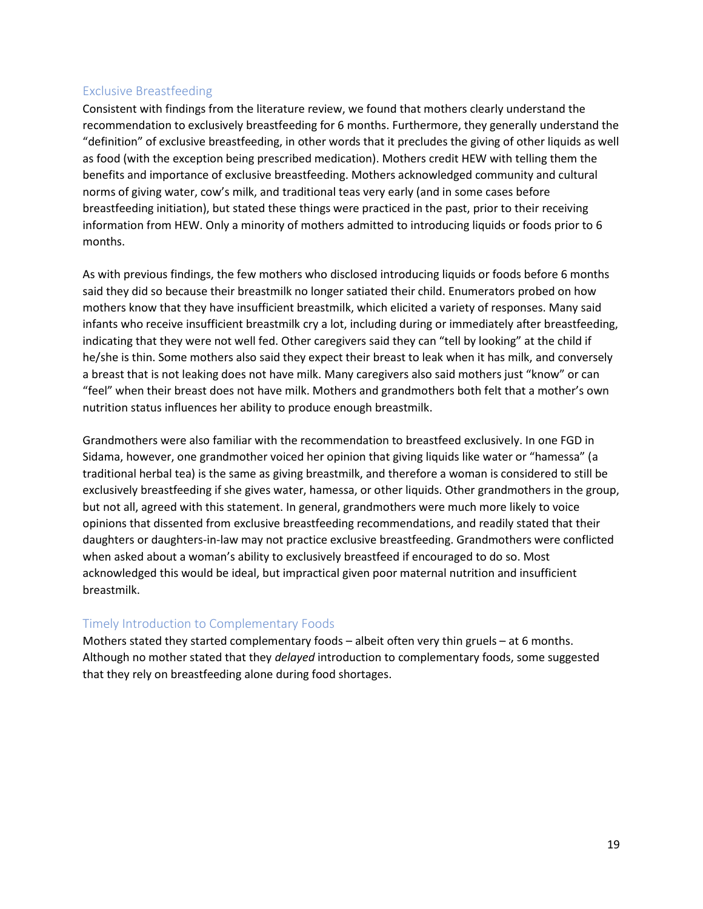### Exclusive Breastfeeding

Consistent with findings from the literature review, we found that mothers clearly understand the recommendation to exclusively breastfeeding for 6 months. Furthermore, they generally understand the "definition" of exclusive breastfeeding, in other words that it precludes the giving of other liquids as well as food (with the exception being prescribed medication). Mothers credit HEW with telling them the benefits and importance of exclusive breastfeeding. Mothers acknowledged community and cultural norms of giving water, cow's milk, and traditional teas very early (and in some cases before breastfeeding initiation), but stated these things were practiced in the past, prior to their receiving information from HEW. Only a minority of mothers admitted to introducing liquids or foods prior to 6 months.

As with previous findings, the few mothers who disclosed introducing liquids or foods before 6 months said they did so because their breastmilk no longer satiated their child. Enumerators probed on how mothers know that they have insufficient breastmilk, which elicited a variety of responses. Many said infants who receive insufficient breastmilk cry a lot, including during or immediately after breastfeeding, indicating that they were not well fed. Other caregivers said they can "tell by looking" at the child if he/she is thin. Some mothers also said they expect their breast to leak when it has milk, and conversely a breast that is not leaking does not have milk. Many caregivers also said mothers just "know" or can "feel" when their breast does not have milk. Mothers and grandmothers both felt that a mother's own nutrition status influences her ability to produce enough breastmilk.

Grandmothers were also familiar with the recommendation to breastfeed exclusively. In one FGD in Sidama, however, one grandmother voiced her opinion that giving liquids like water or "hamessa" (a traditional herbal tea) is the same as giving breastmilk, and therefore a woman is considered to still be exclusively breastfeeding if she gives water, hamessa, or other liquids. Other grandmothers in the group, but not all, agreed with this statement. In general, grandmothers were much more likely to voice opinions that dissented from exclusive breastfeeding recommendations, and readily stated that their daughters or daughters-in-law may not practice exclusive breastfeeding. Grandmothers were conflicted when asked about a woman's ability to exclusively breastfeed if encouraged to do so. Most acknowledged this would be ideal, but impractical given poor maternal nutrition and insufficient breastmilk.

### Timely Introduction to Complementary Foods

Mothers stated they started complementary foods – albeit often very thin gruels – at 6 months. Although no mother stated that they *delayed* introduction to complementary foods, some suggested that they rely on breastfeeding alone during food shortages.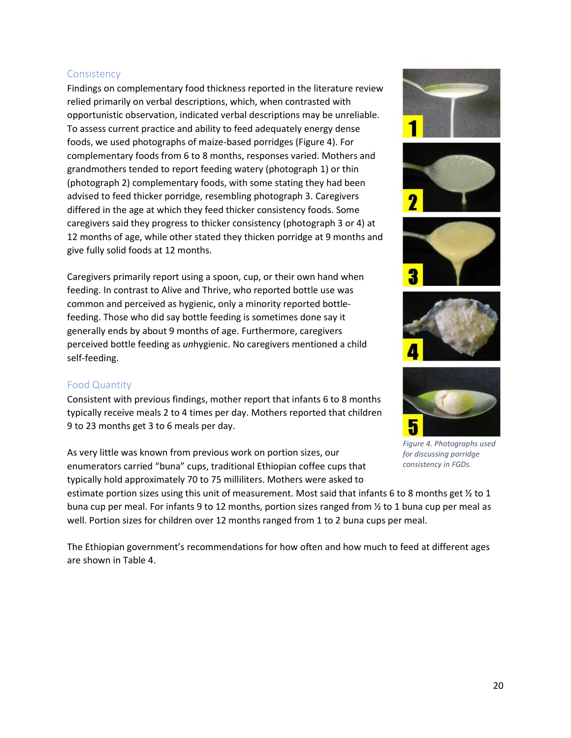## Consistency

Findings on complementary food thickness reported in the literature review relied primarily on verbal descriptions, which, when contrasted with opportunistic observation, indicated verbal descriptions may be unreliable. To assess current practice and ability to feed adequately energy dense foods, we used photographs of maize-based porridges (Figure 4). For complementary foods from 6 to 8 months, responses varied. Mothers and grandmothers tended to report feeding watery (photograph 1) or thin (photograph 2) complementary foods, with some stating they had been advised to feed thicker porridge, resembling photograph 3. Caregivers differed in the age at which they feed thicker consistency foods. Some caregivers said they progress to thicker consistency (photograph 3 or 4) at 12 months of age, while other stated they thicken porridge at 9 months and give fully solid foods at 12 months.

Caregivers primarily report using a spoon, cup, or their own hand when feeding. In contrast to Alive and Thrive, who reported bottle use was common and perceived as hygienic, only a minority reported bottle-feeding. Those who did say bottle feeding is sometimes done say it generally ends by about 9 months of age. Furthermore, caregivers perceived bottle feeding as *un*hygienic. No caregivers mentioned a child self-feeding.

*Figure 4. Photographs used for discussing porridge consistency in FGDs.*

## Food Quantity

Consistent with previous findings, mother report that infants 6 to 8 months typically receive meals 2 to 4 times per day. Mothers reported that children 9 to 23 months get 3 to 6 meals per day.

As very little was known from previous work on portion sizes, our enumerators carried "buna" cups, traditional Ethiopian coffee cups that typically hold approximately 70 to 75 milliliters. Mothers were asked to estimate portion sizes using this unit of measurement. Most said that infants 6 to 8 months get ½ to 1 buna cup per meal. For infants 9 to 12 months, portion sizes ranged from ½ to 1 buna cup per meal as well. Portion sizes for children over 12 months ranged from 1 to 2 buna cups per meal.

The Ethiopian government's recommendations for how often and how much to feed at different ages are shown in Table 4.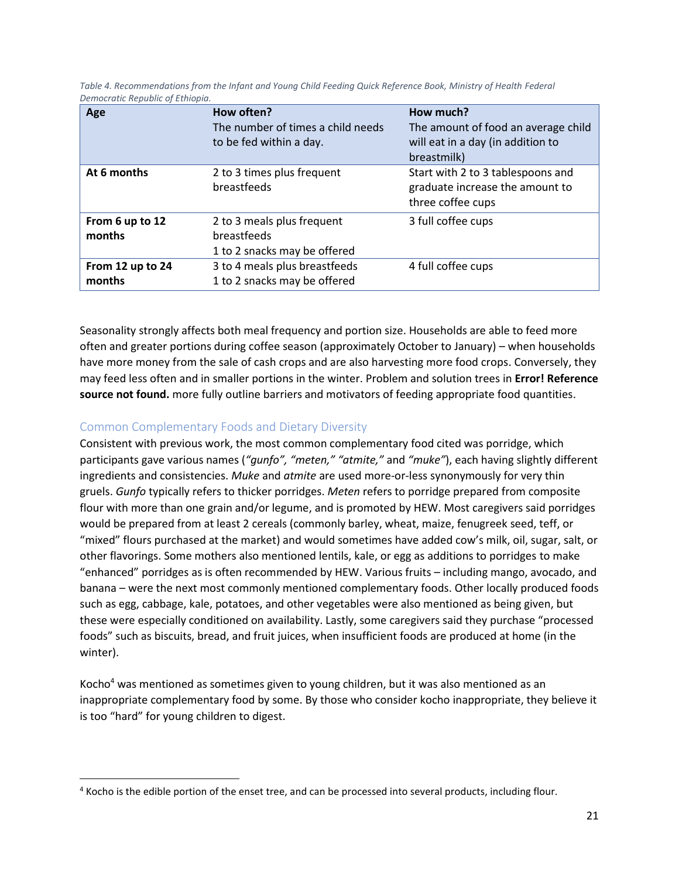*Table 4. Recommendations from the Infant and Young Child Feeding Quick Reference Book, Ministry of Health Federal Democratic Republic of Ethiopia.*

| Age | How often?<br>The number of times a child needs to be fed within a day. | How much?<br>The amount of food an average child will eat in a day (in addition to breastmilk) |
|---|---|---|
| **At 6 months** | 2 to 3 times plus frequent breastfeeds | Start with 2 to 3 tablespoons and graduate increase the amount to three coffee cups |
| **From 6 up to 12 months** | 2 to 3 meals plus frequent breastfeeds<br>1 to 2 snacks may be offered | 3 full coffee cups |
| **From 12 up to 24 months** | 3 to 4 meals plus breastfeeds<br>1 to 2 snacks may be offered | 4 full coffee cups |

Seasonality strongly affects both meal frequency and portion size. Households are able to feed more often and greater portions during coffee season (approximately October to January) – when households have more money from the sale of cash crops and are also harvesting more food crops. Conversely, they may feed less often and in smaller portions in the winter. Problem and solution trees in **Error! Reference source not found.** more fully outline barriers and motivators of feeding appropriate food quantities.

### Common Complementary Foods and Dietary Diversity

Consistent with previous work, the most common complementary food cited was porridge, which participants gave various names (*"gunfo", "meten," "atmite,"* and *"muke"*), each having slightly different ingredients and consistencies. *Muke* and *atmite* are used more-or-less synonymously for very thin gruels. *Gunfo* typically refers to thicker porridges. *Meten* refers to porridge prepared from composite flour with more than one grain and/or legume, and is promoted by HEW. Most caregivers said porridges would be prepared from at least 2 cereals (commonly barley, wheat, maize, fenugreek seed, teff, or "mixed" flours purchased at the market) and would sometimes have added cow's milk, oil, sugar, salt, or other flavorings. Some mothers also mentioned lentils, kale, or egg as additions to porridges to make "enhanced" porridges as is often recommended by HEW. Various fruits – including mango, avocado, and banana – were the next most commonly mentioned complementary foods. Other locally produced foods such as egg, cabbage, kale, potatoes, and other vegetables were also mentioned as being given, but these were especially conditioned on availability. Lastly, some caregivers said they purchase "processed foods" such as biscuits, bread, and fruit juices, when insufficient foods are produced at home (in the winter).

Kocho[4] was mentioned as sometimes given to young children, but it was also mentioned as an inappropriate complementary food by some. By those who consider kocho inappropriate, they believe it is too "hard" for young children to digest.

[4] Kocho is the edible portion of the enset tree, and can be processed into several products, including flour.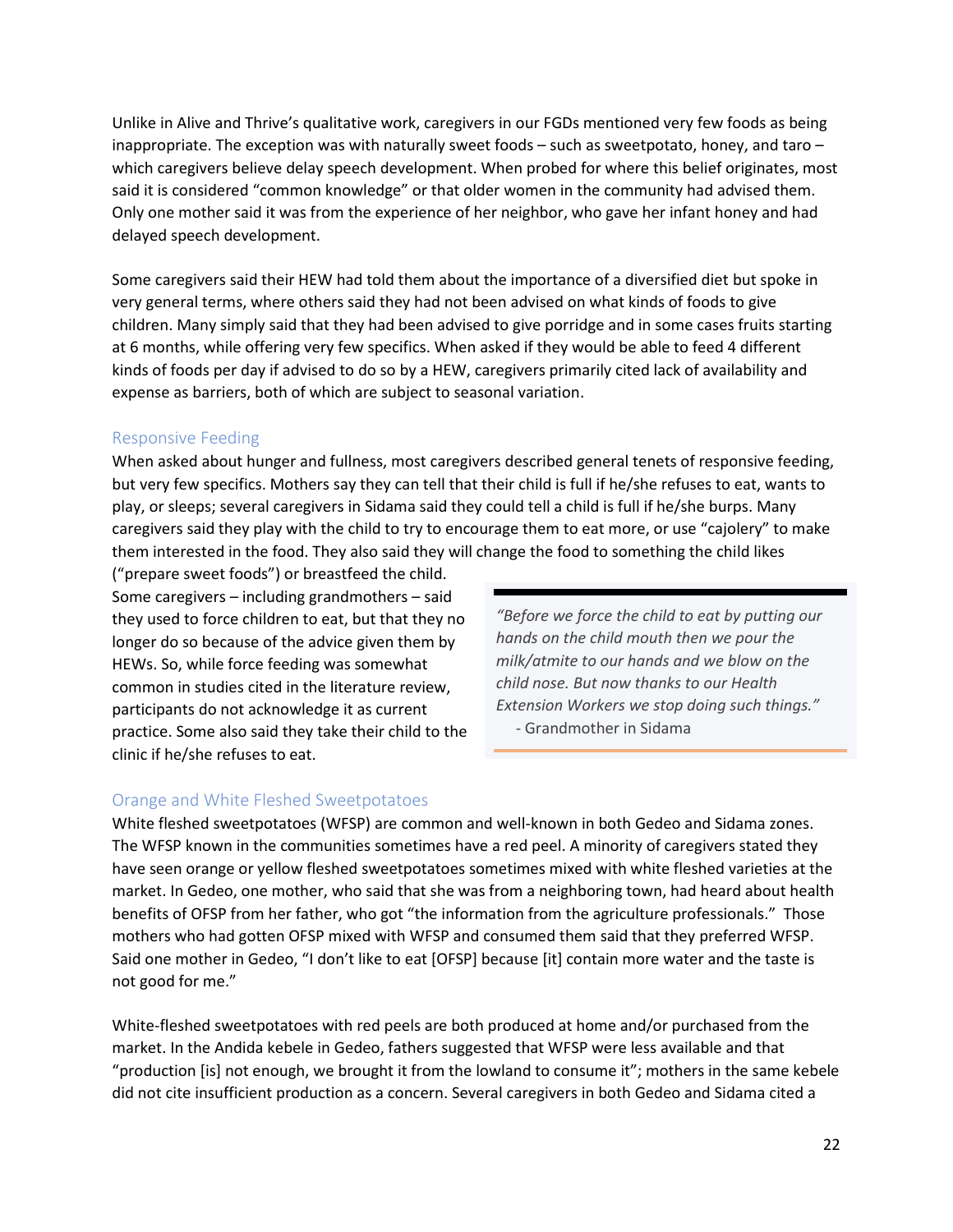Unlike in Alive and Thrive's qualitative work, caregivers in our FGDs mentioned very few foods as being inappropriate. The exception was with naturally sweet foods – such as sweetpotato, honey, and taro – which caregivers believe delay speech development. When probed for where this belief originates, most said it is considered "common knowledge" or that older women in the community had advised them. Only one mother said it was from the experience of her neighbor, who gave her infant honey and had delayed speech development.

Some caregivers said their HEW had told them about the importance of a diversified diet but spoke in very general terms, where others said they had not been advised on what kinds of foods to give children. Many simply said that they had been advised to give porridge and in some cases fruits starting at 6 months, while offering very few specifics. When asked if they would be able to feed 4 different kinds of foods per day if advised to do so by a HEW, caregivers primarily cited lack of availability and expense as barriers, both of which are subject to seasonal variation.

### Responsive Feeding

When asked about hunger and fullness, most caregivers described general tenets of responsive feeding, but very few specifics. Mothers say they can tell that their child is full if he/she refuses to eat, wants to play, or sleeps; several caregivers in Sidama said they could tell a child is full if he/she burps. Many caregivers said they play with the child to try to encourage them to eat more, or use "cajolery" to make them interested in the food. They also said they will change the food to something the child likes ("prepare sweet foods") or breastfeed the child. Some caregivers – including grandmothers – said they used to force children to eat, but that they no longer do so because of the advice given them by HEWs. So, while force feeding was somewhat common in studies cited in the literature review, participants do not acknowledge it as current practice. Some also said they take their child to the clinic if he/she refuses to eat.

> *"Before we force the child to eat by putting our hands on the child mouth then we pour the milk/atmite to our hands and we blow on the child nose. But now thanks to our Health Extension Workers we stop doing such things."*
> - Grandmother in Sidama

### Orange and White Fleshed Sweetpotatoes

White fleshed sweetpotatoes (WFSP) are common and well-known in both Gedeo and Sidama zones. The WFSP known in the communities sometimes have a red peel. A minority of caregivers stated they have seen orange or yellow fleshed sweetpotatoes sometimes mixed with white fleshed varieties at the market. In Gedeo, one mother, who said that she was from a neighboring town, had heard about health benefits of OFSP from her father, who got "the information from the agriculture professionals." Those mothers who had gotten OFSP mixed with WFSP and consumed them said that they preferred WFSP. Said one mother in Gedeo, "I don't like to eat [OFSP] because [it] contain more water and the taste is not good for me."

White-fleshed sweetpotatoes with red peels are both produced at home and/or purchased from the market. In the Andida kebele in Gedeo, fathers suggested that WFSP were less available and that "production [is] not enough, we brought it from the lowland to consume it"; mothers in the same kebele did not cite insufficient production as a concern. Several caregivers in both Gedeo and Sidama cited a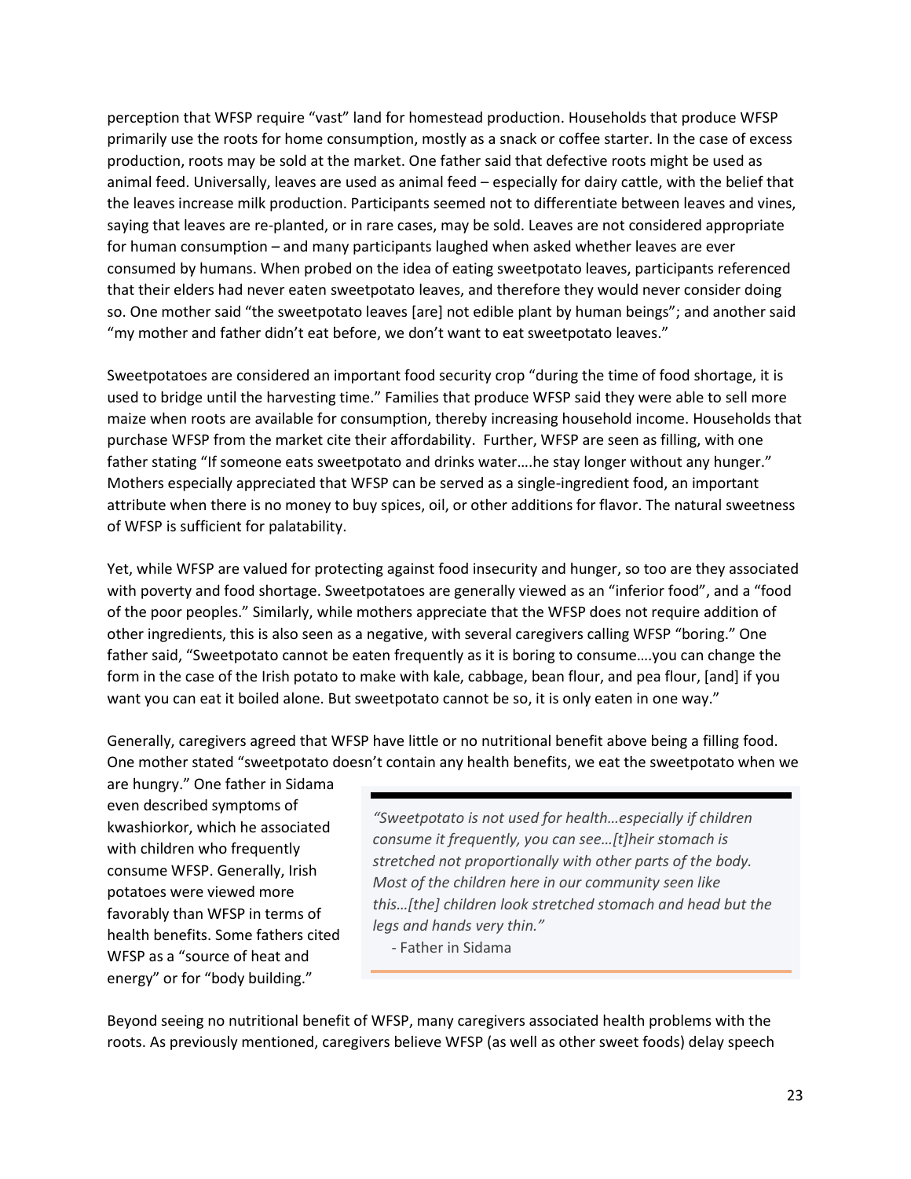perception that WFSP require "vast" land for homestead production. Households that produce WFSP primarily use the roots for home consumption, mostly as a snack or coffee starter. In the case of excess production, roots may be sold at the market. One father said that defective roots might be used as animal feed. Universally, leaves are used as animal feed – especially for dairy cattle, with the belief that the leaves increase milk production. Participants seemed not to differentiate between leaves and vines, saying that leaves are re-planted, or in rare cases, may be sold. Leaves are not considered appropriate for human consumption – and many participants laughed when asked whether leaves are ever consumed by humans. When probed on the idea of eating sweetpotato leaves, participants referenced that their elders had never eaten sweetpotato leaves, and therefore they would never consider doing so. One mother said "the sweetpotato leaves [are] not edible plant by human beings"; and another said "my mother and father didn't eat before, we don't want to eat sweetpotato leaves."

Sweetpotatoes are considered an important food security crop "during the time of food shortage, it is used to bridge until the harvesting time." Families that produce WFSP said they were able to sell more maize when roots are available for consumption, thereby increasing household income. Households that purchase WFSP from the market cite their affordability. Further, WFSP are seen as filling, with one father stating "If someone eats sweetpotato and drinks water….he stay longer without any hunger." Mothers especially appreciated that WFSP can be served as a single-ingredient food, an important attribute when there is no money to buy spices, oil, or other additions for flavor. The natural sweetness of WFSP is sufficient for palatability.

Yet, while WFSP are valued for protecting against food insecurity and hunger, so too are they associated with poverty and food shortage. Sweetpotatoes are generally viewed as an "inferior food", and a "food of the poor peoples." Similarly, while mothers appreciate that the WFSP does not require addition of other ingredients, this is also seen as a negative, with several caregivers calling WFSP "boring." One father said, "Sweetpotato cannot be eaten frequently as it is boring to consume….you can change the form in the case of the Irish potato to make with kale, cabbage, bean flour, and pea flour, [and] if you want you can eat it boiled alone. But sweetpotato cannot be so, it is only eaten in one way."

Generally, caregivers agreed that WFSP have little or no nutritional benefit above being a filling food. One mother stated "sweetpotato doesn't contain any health benefits, we eat the sweetpotato when we are hungry." One father in Sidama even described symptoms of kwashiorkor, which he associated with children who frequently consume WFSP. Generally, Irish potatoes were viewed more favorably than WFSP in terms of health benefits. Some fathers cited WFSP as a "source of heat and energy" or for "body building."

> *"Sweetpotato is not used for health…especially if children consume it frequently, you can see…[t]heir stomach is stretched not proportionally with other parts of the body. Most of the children here in our community seen like this…[the] children look stretched stomach and head but the legs and hands very thin."*
>
> - Father in Sidama

Beyond seeing no nutritional benefit of WFSP, many caregivers associated health problems with the roots. As previously mentioned, caregivers believe WFSP (as well as other sweet foods) delay speech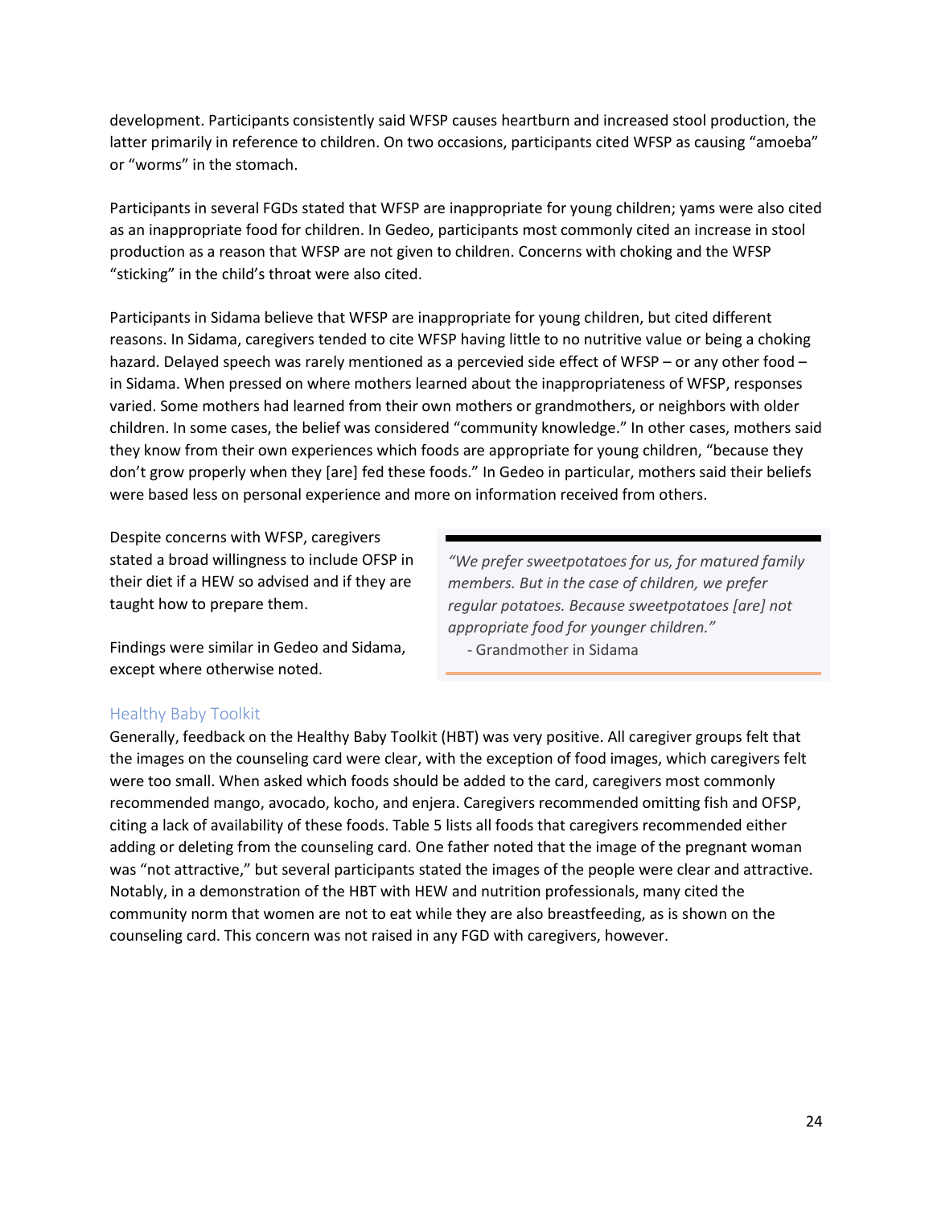development. Participants consistently said WFSP causes heartburn and increased stool production, the latter primarily in reference to children. On two occasions, participants cited WFSP as causing "amoeba" or "worms" in the stomach.

Participants in several FGDs stated that WFSP are inappropriate for young children; yams were also cited as an inappropriate food for children. In Gedeo, participants most commonly cited an increase in stool production as a reason that WFSP are not given to children. Concerns with choking and the WFSP "sticking" in the child's throat were also cited.

Participants in Sidama believe that WFSP are inappropriate for young children, but cited different reasons. In Sidama, caregivers tended to cite WFSP having little to no nutritive value or being a choking hazard. Delayed speech was rarely mentioned as a percevied side effect of WFSP – or any other food – in Sidama. When pressed on where mothers learned about the inappropriateness of WFSP, responses varied. Some mothers had learned from their own mothers or grandmothers, or neighbors with older children. In some cases, the belief was considered "community knowledge." In other cases, mothers said they know from their own experiences which foods are appropriate for young children, "because they don't grow properly when they [are] fed these foods." In Gedeo in particular, mothers said their beliefs were based less on personal experience and more on information received from others.

Despite concerns with WFSP, caregivers stated a broad willingness to include OFSP in their diet if a HEW so advised and if they are taught how to prepare them.

Findings were similar in Gedeo and Sidama, except where otherwise noted.

> *"We prefer sweetpotatoes for us, for matured family members. But in the case of children, we prefer regular potatoes. Because sweetpotatoes [are] not appropriate food for younger children."*
> - Grandmother in Sidama

### Healthy Baby Toolkit

Generally, feedback on the Healthy Baby Toolkit (HBT) was very positive. All caregiver groups felt that the images on the counseling card were clear, with the exception of food images, which caregivers felt were too small. When asked which foods should be added to the card, caregivers most commonly recommended mango, avocado, kocho, and enjera. Caregivers recommended omitting fish and OFSP, citing a lack of availability of these foods. Table 5 lists all foods that caregivers recommended either adding or deleting from the counseling card. One father noted that the image of the pregnant woman was "not attractive," but several participants stated the images of the people were clear and attractive. Notably, in a demonstration of the HBT with HEW and nutrition professionals, many cited the community norm that women are not to eat while they are also breastfeeding, as is shown on the counseling card. This concern was not raised in any FGD with caregivers, however.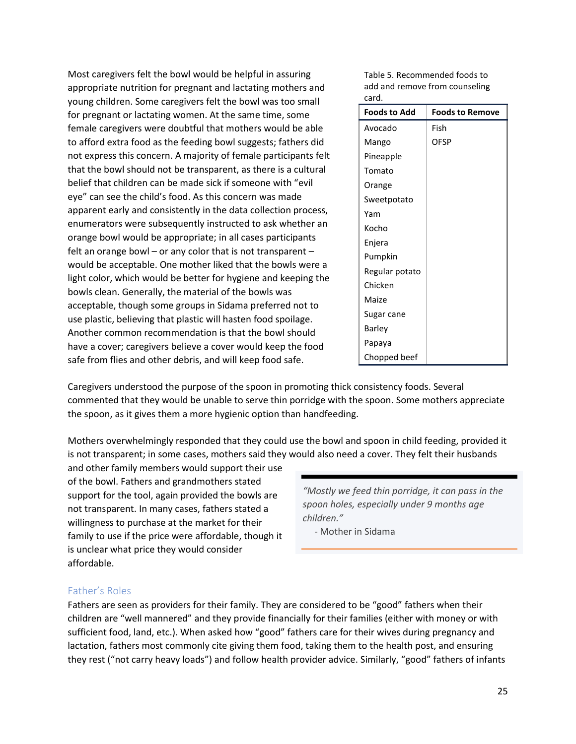Most caregivers felt the bowl would be helpful in assuring appropriate nutrition for pregnant and lactating mothers and young children. Some caregivers felt the bowl was too small for pregnant or lactating women. At the same time, some female caregivers were doubtful that mothers would be able to afford extra food as the feeding bowl suggests; fathers did not express this concern. A majority of female participants felt that the bowl should not be transparent, as there is a cultural belief that children can be made sick if someone with "evil eye" can see the child's food. As this concern was made apparent early and consistently in the data collection process, enumerators were subsequently instructed to ask whether an orange bowl would be appropriate; in all cases participants felt an orange bowl – or any color that is not transparent – would be acceptable. One mother liked that the bowls were a light color, which would be better for hygiene and keeping the bowls clean. Generally, the material of the bowls was acceptable, though some groups in Sidama preferred not to use plastic, believing that plastic will hasten food spoilage. Another common recommendation is that the bowl should have a cover; caregivers believe a cover would keep the food safe from flies and other debris, and will keep food safe.

Table 5. Recommended foods to add and remove from counseling card.

| Foods to Add | Foods to Remove |
|---|---|
| Avocado | Fish |
| Mango | OFSP |
| Pineapple | |
| Tomato | |
| Orange | |
| Sweetpotato | |
| Yam | |
| Kocho | |
| Enjera | |
| Pumpkin | |
| Regular potato | |
| Chicken | |
| Maize | |
| Sugar cane | |
| Barley | |
| Papaya | |
| Chopped beef | |

Caregivers understood the purpose of the spoon in promoting thick consistency foods. Several commented that they would be unable to serve thin porridge with the spoon. Some mothers appreciate the spoon, as it gives them a more hygienic option than handfeeding.

Mothers overwhelmingly responded that they could use the bowl and spoon in child feeding, provided it is not transparent; in some cases, mothers said they would also need a cover. They felt their husbands and other family members would support their use of the bowl. Fathers and grandmothers stated support for the tool, again provided the bowls are not transparent. In many cases, fathers stated a willingness to purchase at the market for their family to use if the price were affordable, though it is unclear what price they would consider affordable.

> *"Mostly we feed thin porridge, it can pass in the spoon holes, especially under 9 months age children."*
>
> \- Mother in Sidama

## Father's Roles

Fathers are seen as providers for their family. They are considered to be "good" fathers when their children are "well mannered" and they provide financially for their families (either with money or with sufficient food, land, etc.). When asked how "good" fathers care for their wives during pregnancy and lactation, fathers most commonly cite giving them food, taking them to the health post, and ensuring they rest ("not carry heavy loads") and follow health provider advice. Similarly, "good" fathers of infants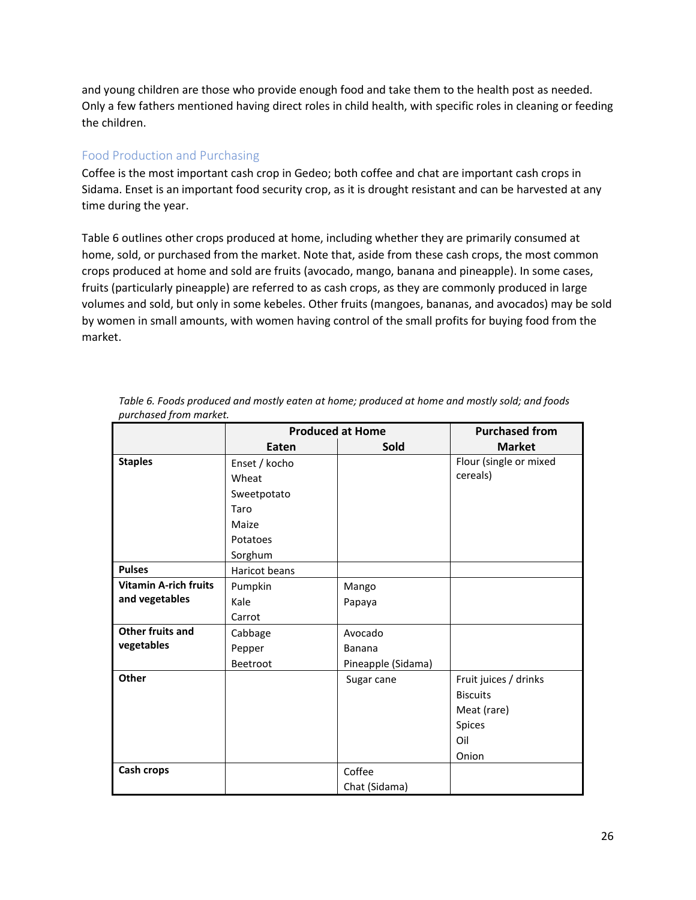and young children are those who provide enough food and take them to the health post as needed. Only a few fathers mentioned having direct roles in child health, with specific roles in cleaning or feeding the children.

### Food Production and Purchasing

Coffee is the most important cash crop in Gedeo; both coffee and chat are important cash crops in Sidama. Enset is an important food security crop, as it is drought resistant and can be harvested at any time during the year.

Table 6 outlines other crops produced at home, including whether they are primarily consumed at home, sold, or purchased from the market. Note that, aside from these cash crops, the most common crops produced at home and sold are fruits (avocado, mango, banana and pineapple). In some cases, fruits (particularly pineapple) are referred to as cash crops, as they are commonly produced in large volumes and sold, but only in some kebeles. Other fruits (mangoes, bananas, and avocados) may be sold by women in small amounts, with women having control of the small profits for buying food from the market.

*Table 6. Foods produced and mostly eaten at home; produced at home and mostly sold; and foods purchased from market.*

| | Produced at Home | | Purchased from Market |
|---|---|---|---|
| | Eaten | Sold | |
| **Staples** | Enset / kocho<br>Wheat<br>Sweetpotato<br>Taro<br>Maize<br>Potatoes<br>Sorghum | | Flour (single or mixed cereals) |
| **Pulses** | Haricot beans | | |
| **Vitamin A-rich fruits and vegetables** | Pumpkin<br>Kale<br>Carrot | Mango<br>Papaya | |
| **Other fruits and vegetables** | Cabbage<br>Pepper<br>Beetroot | Avocado<br>Banana<br>Pineapple (Sidama) | |
| **Other** | | Sugar cane | Fruit juices / drinks<br>Biscuits<br>Meat (rare)<br>Spices<br>Oil<br>Onion |
| **Cash crops** | | Coffee<br>Chat (Sidama) | |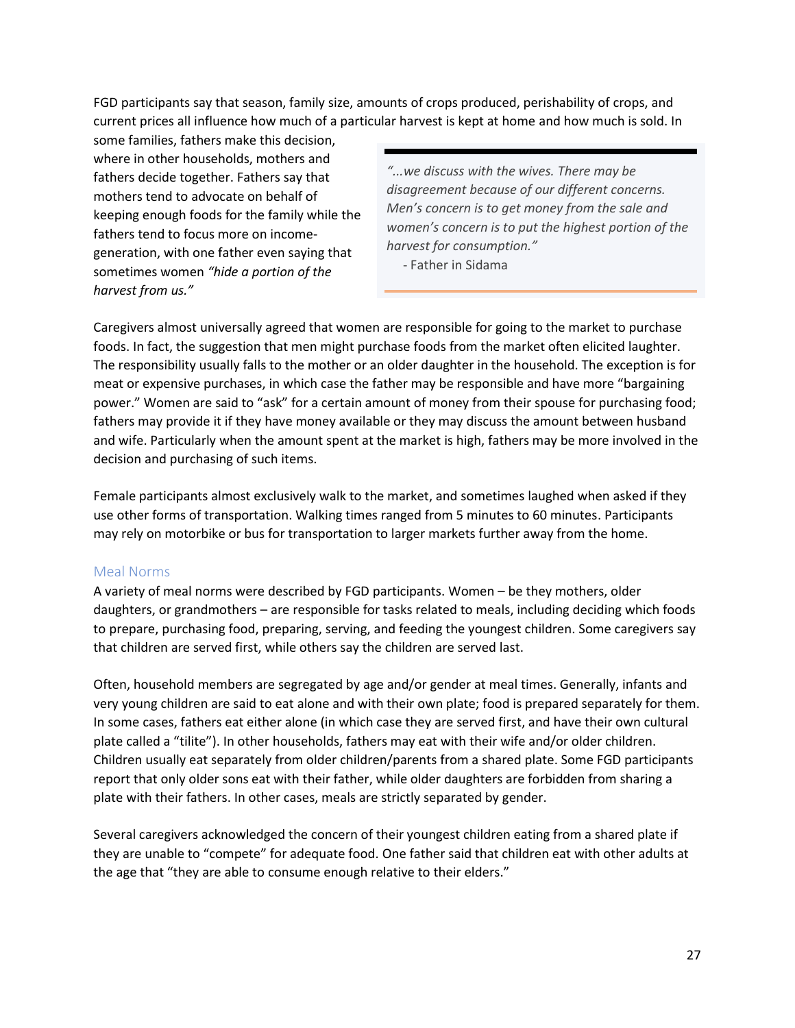FGD participants say that season, family size, amounts of crops produced, perishability of crops, and current prices all influence how much of a particular harvest is kept at home and how much is sold. In some families, fathers make this decision, where in other households, mothers and fathers decide together. Fathers say that mothers tend to advocate on behalf of keeping enough foods for the family while the fathers tend to focus more on income-generation, with one father even saying that sometimes women *"hide a portion of the harvest from us."*

> *"...we discuss with the wives. There may be disagreement because of our different concerns. Men's concern is to get money from the sale and women's concern is to put the highest portion of the harvest for consumption."*
>
> - Father in Sidama

Caregivers almost universally agreed that women are responsible for going to the market to purchase foods. In fact, the suggestion that men might purchase foods from the market often elicited laughter. The responsibility usually falls to the mother or an older daughter in the household. The exception is for meat or expensive purchases, in which case the father may be responsible and have more "bargaining power." Women are said to "ask" for a certain amount of money from their spouse for purchasing food; fathers may provide it if they have money available or they may discuss the amount between husband and wife. Particularly when the amount spent at the market is high, fathers may be more involved in the decision and purchasing of such items.

Female participants almost exclusively walk to the market, and sometimes laughed when asked if they use other forms of transportation. Walking times ranged from 5 minutes to 60 minutes. Participants may rely on motorbike or bus for transportation to larger markets further away from the home.

### Meal Norms

A variety of meal norms were described by FGD participants. Women – be they mothers, older daughters, or grandmothers – are responsible for tasks related to meals, including deciding which foods to prepare, purchasing food, preparing, serving, and feeding the youngest children. Some caregivers say that children are served first, while others say the children are served last.

Often, household members are segregated by age and/or gender at meal times. Generally, infants and very young children are said to eat alone and with their own plate; food is prepared separately for them. In some cases, fathers eat either alone (in which case they are served first, and have their own cultural plate called a "tilite"). In other households, fathers may eat with their wife and/or older children. Children usually eat separately from older children/parents from a shared plate. Some FGD participants report that only older sons eat with their father, while older daughters are forbidden from sharing a plate with their fathers. In other cases, meals are strictly separated by gender.

Several caregivers acknowledged the concern of their youngest children eating from a shared plate if they are unable to "compete" for adequate food. One father said that children eat with other adults at the age that "they are able to consume enough relative to their elders."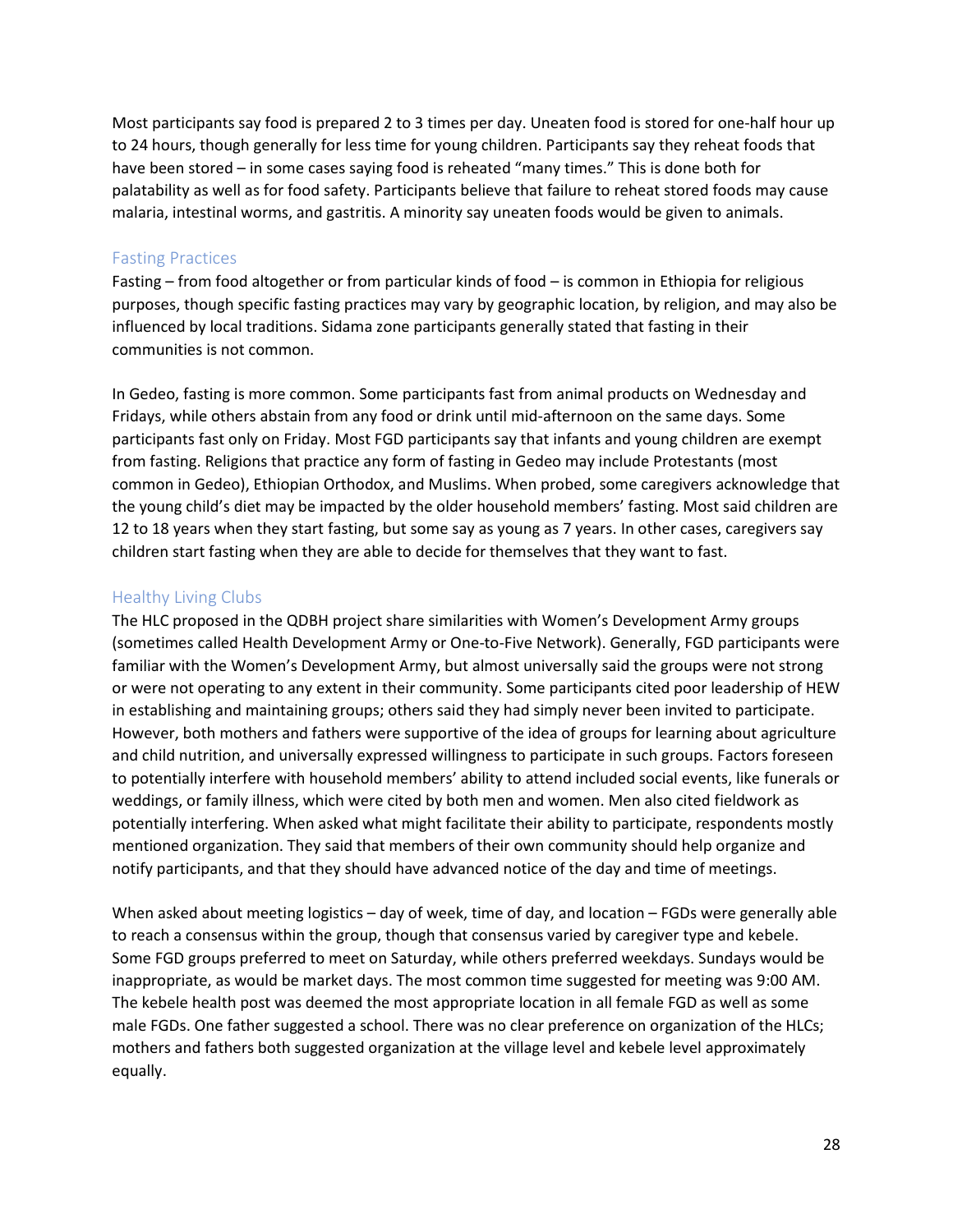Most participants say food is prepared 2 to 3 times per day. Uneaten food is stored for one-half hour up to 24 hours, though generally for less time for young children. Participants say they reheat foods that have been stored – in some cases saying food is reheated "many times." This is done both for palatability as well as for food safety. Participants believe that failure to reheat stored foods may cause malaria, intestinal worms, and gastritis. A minority say uneaten foods would be given to animals.

### Fasting Practices

Fasting – from food altogether or from particular kinds of food – is common in Ethiopia for religious purposes, though specific fasting practices may vary by geographic location, by religion, and may also be influenced by local traditions. Sidama zone participants generally stated that fasting in their communities is not common.

In Gedeo, fasting is more common. Some participants fast from animal products on Wednesday and Fridays, while others abstain from any food or drink until mid-afternoon on the same days. Some participants fast only on Friday. Most FGD participants say that infants and young children are exempt from fasting. Religions that practice any form of fasting in Gedeo may include Protestants (most common in Gedeo), Ethiopian Orthodox, and Muslims. When probed, some caregivers acknowledge that the young child's diet may be impacted by the older household members' fasting. Most said children are 12 to 18 years when they start fasting, but some say as young as 7 years. In other cases, caregivers say children start fasting when they are able to decide for themselves that they want to fast.

### Healthy Living Clubs

The HLC proposed in the QDBH project share similarities with Women's Development Army groups (sometimes called Health Development Army or One-to-Five Network). Generally, FGD participants were familiar with the Women's Development Army, but almost universally said the groups were not strong or were not operating to any extent in their community. Some participants cited poor leadership of HEW in establishing and maintaining groups; others said they had simply never been invited to participate. However, both mothers and fathers were supportive of the idea of groups for learning about agriculture and child nutrition, and universally expressed willingness to participate in such groups. Factors foreseen to potentially interfere with household members' ability to attend included social events, like funerals or weddings, or family illness, which were cited by both men and women. Men also cited fieldwork as potentially interfering. When asked what might facilitate their ability to participate, respondents mostly mentioned organization. They said that members of their own community should help organize and notify participants, and that they should have advanced notice of the day and time of meetings.

When asked about meeting logistics – day of week, time of day, and location – FGDs were generally able to reach a consensus within the group, though that consensus varied by caregiver type and kebele. Some FGD groups preferred to meet on Saturday, while others preferred weekdays. Sundays would be inappropriate, as would be market days. The most common time suggested for meeting was 9:00 AM. The kebele health post was deemed the most appropriate location in all female FGD as well as some male FGDs. One father suggested a school. There was no clear preference on organization of the HLCs; mothers and fathers both suggested organization at the village level and kebele level approximately equally.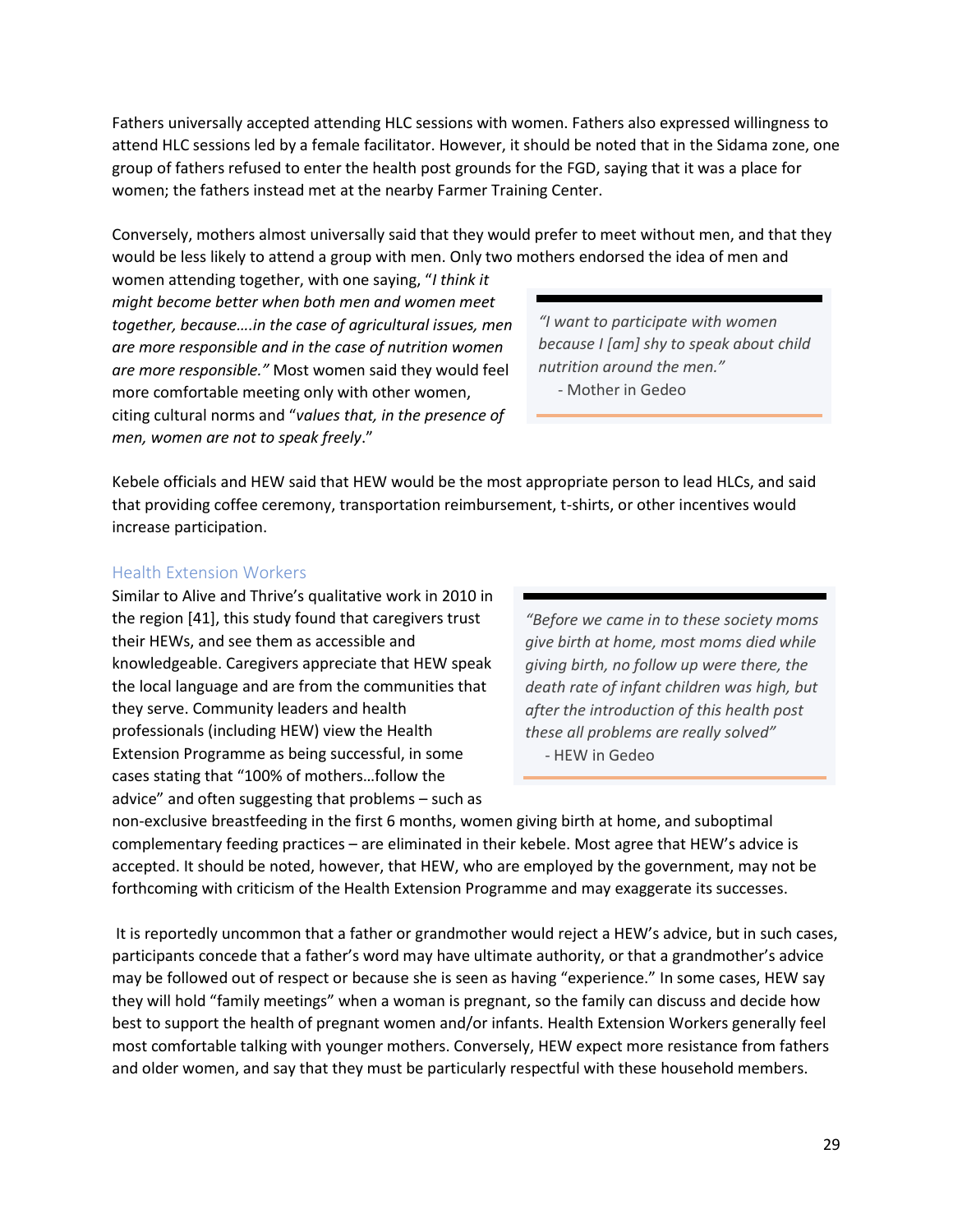Fathers universally accepted attending HLC sessions with women. Fathers also expressed willingness to attend HLC sessions led by a female facilitator. However, it should be noted that in the Sidama zone, one group of fathers refused to enter the health post grounds for the FGD, saying that it was a place for women; the fathers instead met at the nearby Farmer Training Center.

Conversely, mothers almost universally said that they would prefer to meet without men, and that they would be less likely to attend a group with men. Only two mothers endorsed the idea of men and women attending together, with one saying, "*I think it might become better when both men and women meet together, because….in the case of agricultural issues, men are more responsible and in the case of nutrition women are more responsible.*" Most women said they would feel more comfortable meeting only with other women, citing cultural norms and "*values that, in the presence of men, women are not to speak freely*."

> *"I want to participate with women because I [am] shy to speak about child nutrition around the men."*
> - Mother in Gedeo

Kebele officials and HEW said that HEW would be the most appropriate person to lead HLCs, and said that providing coffee ceremony, transportation reimbursement, t-shirts, or other incentives would increase participation.

### Health Extension Workers

Similar to Alive and Thrive's qualitative work in 2010 in the region [41], this study found that caregivers trust their HEWs, and see them as accessible and knowledgeable. Caregivers appreciate that HEW speak the local language and are from the communities that they serve. Community leaders and health professionals (including HEW) view the Health Extension Programme as being successful, in some cases stating that "100% of mothers…follow the advice" and often suggesting that problems – such as non-exclusive breastfeeding in the first 6 months, women giving birth at home, and suboptimal complementary feeding practices – are eliminated in their kebele. Most agree that HEW's advice is accepted. It should be noted, however, that HEW, who are employed by the government, may not be forthcoming with criticism of the Health Extension Programme and may exaggerate its successes.

> *"Before we came in to these society moms give birth at home, most moms died while giving birth, no follow up were there, the death rate of infant children was high, but after the introduction of this health post these all problems are really solved"*
> - HEW in Gedeo

It is reportedly uncommon that a father or grandmother would reject a HEW's advice, but in such cases, participants concede that a father's word may have ultimate authority, or that a grandmother's advice may be followed out of respect or because she is seen as having "experience." In some cases, HEW say they will hold "family meetings" when a woman is pregnant, so the family can discuss and decide how best to support the health of pregnant women and/or infants. Health Extension Workers generally feel most comfortable talking with younger mothers. Conversely, HEW expect more resistance from fathers and older women, and say that they must be particularly respectful with these household members.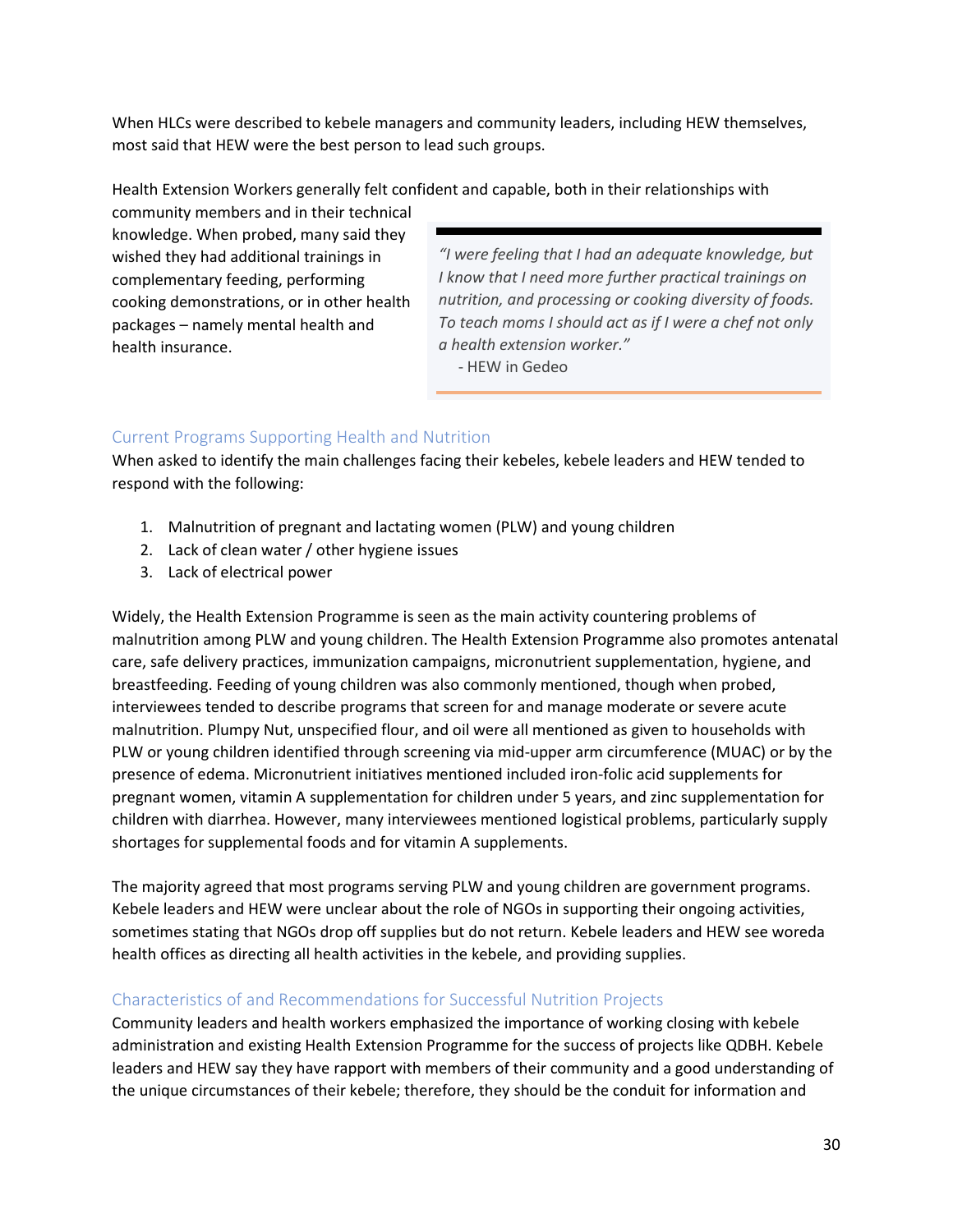When HLCs were described to kebele managers and community leaders, including HEW themselves, most said that HEW were the best person to lead such groups.

Health Extension Workers generally felt confident and capable, both in their relationships with community members and in their technical knowledge. When probed, many said they wished they had additional trainings in complementary feeding, performing cooking demonstrations, or in other health packages – namely mental health and health insurance.

> *"I were feeling that I had an adequate knowledge, but I know that I need more further practical trainings on nutrition, and processing or cooking diversity of foods. To teach moms I should act as if I were a chef not only a health extension worker."*
>
> - HEW in Gedeo

## Current Programs Supporting Health and Nutrition

When asked to identify the main challenges facing their kebeles, kebele leaders and HEW tended to respond with the following:

1. Malnutrition of pregnant and lactating women (PLW) and young children
2. Lack of clean water / other hygiene issues
3. Lack of electrical power

Widely, the Health Extension Programme is seen as the main activity countering problems of malnutrition among PLW and young children. The Health Extension Programme also promotes antenatal care, safe delivery practices, immunization campaigns, micronutrient supplementation, hygiene, and breastfeeding. Feeding of young children was also commonly mentioned, though when probed, interviewees tended to describe programs that screen for and manage moderate or severe acute malnutrition. Plumpy Nut, unspecified flour, and oil were all mentioned as given to households with PLW or young children identified through screening via mid-upper arm circumference (MUAC) or by the presence of edema. Micronutrient initiatives mentioned included iron-folic acid supplements for pregnant women, vitamin A supplementation for children under 5 years, and zinc supplementation for children with diarrhea. However, many interviewees mentioned logistical problems, particularly supply shortages for supplemental foods and for vitamin A supplements.

The majority agreed that most programs serving PLW and young children are government programs. Kebele leaders and HEW were unclear about the role of NGOs in supporting their ongoing activities, sometimes stating that NGOs drop off supplies but do not return. Kebele leaders and HEW see woreda health offices as directing all health activities in the kebele, and providing supplies.

## Characteristics of and Recommendations for Successful Nutrition Projects

Community leaders and health workers emphasized the importance of working closing with kebele administration and existing Health Extension Programme for the success of projects like QDBH. Kebele leaders and HEW say they have rapport with members of their community and a good understanding of the unique circumstances of their kebele; therefore, they should be the conduit for information and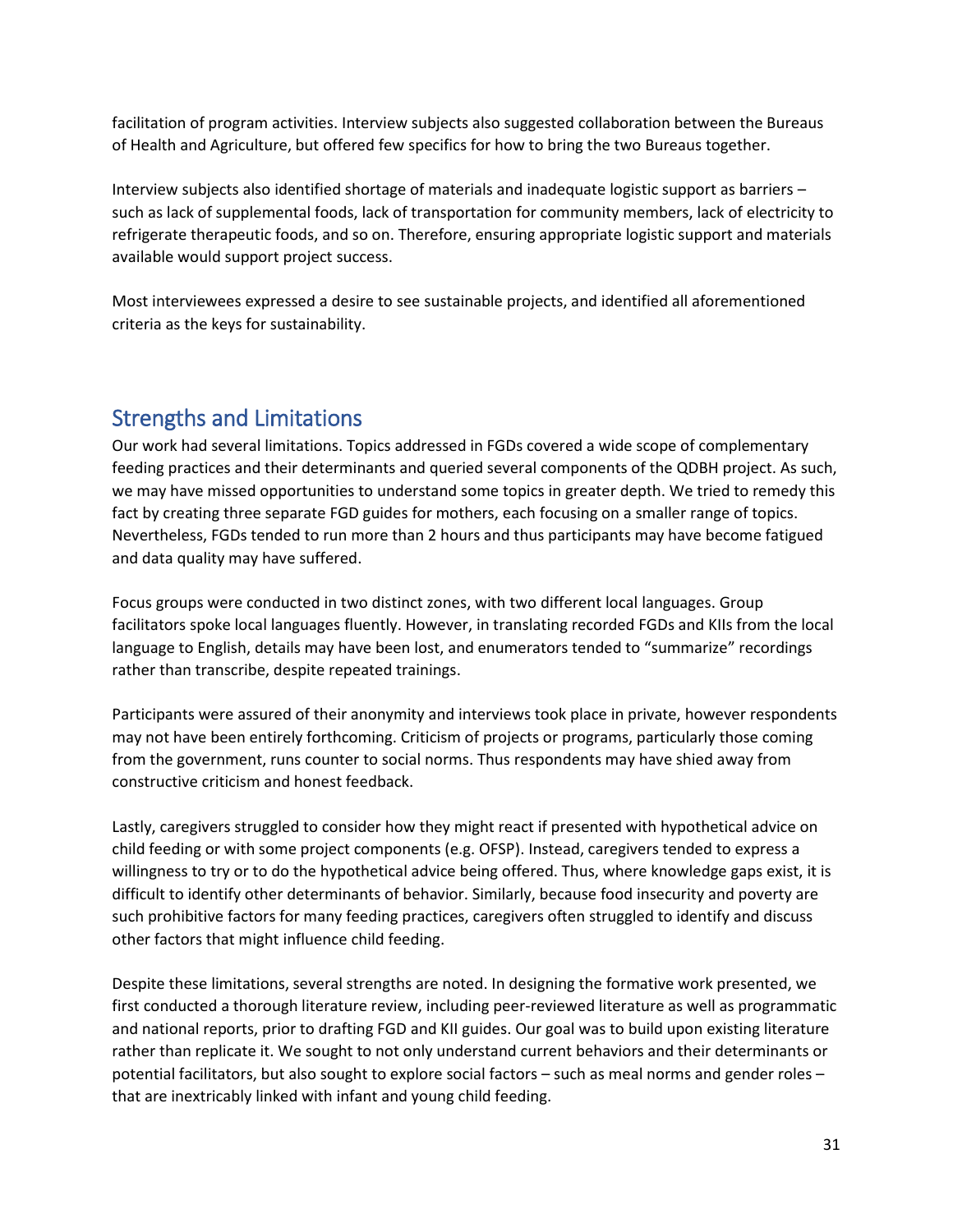facilitation of program activities. Interview subjects also suggested collaboration between the Bureaus of Health and Agriculture, but offered few specifics for how to bring the two Bureaus together.

Interview subjects also identified shortage of materials and inadequate logistic support as barriers – such as lack of supplemental foods, lack of transportation for community members, lack of electricity to refrigerate therapeutic foods, and so on. Therefore, ensuring appropriate logistic support and materials available would support project success.

Most interviewees expressed a desire to see sustainable projects, and identified all aforementioned criteria as the keys for sustainability.

## Strengths and Limitations

Our work had several limitations. Topics addressed in FGDs covered a wide scope of complementary feeding practices and their determinants and queried several components of the QDBH project. As such, we may have missed opportunities to understand some topics in greater depth. We tried to remedy this fact by creating three separate FGD guides for mothers, each focusing on a smaller range of topics. Nevertheless, FGDs tended to run more than 2 hours and thus participants may have become fatigued and data quality may have suffered.

Focus groups were conducted in two distinct zones, with two different local languages. Group facilitators spoke local languages fluently. However, in translating recorded FGDs and KIIs from the local language to English, details may have been lost, and enumerators tended to "summarize" recordings rather than transcribe, despite repeated trainings.

Participants were assured of their anonymity and interviews took place in private, however respondents may not have been entirely forthcoming. Criticism of projects or programs, particularly those coming from the government, runs counter to social norms. Thus respondents may have shied away from constructive criticism and honest feedback.

Lastly, caregivers struggled to consider how they might react if presented with hypothetical advice on child feeding or with some project components (e.g. OFSP). Instead, caregivers tended to express a willingness to try or to do the hypothetical advice being offered. Thus, where knowledge gaps exist, it is difficult to identify other determinants of behavior. Similarly, because food insecurity and poverty are such prohibitive factors for many feeding practices, caregivers often struggled to identify and discuss other factors that might influence child feeding.

Despite these limitations, several strengths are noted. In designing the formative work presented, we first conducted a thorough literature review, including peer-reviewed literature as well as programmatic and national reports, prior to drafting FGD and KII guides. Our goal was to build upon existing literature rather than replicate it. We sought to not only understand current behaviors and their determinants or potential facilitators, but also sought to explore social factors – such as meal norms and gender roles – that are inextricably linked with infant and young child feeding.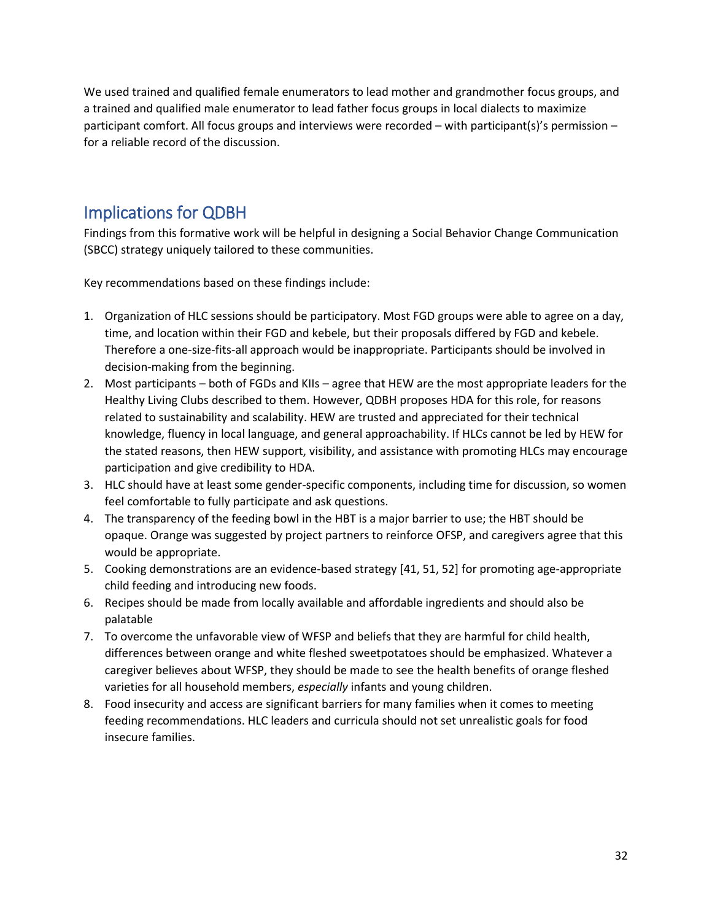We used trained and qualified female enumerators to lead mother and grandmother focus groups, and a trained and qualified male enumerator to lead father focus groups in local dialects to maximize participant comfort. All focus groups and interviews were recorded – with participant(s)'s permission – for a reliable record of the discussion.

## Implications for QDBH

Findings from this formative work will be helpful in designing a Social Behavior Change Communication (SBCC) strategy uniquely tailored to these communities.

Key recommendations based on these findings include:

1. Organization of HLC sessions should be participatory. Most FGD groups were able to agree on a day, time, and location within their FGD and kebele, but their proposals differed by FGD and kebele. Therefore a one-size-fits-all approach would be inappropriate. Participants should be involved in decision-making from the beginning.
2. Most participants – both of FGDs and KIIs – agree that HEW are the most appropriate leaders for the Healthy Living Clubs described to them. However, QDBH proposes HDA for this role, for reasons related to sustainability and scalability. HEW are trusted and appreciated for their technical knowledge, fluency in local language, and general approachability. If HLCs cannot be led by HEW for the stated reasons, then HEW support, visibility, and assistance with promoting HLCs may encourage participation and give credibility to HDA.
3. HLC should have at least some gender-specific components, including time for discussion, so women feel comfortable to fully participate and ask questions.
4. The transparency of the feeding bowl in the HBT is a major barrier to use; the HBT should be opaque. Orange was suggested by project partners to reinforce OFSP, and caregivers agree that this would be appropriate.
5. Cooking demonstrations are an evidence-based strategy [41, 51, 52] for promoting age-appropriate child feeding and introducing new foods.
6. Recipes should be made from locally available and affordable ingredients and should also be palatable
7. To overcome the unfavorable view of WFSP and beliefs that they are harmful for child health, differences between orange and white fleshed sweetpotatoes should be emphasized. Whatever a caregiver believes about WFSP, they should be made to see the health benefits of orange fleshed varieties for all household members, *especially* infants and young children.
8. Food insecurity and access are significant barriers for many families when it comes to meeting feeding recommendations. HLC leaders and curricula should not set unrealistic goals for food insecure families.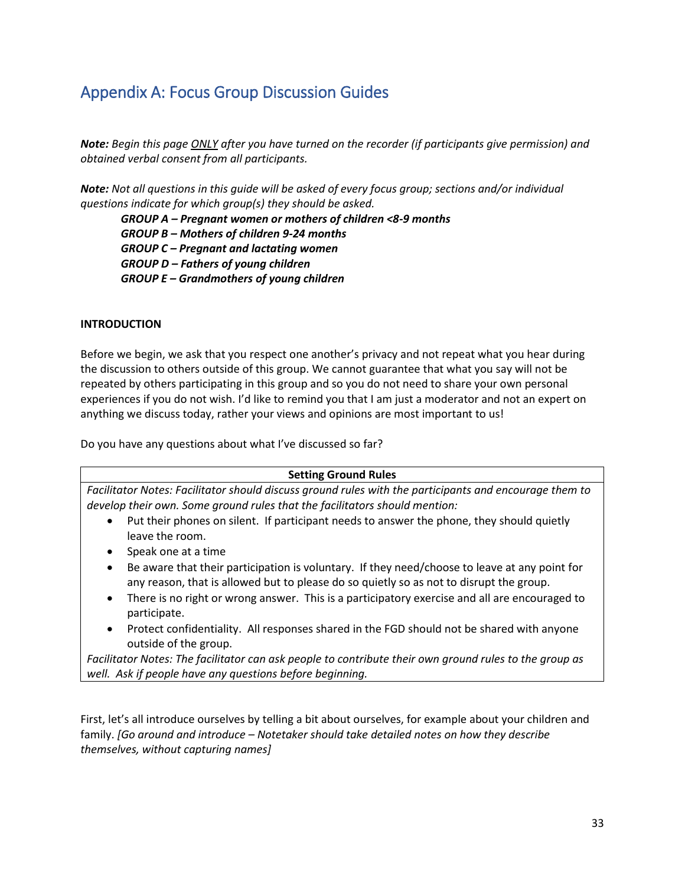# Appendix A: Focus Group Discussion Guides

***Note:*** *Begin this page* <u>*ONLY*</u> *after you have turned on the recorder (if participants give permission) and obtained verbal consent from all participants.*

***Note:*** *Not all questions in this guide will be asked of every focus group; sections and/or individual questions indicate for which group(s) they should be asked.*

> ***GROUP A – Pregnant women or mothers of children <8-9 months***
> ***GROUP B – Mothers of children 9-24 months***
> ***GROUP C – Pregnant and lactating women***
> ***GROUP D – Fathers of young children***
> ***GROUP E – Grandmothers of young children***

**INTRODUCTION**

Before we begin, we ask that you respect one another's privacy and not repeat what you hear during the discussion to others outside of this group. We cannot guarantee that what you say will not be repeated by others participating in this group and so you do not need to share your own personal experiences if you do not wish. I'd like to remind you that I am just a moderator and not an expert on anything we discuss today, rather your views and opinions are most important to us!

Do you have any questions about what I've discussed so far?

| **Setting Ground Rules** |
| --- |
| *Facilitator Notes: Facilitator should discuss ground rules with the participants and encourage them to develop their own. Some ground rules that the facilitators should mention:*<br>• Put their phones on silent. If participant needs to answer the phone, they should quietly leave the room.<br>• Speak one at a time<br>• Be aware that their participation is voluntary. If they need/choose to leave at any point for any reason, that is allowed but to please do so quietly so as not to disrupt the group.<br>• There is no right or wrong answer. This is a participatory exercise and all are encouraged to participate.<br>• Protect confidentiality. All responses shared in the FGD should not be shared with anyone outside of the group.<br>*Facilitator Notes: The facilitator can ask people to contribute their own ground rules to the group as well. Ask if people have any questions before beginning.* |

First, let's all introduce ourselves by telling a bit about ourselves, for example about your children and family. *[Go around and introduce – Notetaker should take detailed notes on how they describe themselves, without capturing names]*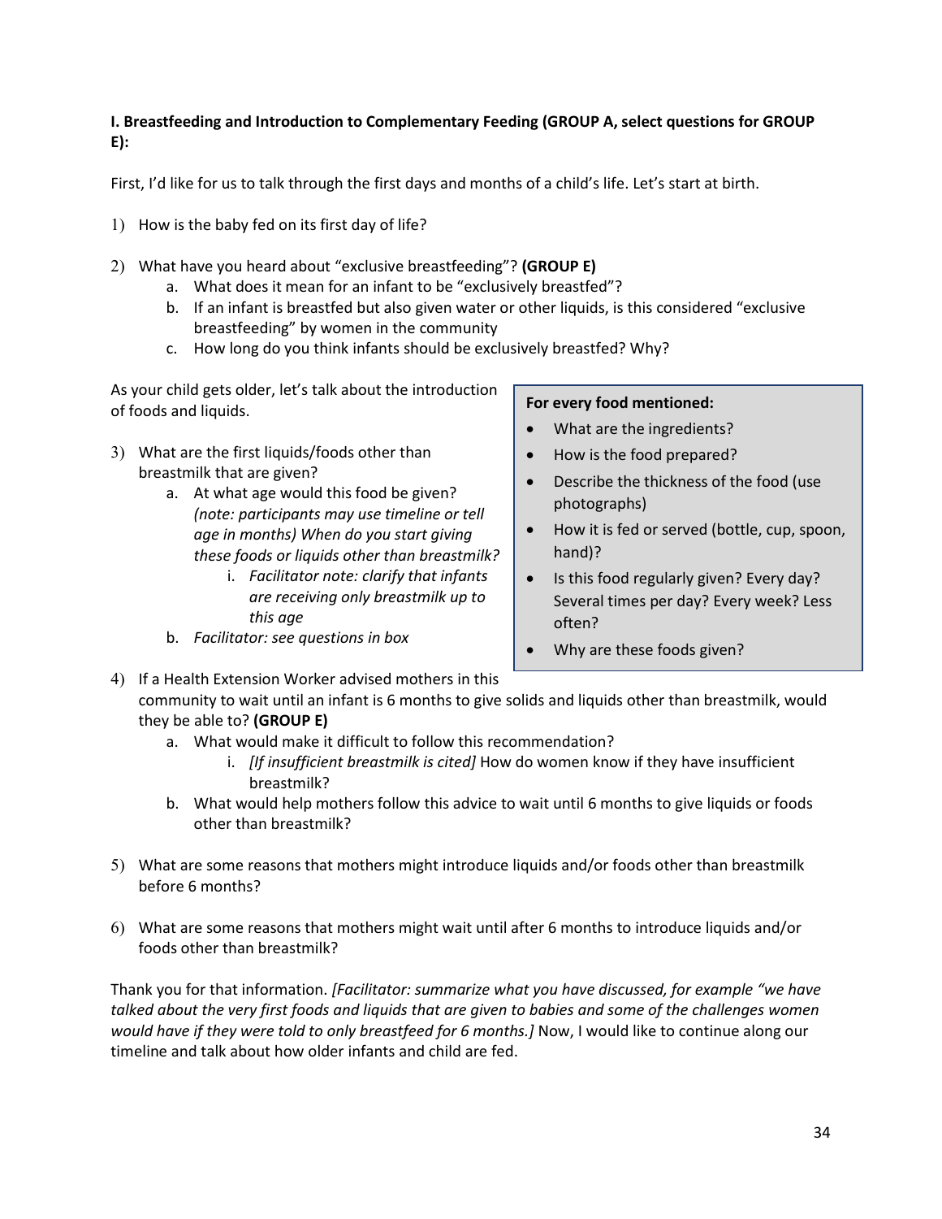**I. Breastfeeding and Introduction to Complementary Feeding (GROUP A, select questions for GROUP E):**

First, I'd like for us to talk through the first days and months of a child's life. Let's start at birth.

1) How is the baby fed on its first day of life?

2) What have you heard about "exclusive breastfeeding"? **(GROUP E)**
    a. What does it mean for an infant to be "exclusively breastfed"?
    b. If an infant is breastfed but also given water or other liquids, is this considered "exclusive breastfeeding" by women in the community
    c. How long do you think infants should be exclusively breastfed? Why?

As your child gets older, let's talk about the introduction of foods and liquids.

3) What are the first liquids/foods other than breastmilk that are given?
    a. At what age would this food be given? *(note: participants may use timeline or tell age in months) When do you start giving these foods or liquids other than breastmilk?*
        i. *Facilitator note: clarify that infants are receiving only breastmilk up to this age*
    b. *Facilitator: see questions in box*

**For every food mentioned:**

- What are the ingredients?
- How is the food prepared?
- Describe the thickness of the food (use photographs)
- How it is fed or served (bottle, cup, spoon, hand)?
- Is this food regularly given? Every day? Several times per day? Every week? Less often?
- Why are these foods given?

4) If a Health Extension Worker advised mothers in this community to wait until an infant is 6 months to give solids and liquids other than breastmilk, would they be able to? **(GROUP E)**
    a. What would make it difficult to follow this recommendation?
        i. *[If insufficient breastmilk is cited]* How do women know if they have insufficient breastmilk?
    b. What would help mothers follow this advice to wait until 6 months to give liquids or foods other than breastmilk?

5) What are some reasons that mothers might introduce liquids and/or foods other than breastmilk before 6 months?

6) What are some reasons that mothers might wait until after 6 months to introduce liquids and/or foods other than breastmilk?

Thank you for that information. *[Facilitator: summarize what you have discussed, for example "we have talked about the very first foods and liquids that are given to babies and some of the challenges women would have if they were told to only breastfeed for 6 months.]* Now, I would like to continue along our timeline and talk about how older infants and child are fed.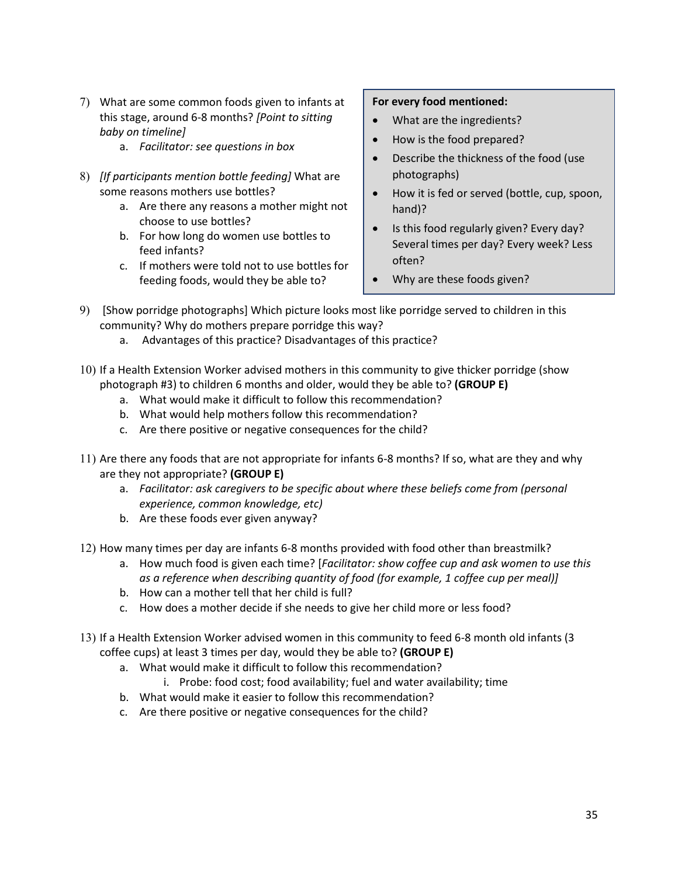7) What are some common foods given to infants at this stage, around 6-8 months? *[Point to sitting baby on timeline]*
    a. *Facilitator: see questions in box*

8) *[If participants mention bottle feeding]* What are some reasons mothers use bottles?
    a. Are there any reasons a mother might not choose to use bottles?
    b. For how long do women use bottles to feed infants?
    c. If mothers were told not to use bottles for feeding foods, would they be able to?

> **For every food mentioned:**
> - What are the ingredients?
> - How is the food prepared?
> - Describe the thickness of the food (use photographs)
> - How it is fed or served (bottle, cup, spoon, hand)?
> - Is this food regularly given? Every day? Several times per day? Every week? Less often?
> - Why are these foods given?

9) [Show porridge photographs] Which picture looks most like porridge served to children in this community? Why do mothers prepare porridge this way?
    a. Advantages of this practice? Disadvantages of this practice?

10) If a Health Extension Worker advised mothers in this community to give thicker porridge (show photograph #3) to children 6 months and older, would they be able to? **(GROUP E)**
    a. What would make it difficult to follow this recommendation?
    b. What would help mothers follow this recommendation?
    c. Are there positive or negative consequences for the child?

11) Are there any foods that are not appropriate for infants 6-8 months? If so, what are they and why are they not appropriate? **(GROUP E)**
    a. *Facilitator: ask caregivers to be specific about where these beliefs come from (personal experience, common knowledge, etc)*
    b. Are these foods ever given anyway?

12) How many times per day are infants 6-8 months provided with food other than breastmilk?
    a. How much food is given each time? [*Facilitator: show coffee cup and ask women to use this as a reference when describing quantity of food (for example, 1 coffee cup per meal)]*
    b. How can a mother tell that her child is full?
    c. How does a mother decide if she needs to give her child more or less food?

13) If a Health Extension Worker advised women in this community to feed 6-8 month old infants (3 coffee cups) at least 3 times per day, would they be able to? **(GROUP E)**
    a. What would make it difficult to follow this recommendation?
        i. Probe: food cost; food availability; fuel and water availability; time
    b. What would make it easier to follow this recommendation?
    c. Are there positive or negative consequences for the child?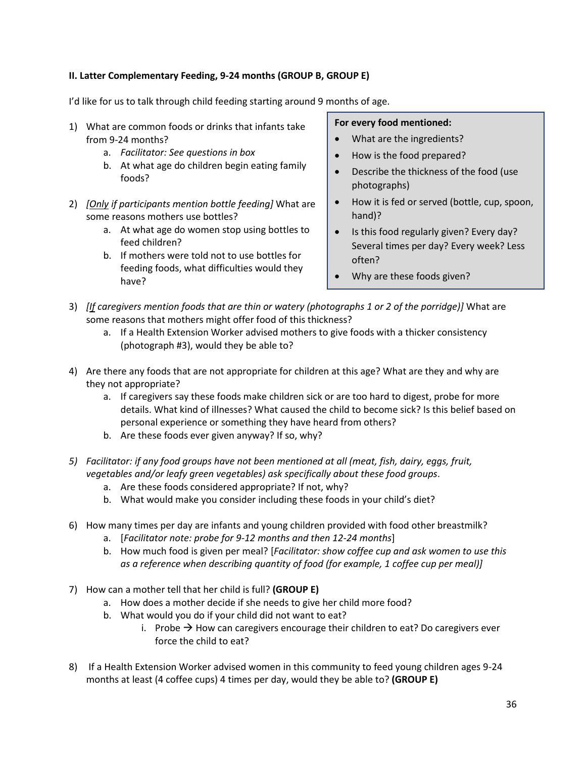**II. Latter Complementary Feeding, 9-24 months (GROUP B, GROUP E)**

I'd like for us to talk through child feeding starting around 9 months of age.

1) What are common foods or drinks that infants take from 9-24 months?
   a. *Facilitator: See questions in box*
   b. At what age do children begin eating family foods?

2) *[Only if participants mention bottle feeding]* What are some reasons mothers use bottles?
   a. At what age do women stop using bottles to feed children?
   b. If mothers were told not to use bottles for feeding foods, what difficulties would they have?

> **For every food mentioned:**
> - What are the ingredients?
> - How is the food prepared?
> - Describe the thickness of the food (use photographs)
> - How it is fed or served (bottle, cup, spoon, hand)?
> - Is this food regularly given? Every day? Several times per day? Every week? Less often?
> - Why are these foods given?

3) *[If caregivers mention foods that are thin or watery (photographs 1 or 2 of the porridge)]* What are some reasons that mothers might offer food of this thickness?
   a. If a Health Extension Worker advised mothers to give foods with a thicker consistency (photograph #3), would they be able to?

4) Are there any foods that are not appropriate for children at this age? What are they and why are they not appropriate?
   a. If caregivers say these foods make children sick or are too hard to digest, probe for more details. What kind of illnesses? What caused the child to become sick? Is this belief based on personal experience or something they have heard from others?
   b. Are these foods ever given anyway? If so, why?

5) *Facilitator: if any food groups have not been mentioned at all (meat, fish, dairy, eggs, fruit, vegetables and/or leafy green vegetables) ask specifically about these food groups*.
   a. Are these foods considered appropriate? If not, why?
   b. What would make you consider including these foods in your child's diet?

6) How many times per day are infants and young children provided with food other breastmilk?
   a. [*Facilitator note: probe for 9-12 months and then 12-24 months*]
   b. How much food is given per meal? [*Facilitator: show coffee cup and ask women to use this as a reference when describing quantity of food (for example, 1 coffee cup per meal)]*

7) How can a mother tell that her child is full? **(GROUP E)**
   a. How does a mother decide if she needs to give her child more food?
   b. What would you do if your child did not want to eat?
      i. Probe → How can caregivers encourage their children to eat? Do caregivers ever force the child to eat?

8) If a Health Extension Worker advised women in this community to feed young children ages 9-24 months at least (4 coffee cups) 4 times per day, would they be able to? **(GROUP E)**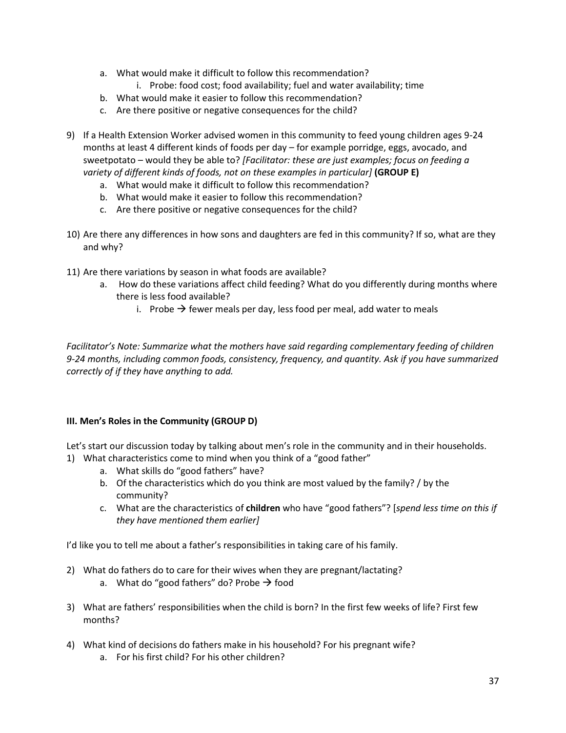a. What would make it difficult to follow this recommendation?
      i. Probe: food cost; food availability; fuel and water availability; time
   b. What would make it easier to follow this recommendation?
   c. Are there positive or negative consequences for the child?

9) If a Health Extension Worker advised women in this community to feed young children ages 9-24 months at least 4 different kinds of foods per day – for example porridge, eggs, avocado, and sweetpotato – would they be able to? *[Facilitator: these are just examples; focus on feeding a variety of different kinds of foods, not on these examples in particular]* **(GROUP E)**
   a. What would make it difficult to follow this recommendation?
   b. What would make it easier to follow this recommendation?
   c. Are there positive or negative consequences for the child?

10) Are there any differences in how sons and daughters are fed in this community? If so, what are they and why?

11) Are there variations by season in what foods are available?
   a. How do these variations affect child feeding? What do you differently during months where there is less food available?
      i. Probe → fewer meals per day, less food per meal, add water to meals

*Facilitator's Note: Summarize what the mothers have said regarding complementary feeding of children 9-24 months, including common foods, consistency, frequency, and quantity. Ask if you have summarized correctly of if they have anything to add.*

**III. Men's Roles in the Community (GROUP D)**

Let's start our discussion today by talking about men's role in the community and in their households.

1) What characteristics come to mind when you think of a "good father"
   a. What skills do "good fathers" have?
   b. Of the characteristics which do you think are most valued by the family? / by the community?
   c. What are the characteristics of **children** who have "good fathers"? [*spend less time on this if they have mentioned them earlier]*

I'd like you to tell me about a father's responsibilities in taking care of his family.

2) What do fathers do to care for their wives when they are pregnant/lactating?
   a. What do "good fathers" do? Probe → food

3) What are fathers' responsibilities when the child is born? In the first few weeks of life? First few months?

4) What kind of decisions do fathers make in his household? For his pregnant wife?
   a. For his first child? For his other children?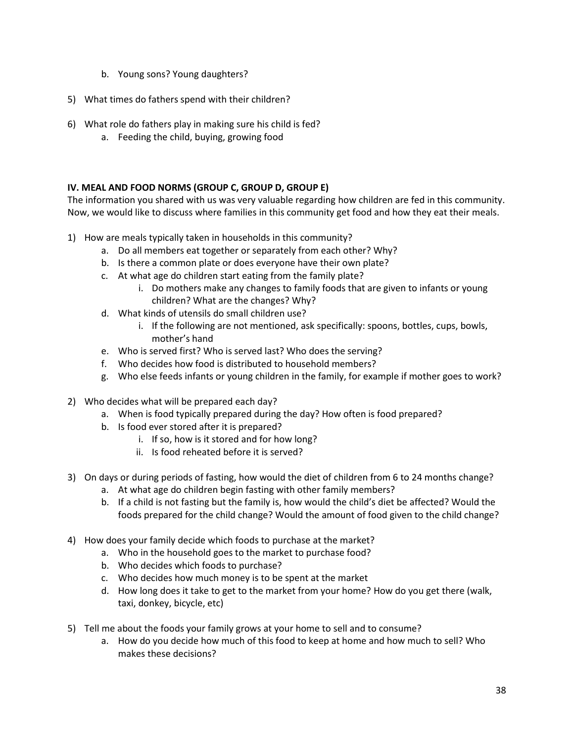b. Young sons? Young daughters?

5) What times do fathers spend with their children?

6) What role do fathers play in making sure his child is fed?
   a. Feeding the child, buying, growing food

**IV. MEAL AND FOOD NORMS (GROUP C, GROUP D, GROUP E)**

The information you shared with us was very valuable regarding how children are fed in this community. Now, we would like to discuss where families in this community get food and how they eat their meals.

1) How are meals typically taken in households in this community?
   a. Do all members eat together or separately from each other? Why?
   b. Is there a common plate or does everyone have their own plate?
   c. At what age do children start eating from the family plate?
      i. Do mothers make any changes to family foods that are given to infants or young children? What are the changes? Why?
   d. What kinds of utensils do small children use?
      i. If the following are not mentioned, ask specifically: spoons, bottles, cups, bowls, mother's hand
   e. Who is served first? Who is served last? Who does the serving?
   f. Who decides how food is distributed to household members?
   g. Who else feeds infants or young children in the family, for example if mother goes to work?

2) Who decides what will be prepared each day?
   a. When is food typically prepared during the day? How often is food prepared?
   b. Is food ever stored after it is prepared?
      i. If so, how is it stored and for how long?
      ii. Is food reheated before it is served?

3) On days or during periods of fasting, how would the diet of children from 6 to 24 months change?
   a. At what age do children begin fasting with other family members?
   b. If a child is not fasting but the family is, how would the child's diet be affected? Would the foods prepared for the child change? Would the amount of food given to the child change?

4) How does your family decide which foods to purchase at the market?
   a. Who in the household goes to the market to purchase food?
   b. Who decides which foods to purchase?
   c. Who decides how much money is to be spent at the market
   d. How long does it take to get to the market from your home? How do you get there (walk, taxi, donkey, bicycle, etc)

5) Tell me about the foods your family grows at your home to sell and to consume?
   a. How do you decide how much of this food to keep at home and how much to sell? Who makes these decisions?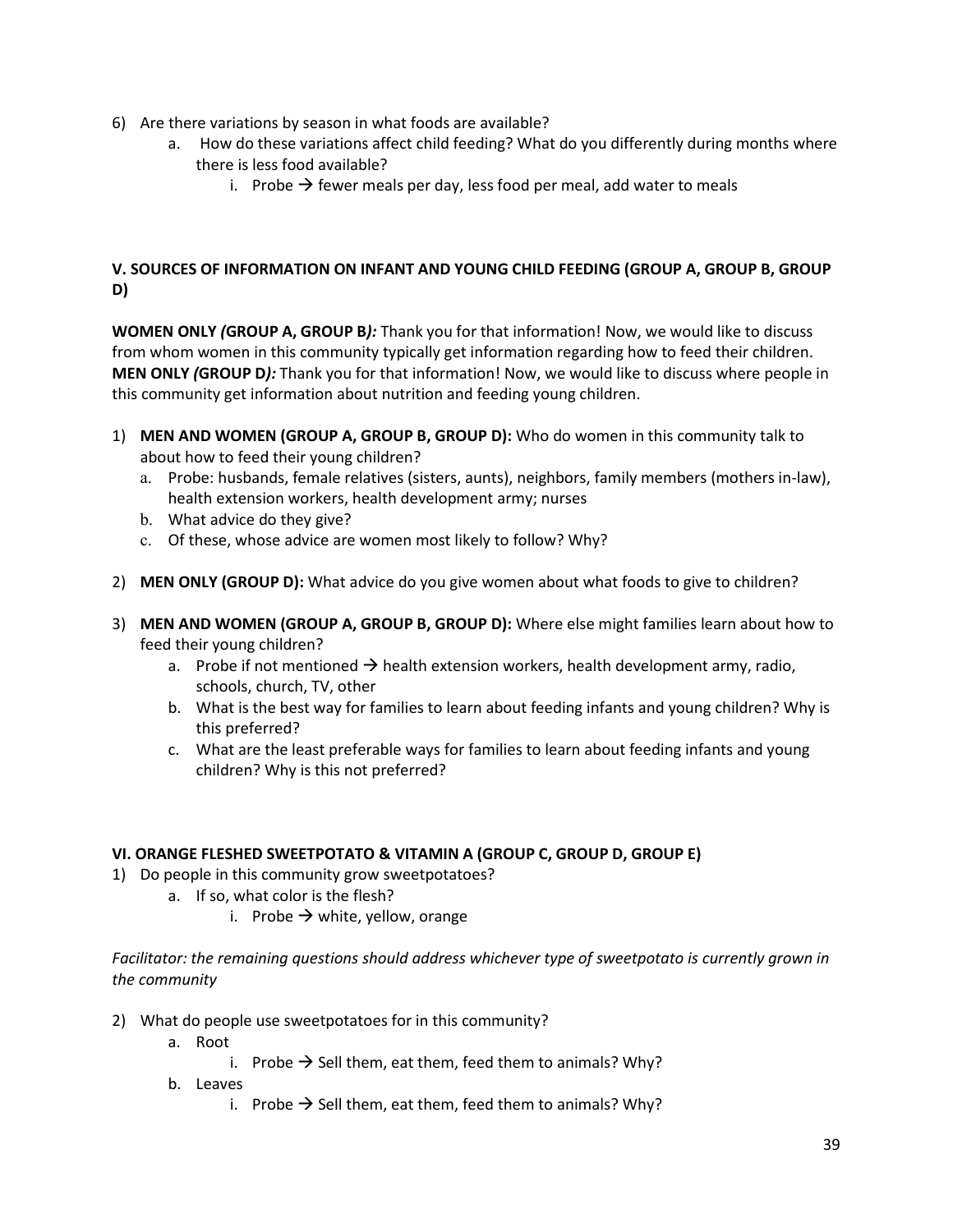6) Are there variations by season in what foods are available?
    a. How do these variations affect child feeding? What do you differently during months where there is less food available?
        i. Probe → fewer meals per day, less food per meal, add water to meals

### V. SOURCES OF INFORMATION ON INFANT AND YOUNG CHILD FEEDING (GROUP A, GROUP B, GROUP D)

**WOMEN ONLY *(*GROUP A, GROUP B*):*** Thank you for that information! Now, we would like to discuss from whom women in this community typically get information regarding how to feed their children. **MEN ONLY *(*GROUP D*):*** Thank you for that information! Now, we would like to discuss where people in this community get information about nutrition and feeding young children.

1) **MEN AND WOMEN (GROUP A, GROUP B, GROUP D):** Who do women in this community talk to about how to feed their young children?
    a. Probe: husbands, female relatives (sisters, aunts), neighbors, family members (mothers in-law), health extension workers, health development army; nurses
    b. What advice do they give?
    c. Of these, whose advice are women most likely to follow? Why?

2) **MEN ONLY (GROUP D):** What advice do you give women about what foods to give to children?

3) **MEN AND WOMEN (GROUP A, GROUP B, GROUP D):** Where else might families learn about how to feed their young children?
    a. Probe if not mentioned → health extension workers, health development army, radio, schools, church, TV, other
    b. What is the best way for families to learn about feeding infants and young children? Why is this preferred?
    c. What are the least preferable ways for families to learn about feeding infants and young children? Why is this not preferred?

### VI. ORANGE FLESHED SWEETPOTATO & VITAMIN A (GROUP C, GROUP D, GROUP E)

1) Do people in this community grow sweetpotatoes?
    a. If so, what color is the flesh?
        i. Probe → white, yellow, orange

*Facilitator: the remaining questions should address whichever type of sweetpotato is currently grown in the community*

2) What do people use sweetpotatoes for in this community?
    a. Root
        i. Probe → Sell them, eat them, feed them to animals? Why?
    b. Leaves
        i. Probe → Sell them, eat them, feed them to animals? Why?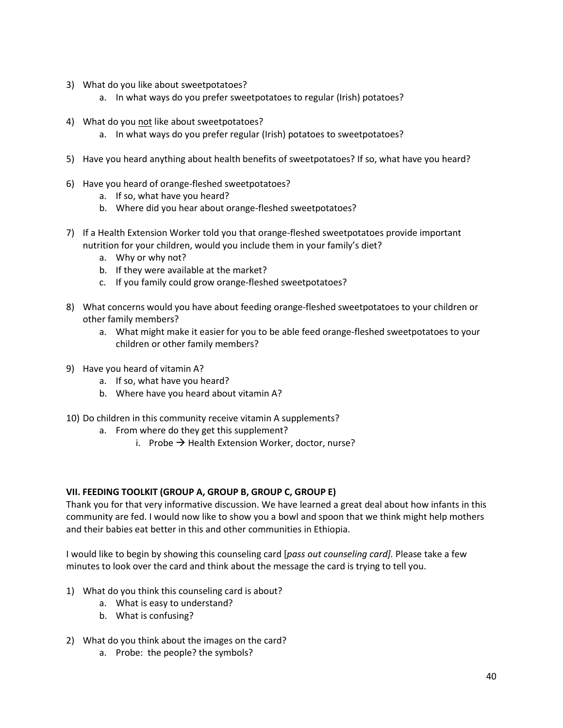3) What do you like about sweetpotatoes?
    a. In what ways do you prefer sweetpotatoes to regular (Irish) potatoes?

4) What do you <u>not</u> like about sweetpotatoes?
    a. In what ways do you prefer regular (Irish) potatoes to sweetpotatoes?

5) Have you heard anything about health benefits of sweetpotatoes? If so, what have you heard?

6) Have you heard of orange-fleshed sweetpotatoes?
    a. If so, what have you heard?
    b. Where did you hear about orange-fleshed sweetpotatoes?

7) If a Health Extension Worker told you that orange-fleshed sweetpotatoes provide important nutrition for your children, would you include them in your family's diet?
    a. Why or why not?
    b. If they were available at the market?
    c. If you family could grow orange-fleshed sweetpotatoes?

8) What concerns would you have about feeding orange-fleshed sweetpotatoes to your children or other family members?
    a. What might make it easier for you to be able feed orange-fleshed sweetpotatoes to your children or other family members?

9) Have you heard of vitamin A?
    a. If so, what have you heard?
    b. Where have you heard about vitamin A?

10) Do children in this community receive vitamin A supplements?
    a. From where do they get this supplement?
        i. Probe → Health Extension Worker, doctor, nurse?

**VII. FEEDING TOOLKIT (GROUP A, GROUP B, GROUP C, GROUP E)**

Thank you for that very informative discussion. We have learned a great deal about how infants in this community are fed. I would now like to show you a bowl and spoon that we think might help mothers and their babies eat better in this and other communities in Ethiopia.

I would like to begin by showing this counseling card [*pass out counseling card].* Please take a few minutes to look over the card and think about the message the card is trying to tell you.

1) What do you think this counseling card is about?
    a. What is easy to understand?
    b. What is confusing?

2) What do you think about the images on the card?
    a. Probe: the people? the symbols?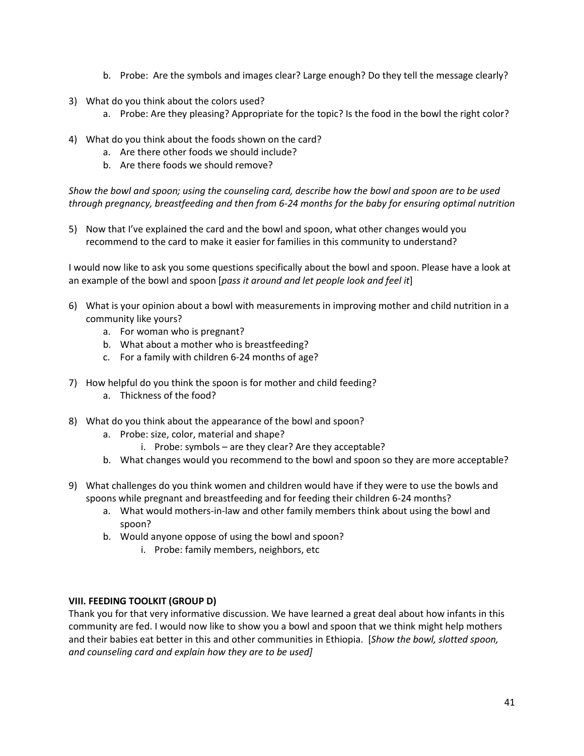b. Probe: Are the symbols and images clear? Large enough? Do they tell the message clearly?

3) What do you think about the colors used?
    a. Probe: Are they pleasing? Appropriate for the topic? Is the food in the bowl the right color?

4) What do you think about the foods shown on the card?
    a. Are there other foods we should include?
    b. Are there foods we should remove?

*Show the bowl and spoon; using the counseling card, describe how the bowl and spoon are to be used through pregnancy, breastfeeding and then from 6-24 months for the baby for ensuring optimal nutrition*

5) Now that I've explained the card and the bowl and spoon, what other changes would you recommend to the card to make it easier for families in this community to understand?

I would now like to ask you some questions specifically about the bowl and spoon. Please have a look at an example of the bowl and spoon [*pass it around and let people look and feel it*]

6) What is your opinion about a bowl with measurements in improving mother and child nutrition in a community like yours?
    a. For woman who is pregnant?
    b. What about a mother who is breastfeeding?
    c. For a family with children 6-24 months of age?

7) How helpful do you think the spoon is for mother and child feeding?
    a. Thickness of the food?

8) What do you think about the appearance of the bowl and spoon?
    a. Probe: size, color, material and shape?
        i. Probe: symbols – are they clear? Are they acceptable?
    b. What changes would you recommend to the bowl and spoon so they are more acceptable?

9) What challenges do you think women and children would have if they were to use the bowls and spoons while pregnant and breastfeeding and for feeding their children 6-24 months?
    a. What would mothers-in-law and other family members think about using the bowl and spoon?
    b. Would anyone oppose of using the bowl and spoon?
        i. Probe: family members, neighbors, etc

**VIII. FEEDING TOOLKIT (GROUP D)**

Thank you for that very informative discussion. We have learned a great deal about how infants in this community are fed. I would now like to show you a bowl and spoon that we think might help mothers and their babies eat better in this and other communities in Ethiopia. [*Show the bowl, slotted spoon, and counseling card and explain how they are to be used]*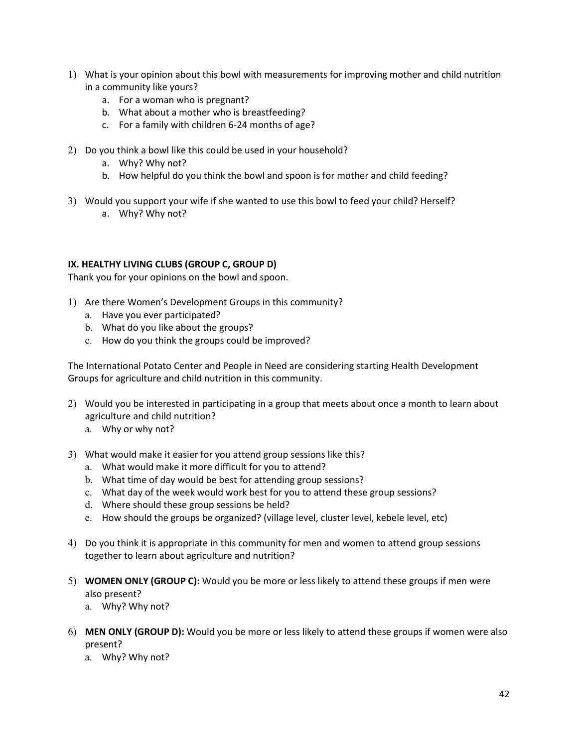1) What is your opinion about this bowl with measurements for improving mother and child nutrition in a community like yours?
    a. For a woman who is pregnant?
    b. What about a mother who is breastfeeding?
    c. For a family with children 6-24 months of age?

2) Do you think a bowl like this could be used in your household?
    a. Why? Why not?
    b. How helpful do you think the bowl and spoon is for mother and child feeding?

3) Would you support your wife if she wanted to use this bowl to feed your child? Herself?
    a. Why? Why not?

**IX. HEALTHY LIVING CLUBS (GROUP C, GROUP D)**

Thank you for your opinions on the bowl and spoon.

1) Are there Women's Development Groups in this community?
    a. Have you ever participated?
    b. What do you like about the groups?
    c. How do you think the groups could be improved?

The International Potato Center and People in Need are considering starting Health Development Groups for agriculture and child nutrition in this community.

2) Would you be interested in participating in a group that meets about once a month to learn about agriculture and child nutrition?
    a. Why or why not?

3) What would make it easier for you attend group sessions like this?
    a. What would make it more difficult for you to attend?
    b. What time of day would be best for attending group sessions?
    c. What day of the week would work best for you to attend these group sessions?
    d. Where should these group sessions be held?
    e. How should the groups be organized? (village level, cluster level, kebele level, etc)

4) Do you think it is appropriate in this community for men and women to attend group sessions together to learn about agriculture and nutrition?

5) **WOMEN ONLY (GROUP C):** Would you be more or less likely to attend these groups if men were also present?
    a. Why? Why not?

6) **MEN ONLY (GROUP D):** Would you be more or less likely to attend these groups if women were also present?
    a. Why? Why not?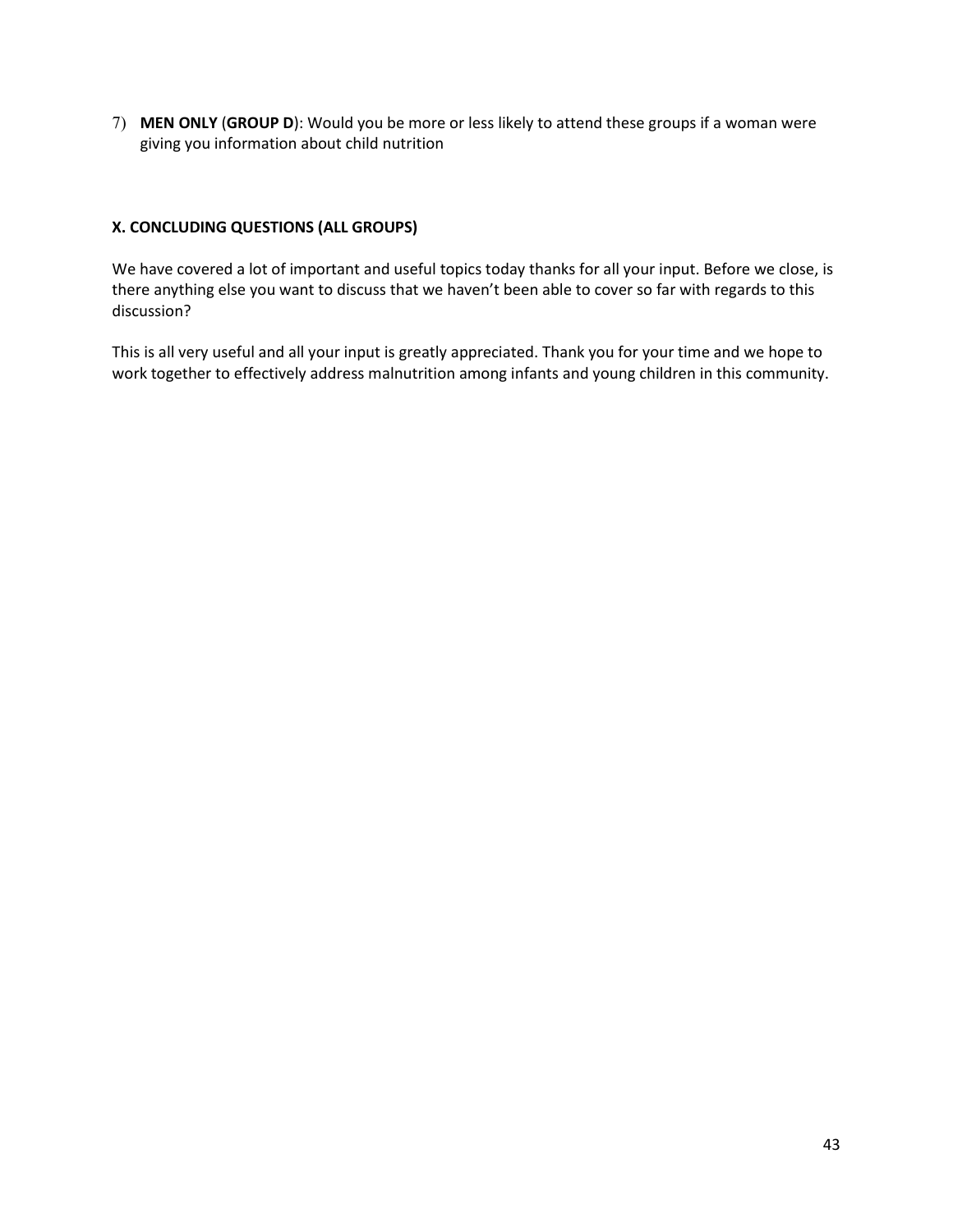7) **MEN ONLY** (**GROUP D**): Would you be more or less likely to attend these groups if a woman were giving you information about child nutrition

## X. CONCLUDING QUESTIONS (ALL GROUPS)

We have covered a lot of important and useful topics today thanks for all your input. Before we close, is there anything else you want to discuss that we haven't been able to cover so far with regards to this discussion?

This is all very useful and all your input is greatly appreciated. Thank you for your time and we hope to work together to effectively address malnutrition among infants and young children in this community.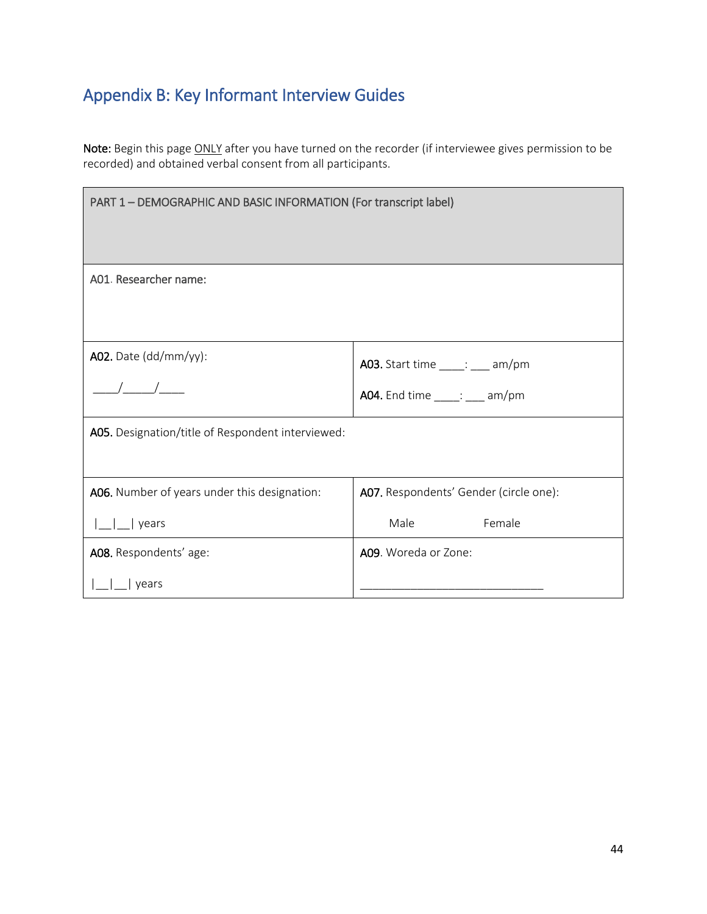## Appendix B: Key Informant Interview Guides

**Note:** Begin this page ONLY after you have turned on the recorder (if interviewee gives permission to be recorded) and obtained verbal consent from all participants.

| PART 1 – DEMOGRAPHIC AND BASIC INFORMATION (For transcript label) | |
|---|---|
| **A01**. Researcher name: | |
| **A02.** Date (dd/mm/yy): ____/_____/____ | **A03.** Start time ____: ___ am/pm<br>**A04.** End time ____: ___ am/pm |
| **A05.** Designation/title of Respondent interviewed: | |
| **A06.** Number of years under this designation: \|__\|__\| years | **A07.** Respondents' Gender (circle one): Male Female |
| **A08.** Respondents' age: \|__\|__\| years | **A09**. Woreda or Zone: ______________________________ |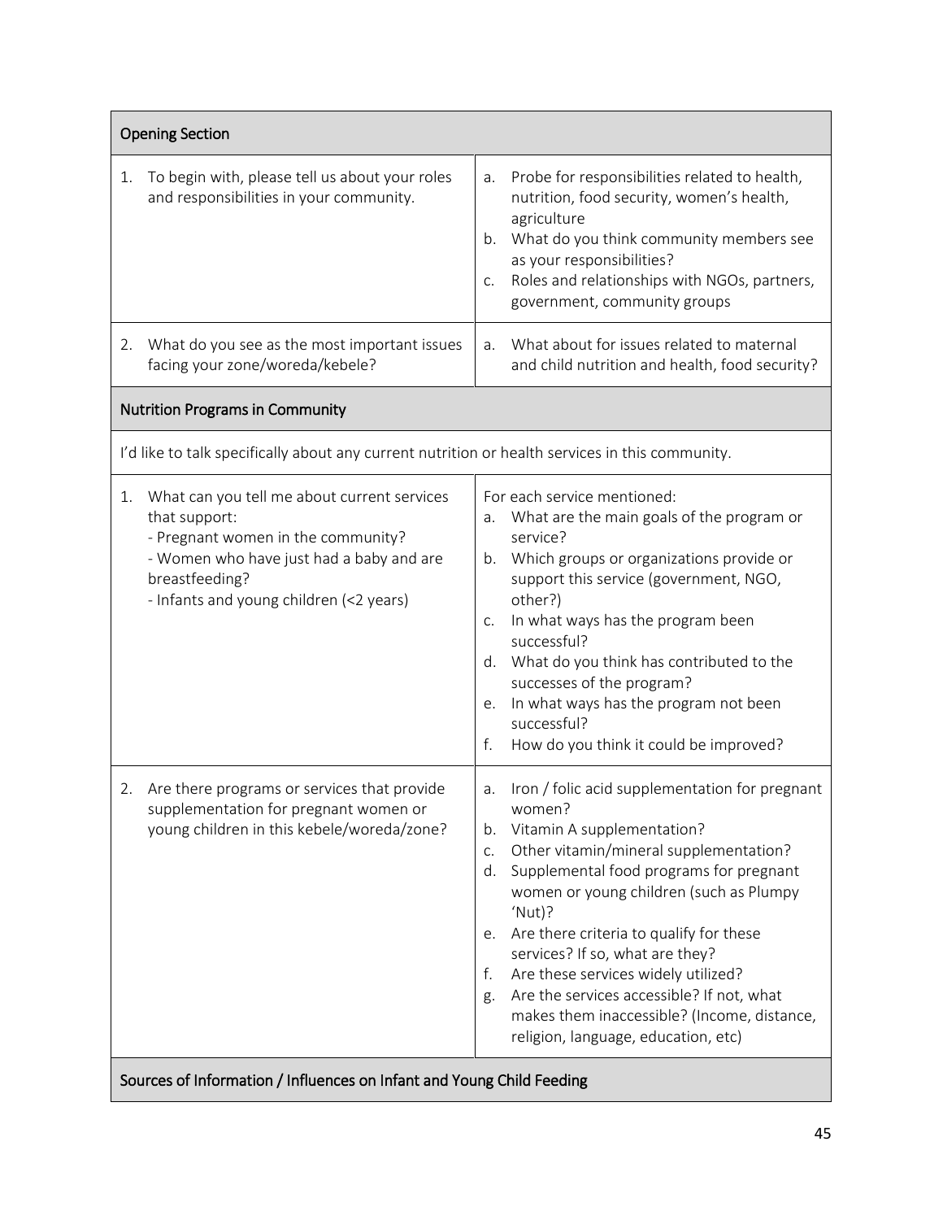| Opening Section | |
|---|---|
| 1. To begin with, please tell us about your roles and responsibilities in your community. | a. Probe for responsibilities related to health, nutrition, food security, women's health, agriculture<br>b. What do you think community members see as your responsibilities?<br>c. Roles and relationships with NGOs, partners, government, community groups |
| 2. What do you see as the most important issues facing your zone/woreda/kebele? | a. What about for issues related to maternal and child nutrition and health, food security? |
| **Nutrition Programs in Community** | |
| I'd like to talk specifically about any current nutrition or health services in this community. | |
| 1. What can you tell me about current services that support:<br>- Pregnant women in the community?<br>- Women who have just had a baby and are breastfeeding?<br>- Infants and young children (<2 years) | For each service mentioned:<br>a. What are the main goals of the program or service?<br>b. Which groups or organizations provide or support this service (government, NGO, other?)<br>c. In what ways has the program been successful?<br>d. What do you think has contributed to the successes of the program?<br>e. In what ways has the program not been successful?<br>f. How do you think it could be improved? |
| 2. Are there programs or services that provide supplementation for pregnant women or young children in this kebele/woreda/zone? | a. Iron / folic acid supplementation for pregnant women?<br>b. Vitamin A supplementation?<br>c. Other vitamin/mineral supplementation?<br>d. Supplemental food programs for pregnant women or young children (such as Plumpy 'Nut)?<br>e. Are there criteria to qualify for these services? If so, what are they?<br>f. Are these services widely utilized?<br>g. Are the services accessible? If not, what makes them inaccessible? (Income, distance, religion, language, education, etc) |
| **Sources of Information / Influences on Infant and Young Child Feeding** | |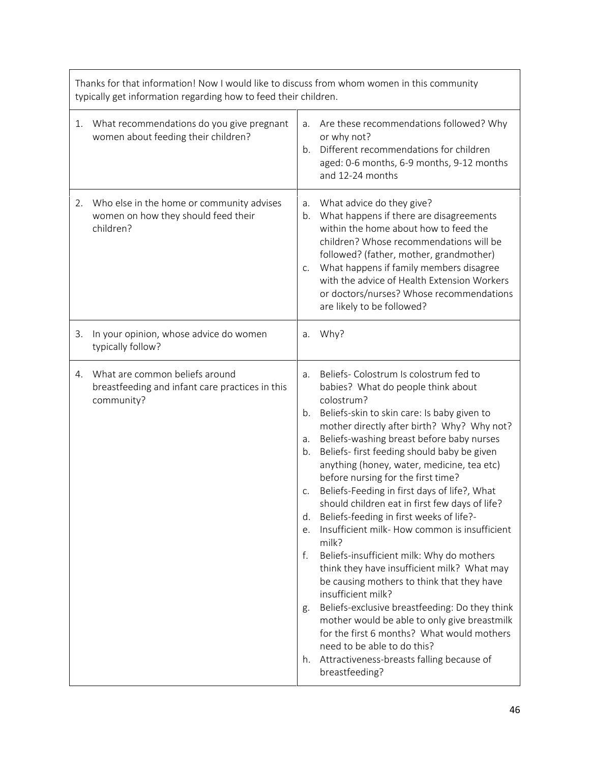| Thanks for that information! Now I would like to discuss from whom women in this community typically get information regarding how to feed their children. | |
|---|---|
| 1. What recommendations do you give pregnant women about feeding their children? | a. Are these recommendations followed? Why or why not?<br>b. Different recommendations for children aged: 0-6 months, 6-9 months, 9-12 months and 12-24 months |
| 2. Who else in the home or community advises women on how they should feed their children? | a. What advice do they give?<br>b. What happens if there are disagreements within the home about how to feed the children? Whose recommendations will be followed? (father, mother, grandmother)<br>c. What happens if family members disagree with the advice of Health Extension Workers or doctors/nurses? Whose recommendations are likely to be followed? |
| 3. In your opinion, whose advice do women typically follow? | a. Why? |
| 4. What are common beliefs around breastfeeding and infant care practices in this community? | a. Beliefs- Colostrum Is colostrum fed to babies? What do people think about colostrum?<br>b. Beliefs-skin to skin care: Is baby given to mother directly after birth? Why? Why not?<br>a. Beliefs-washing breast before baby nurses<br>b. Beliefs- first feeding should baby be given anything (honey, water, medicine, tea etc) before nursing for the first time?<br>c. Beliefs-Feeding in first days of life?, What should children eat in first few days of life?<br>d. Beliefs-feeding in first weeks of life?-<br>e. Insufficient milk- How common is insufficient milk?<br>f. Beliefs-insufficient milk: Why do mothers think they have insufficient milk? What may be causing mothers to think that they have insufficient milk?<br>g. Beliefs-exclusive breastfeeding: Do they think mother would be able to only give breastmilk for the first 6 months? What would mothers need to be able to do this?<br>h. Attractiveness-breasts falling because of breastfeeding? |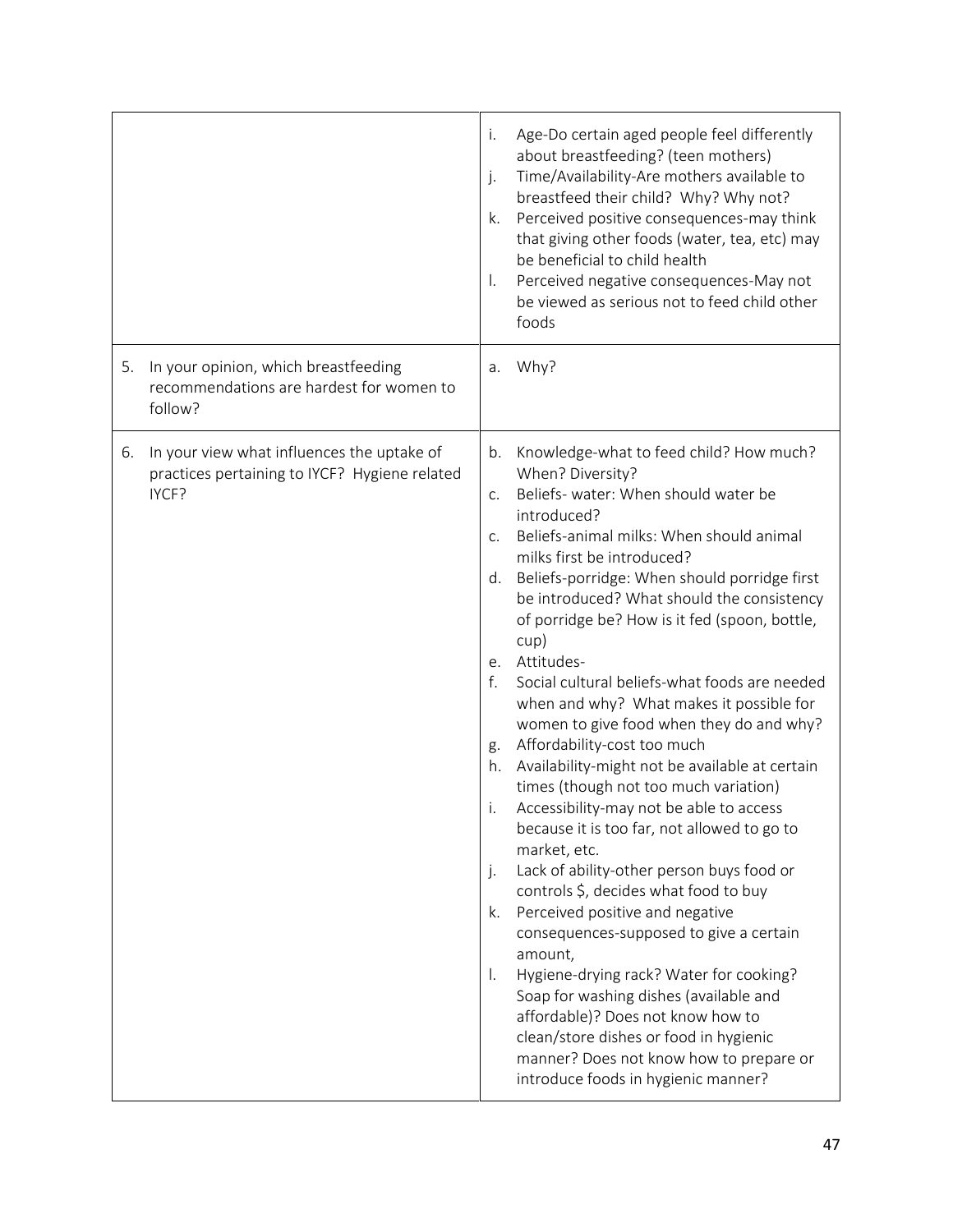| | |
|---|---|
| | i. Age-Do certain aged people feel differently about breastfeeding? (teen mothers)<br>j. Time/Availability-Are mothers available to breastfeed their child? Why? Why not?<br>k. Perceived positive consequences-may think that giving other foods (water, tea, etc) may be beneficial to child health<br>l. Perceived negative consequences-May not be viewed as serious not to feed child other foods |
| 5. In your opinion, which breastfeeding recommendations are hardest for women to follow? | a. Why? |
| 6. In your view what influences the uptake of practices pertaining to IYCF? Hygiene related IYCF? | b. Knowledge-what to feed child? How much? When? Diversity?<br>c. Beliefs- water: When should water be introduced?<br>c. Beliefs-animal milks: When should animal milks first be introduced?<br>d. Beliefs-porridge: When should porridge first be introduced? What should the consistency of porridge be? How is it fed (spoon, bottle, cup)<br>e. Attitudes-<br>f. Social cultural beliefs-what foods are needed when and why? What makes it possible for women to give food when they do and why?<br>g. Affordability-cost too much<br>h. Availability-might not be available at certain times (though not too much variation)<br>i. Accessibility-may not be able to access because it is too far, not allowed to go to market, etc.<br>j. Lack of ability-other person buys food or controls $, decides what food to buy<br>k. Perceived positive and negative consequences-supposed to give a certain amount,<br>l. Hygiene-drying rack? Water for cooking? Soap for washing dishes (available and affordable)? Does not know how to clean/store dishes or food in hygienic manner? Does not know how to prepare or introduce foods in hygienic manner? |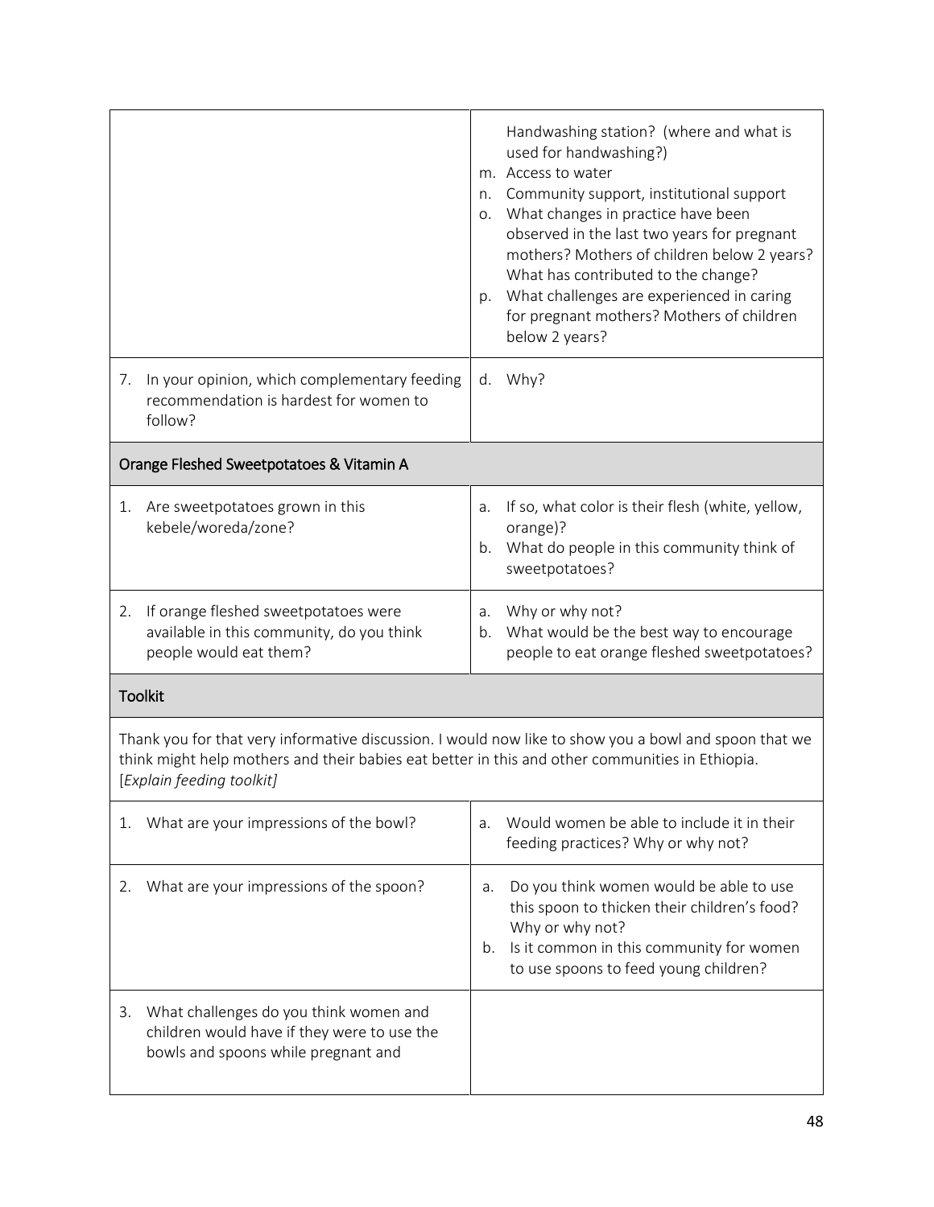| | |
|---|---|
| | Handwashing station? (where and what is used for handwashing?)<br>m. Access to water<br>n. Community support, institutional support<br>o. What changes in practice have been observed in the last two years for pregnant mothers? Mothers of children below 2 years? What has contributed to the change?<br>p. What challenges are experienced in caring for pregnant mothers? Mothers of children below 2 years? |
| 7. In your opinion, which complementary feeding recommendation is hardest for women to follow? | d. Why? |
| **Orange Fleshed Sweetpotatoes & Vitamin A** | |
| 1. Are sweetpotatoes grown in this kebele/woreda/zone? | a. If so, what color is their flesh (white, yellow, orange)?<br>b. What do people in this community think of sweetpotatoes? |
| 2. If orange fleshed sweetpotatoes were available in this community, do you think people would eat them? | a. Why or why not?<br>b. What would be the best way to encourage people to eat orange fleshed sweetpotatoes? |
| **Toolkit** | |
| Thank you for that very informative discussion. I would now like to show you a bowl and spoon that we think might help mothers and their babies eat better in this and other communities in Ethiopia. [*Explain feeding toolkit*] | |
| 1. What are your impressions of the bowl? | a. Would women be able to include it in their feeding practices? Why or why not? |
| 2. What are your impressions of the spoon? | a. Do you think women would be able to use this spoon to thicken their children's food? Why or why not?<br>b. Is it common in this community for women to use spoons to feed young children? |
| 3. What challenges do you think women and children would have if they were to use the bowls and spoons while pregnant and | |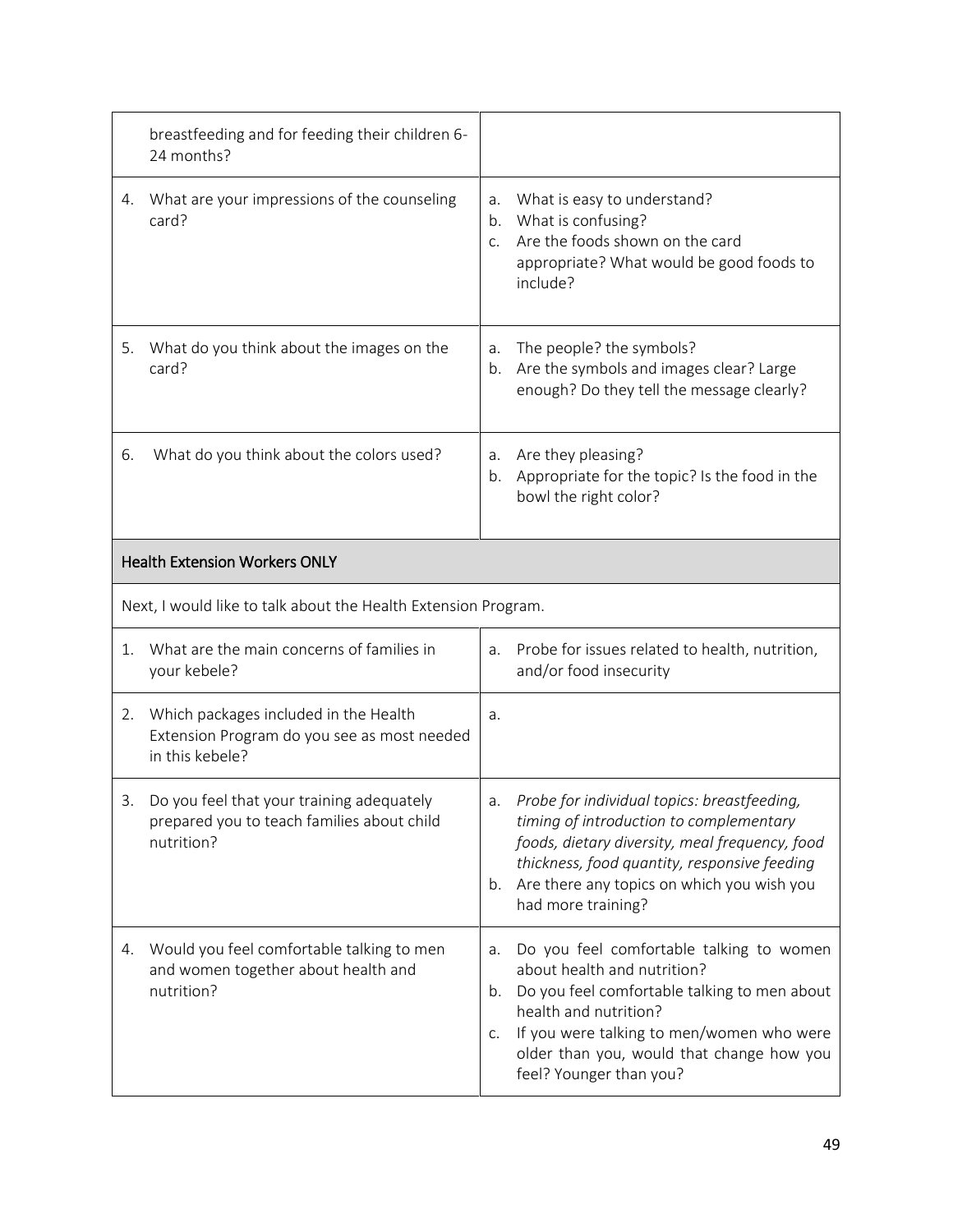| | |
|---|---|
| breastfeeding and for feeding their children 6-24 months? | |
| 4. What are your impressions of the counseling card? | a. What is easy to understand?<br>b. What is confusing?<br>c. Are the foods shown on the card appropriate? What would be good foods to include? |
| 5. What do you think about the images on the card? | a. The people? the symbols?<br>b. Are the symbols and images clear? Large enough? Do they tell the message clearly? |
| 6. What do you think about the colors used? | a. Are they pleasing?<br>b. Appropriate for the topic? Is the food in the bowl the right color? |
| **Health Extension Workers ONLY** | |
| Next, I would like to talk about the Health Extension Program. | |
| 1. What are the main concerns of families in your kebele? | a. Probe for issues related to health, nutrition, and/or food insecurity |
| 2. Which packages included in the Health Extension Program do you see as most needed in this kebele? | a. |
| 3. Do you feel that your training adequately prepared you to teach families about child nutrition? | a. *Probe for individual topics: breastfeeding, timing of introduction to complementary foods, dietary diversity, meal frequency, food thickness, food quantity, responsive feeding*<br>b. Are there any topics on which you wish you had more training? |
| 4. Would you feel comfortable talking to men and women together about health and nutrition? | a. Do you feel comfortable talking to women about health and nutrition?<br>b. Do you feel comfortable talking to men about health and nutrition?<br>c. If you were talking to men/women who were older than you, would that change how you feel? Younger than you? |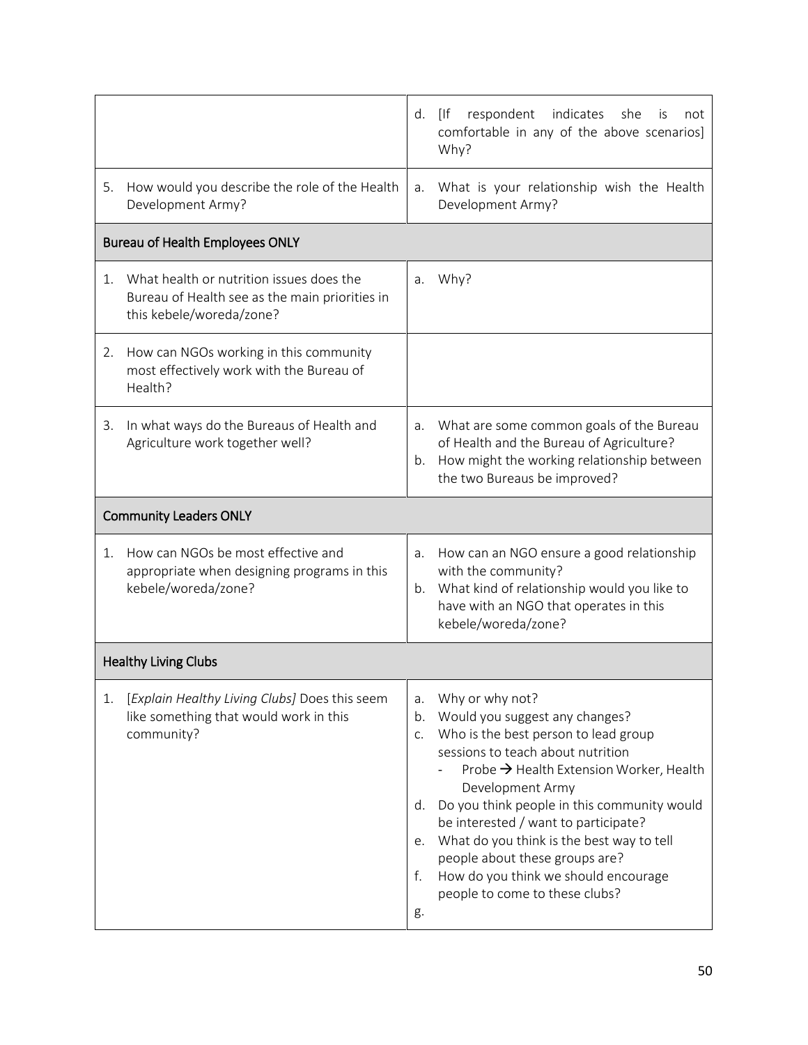| | |
|---|---|
| | d. [If respondent indicates she is not comfortable in any of the above scenarios] Why? |
| 5. How would you describe the role of the Health Development Army? | a. What is your relationship wish the Health Development Army? |
| **Bureau of Health Employees ONLY** | |
| 1. What health or nutrition issues does the Bureau of Health see as the main priorities in this kebele/woreda/zone? | a. Why? |
| 2. How can NGOs working in this community most effectively work with the Bureau of Health? | |
| 3. In what ways do the Bureaus of Health and Agriculture work together well? | a. What are some common goals of the Bureau of Health and the Bureau of Agriculture?<br>b. How might the working relationship between the two Bureaus be improved? |
| **Community Leaders ONLY** | |
| 1. How can NGOs be most effective and appropriate when designing programs in this kebele/woreda/zone? | a. How can an NGO ensure a good relationship with the community?<br>b. What kind of relationship would you like to have with an NGO that operates in this kebele/woreda/zone? |
| **Healthy Living Clubs** | |
| 1. [*Explain Healthy Living Clubs*] Does this seem like something that would work in this community? | a. Why or why not?<br>b. Would you suggest any changes?<br>c. Who is the best person to lead group sessions to teach about nutrition<br>- Probe → Health Extension Worker, Health Development Army<br>d. Do you think people in this community would be interested / want to participate?<br>e. What do you think is the best way to tell people about these groups are?<br>f. How do you think we should encourage people to come to these clubs?<br>g. |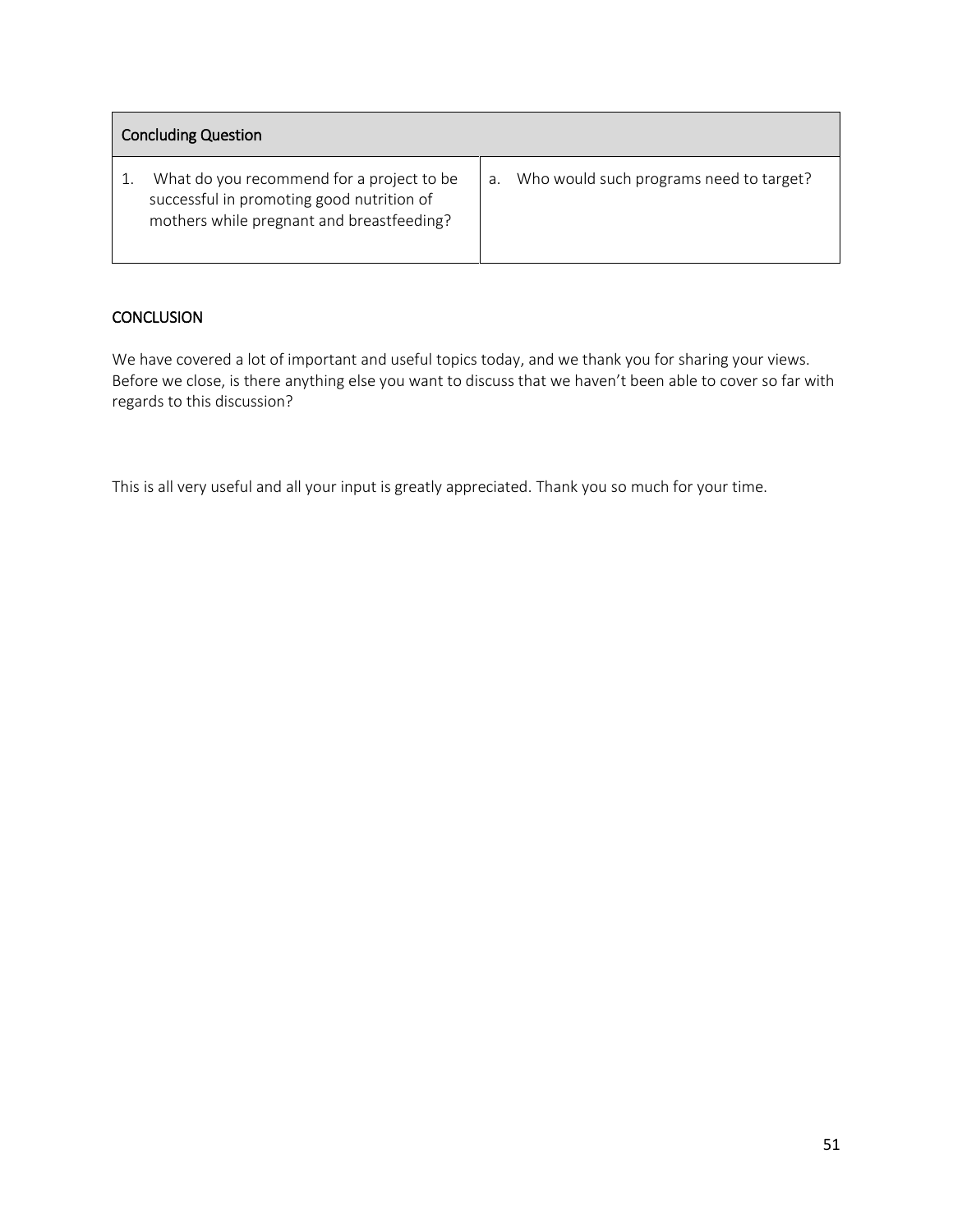| Concluding Question | |
|---|---|
| 1. What do you recommend for a project to be successful in promoting good nutrition of mothers while pregnant and breastfeeding? | a. Who would such programs need to target? |

## CONCLUSION

We have covered a lot of important and useful topics today, and we thank you for sharing your views. Before we close, is there anything else you want to discuss that we haven't been able to cover so far with regards to this discussion?

This is all very useful and all your input is greatly appreciated. Thank you so much for your time.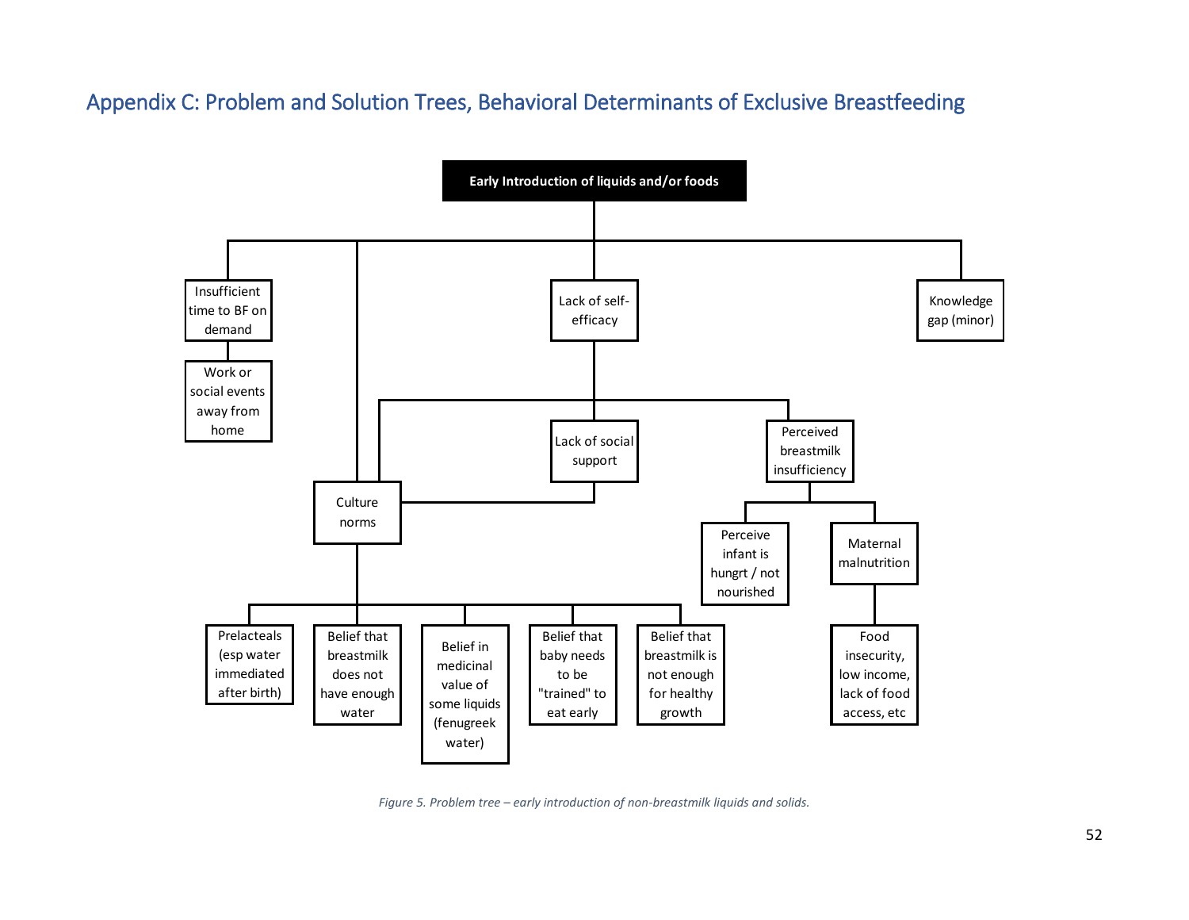## Appendix C: Problem and Solution Trees, Behavioral Determinants of Exclusive Breastfeeding

**Early Introduction of liquids and/or foods**

- Insufficient time to BF on demand
  - Work or social events away from home
- Culture norms
  - Prelacteals (esp water immediated after birth)
  - Belief that breastmilk does not have enough water
  - Belief in medicinal value of some liquids (fenugreek water)
  - Belief that baby needs to be "trained" to eat early
  - Belief that breastmilk is not enough for healthy growth
- Lack of self-efficacy
  - Culture norms
  - Lack of social support
  - Perceived breastmilk insufficiency
    - Perceive infant is hungrt / not nourished
    - Maternal malnutrition
      - Food insecurity, low income, lack of food access, etc
- Knowledge gap (minor)

*Figure 5. Problem tree – early introduction of non-breastmilk liquids and solids.*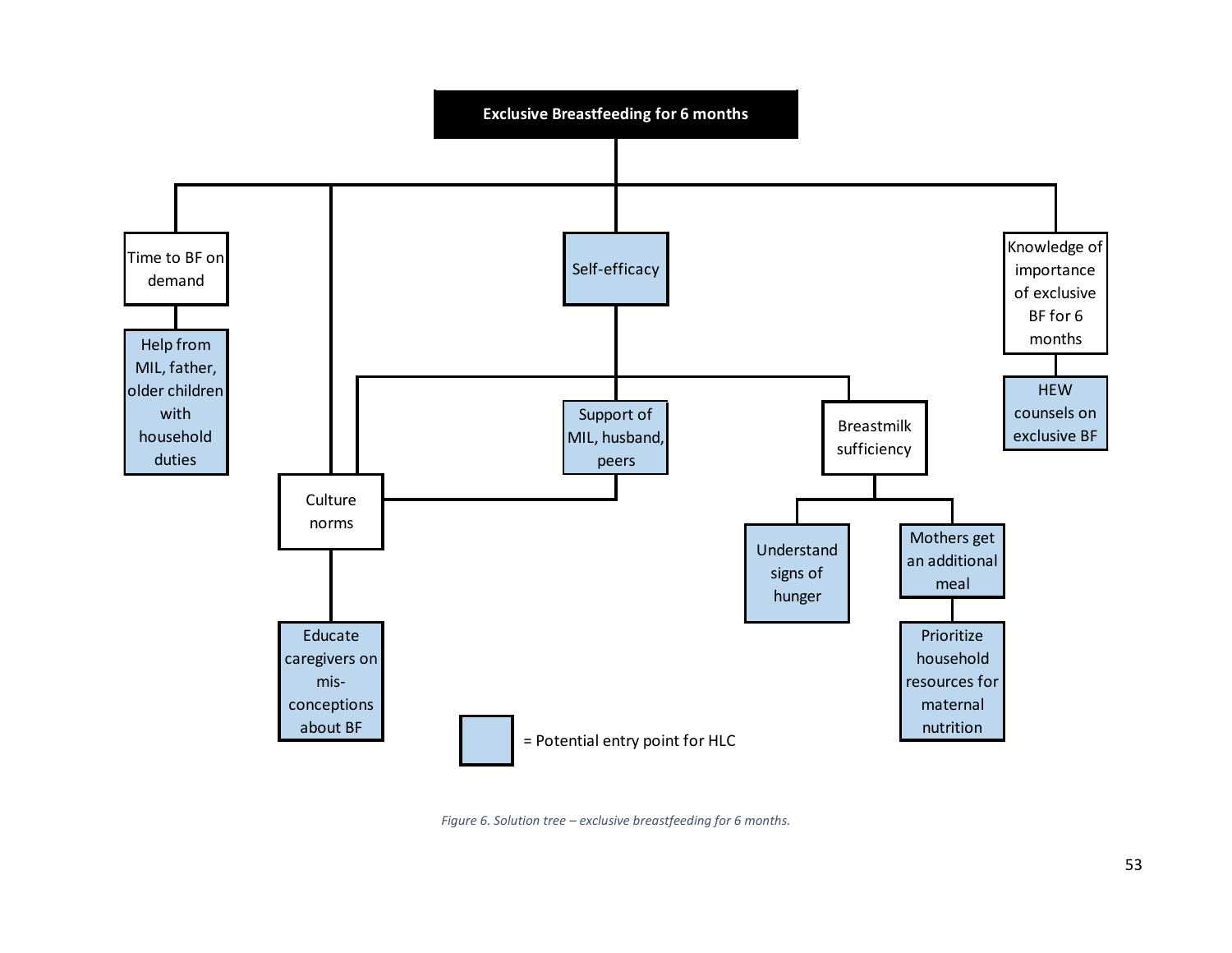Exclusive Breastfeeding for 6 months

- Time to BF on demand
  - Help from MIL, father, older children with household duties
- Culture norms
  - Educate caregivers on mis-conceptions about BF
- Self-efficacy
  - Culture norms
  - Support of MIL, husband, peers
  - Breastmilk sufficiency
    - Understand signs of hunger
    - Mothers get an additional meal
      - Prioritize household resources for maternal nutrition
- Knowledge of importance of exclusive BF for 6 months
  - HEW counsels on exclusive BF

= Potential entry point for HLC

*Figure 6. Solution tree – exclusive breastfeeding for 6 months.*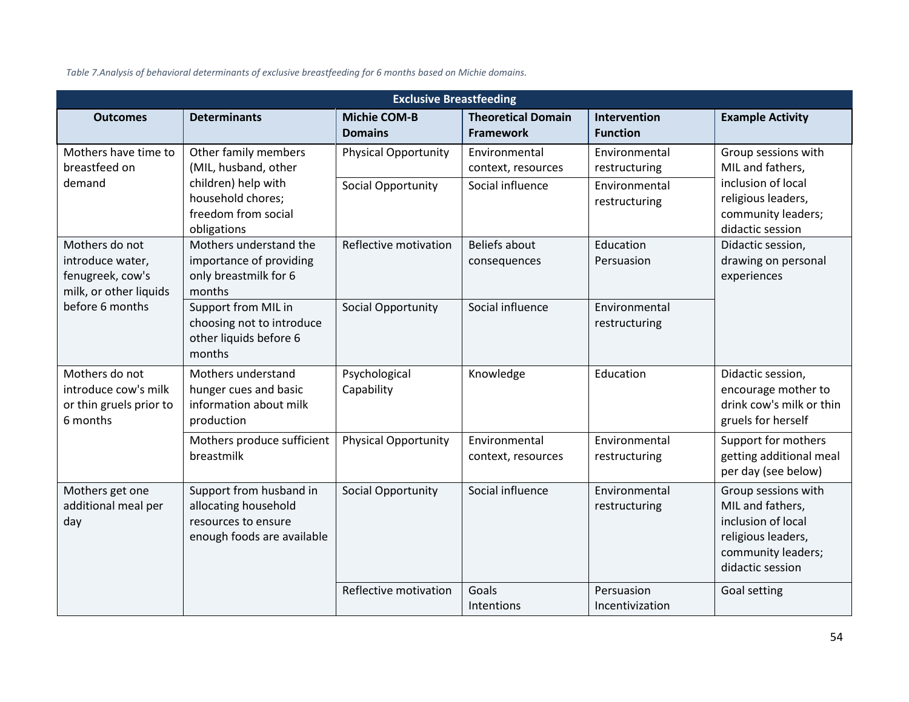*Table 7.Analysis of behavioral determinants of exclusive breastfeeding for 6 months based on Michie domains.*

| Exclusive Breastfeeding | | | | | |
|---|---|---|---|---|---|
| **Outcomes** | **Determinants** | **Michie COM-B Domains** | **Theoretical Domain Framework** | **Intervention Function** | **Example Activity** |
| Mothers have time to breastfeed on demand | Other family members (MIL, husband, other children) help with household chores; freedom from social obligations | Physical Opportunity | Environmental context, resources | Environmental restructuring | Group sessions with MIL and fathers, inclusion of local religious leaders, community leaders; didactic session |
| | | Social Opportunity | Social influence | Environmental restructuring | |
| Mothers do not introduce water, fenugreek, cow's milk, or other liquids before 6 months | Mothers understand the importance of providing only breastmilk for 6 months | Reflective motivation | Beliefs about consequences | Education Persuasion | Didactic session, drawing on personal experiences |
| | Support from MIL in choosing not to introduce other liquids before 6 months | Social Opportunity | Social influence | Environmental restructuring | |
| Mothers do not introduce cow's milk or thin gruels prior to 6 months | Mothers understand hunger cues and basic information about milk production | Psychological Capability | Knowledge | Education | Didactic session, encourage mother to drink cow's milk or thin gruels for herself |
| | Mothers produce sufficient breastmilk | Physical Opportunity | Environmental context, resources | Environmental restructuring | Support for mothers getting additional meal per day (see below) |
| Mothers get one additional meal per day | Support from husband in allocating household resources to ensure enough foods are available | Social Opportunity | Social influence | Environmental restructuring | Group sessions with MIL and fathers, inclusion of local religious leaders, community leaders; didactic session |
| | | Reflective motivation | Goals Intentions | Persuasion Incentivization | Goal setting |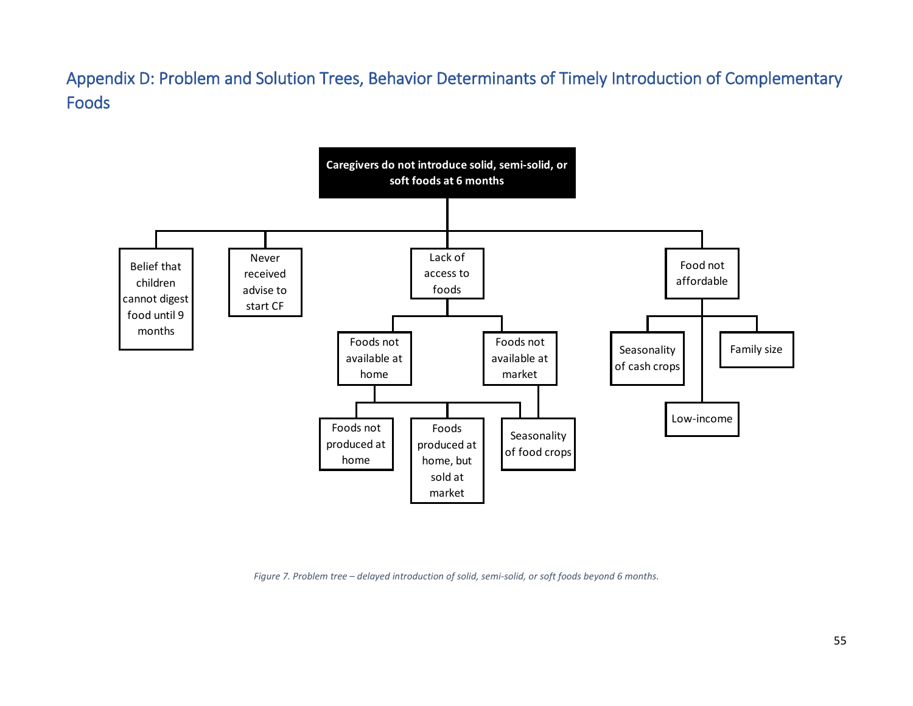## Appendix D: Problem and Solution Trees, Behavior Determinants of Timely Introduction of Complementary Foods

- **Caregivers do not introduce solid, semi-solid, or soft foods at 6 months**
  - Belief that children cannot digest food until 9 months
  - Never received advise to start CF
  - Lack of access to foods
    - Foods not available at home
      - Foods not produced at home
      - Foods produced at home, but sold at market
      - Seasonality of food crops
    - Foods not available at market
      - Seasonality of food crops
  - Food not affordable
    - Seasonality of cash crops
    - Family size
    - Low-income

*Figure 7. Problem tree – delayed introduction of solid, semi-solid, or soft foods beyond 6 months.*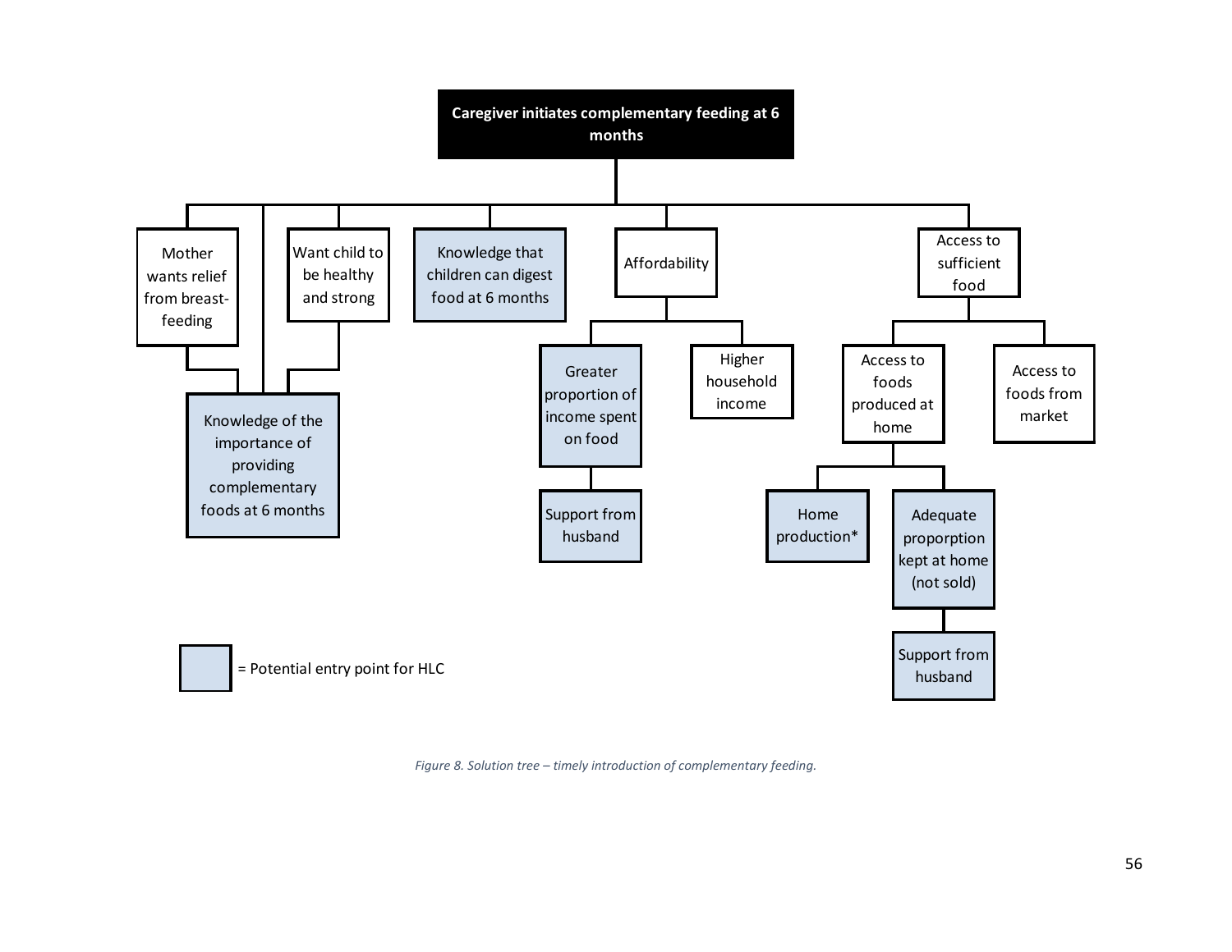Caregiver initiates complementary feeding at 6 months

- Mother wants relief from breast-feeding
- Want child to be healthy and strong
- Knowledge of the importance of providing complementary foods at 6 months
- Knowledge that children can digest food at 6 months
- Affordability
  - Greater proportion of income spent on food
    - Support from husband
  - Higher household income
- Access to sufficient food
  - Access to foods produced at home
    - Home production*
    - Adequate proporption kept at home (not sold)
      - Support from husband
  - Access to foods from market

= Potential entry point for HLC

*Figure 8. Solution tree – timely introduction of complementary feeding.*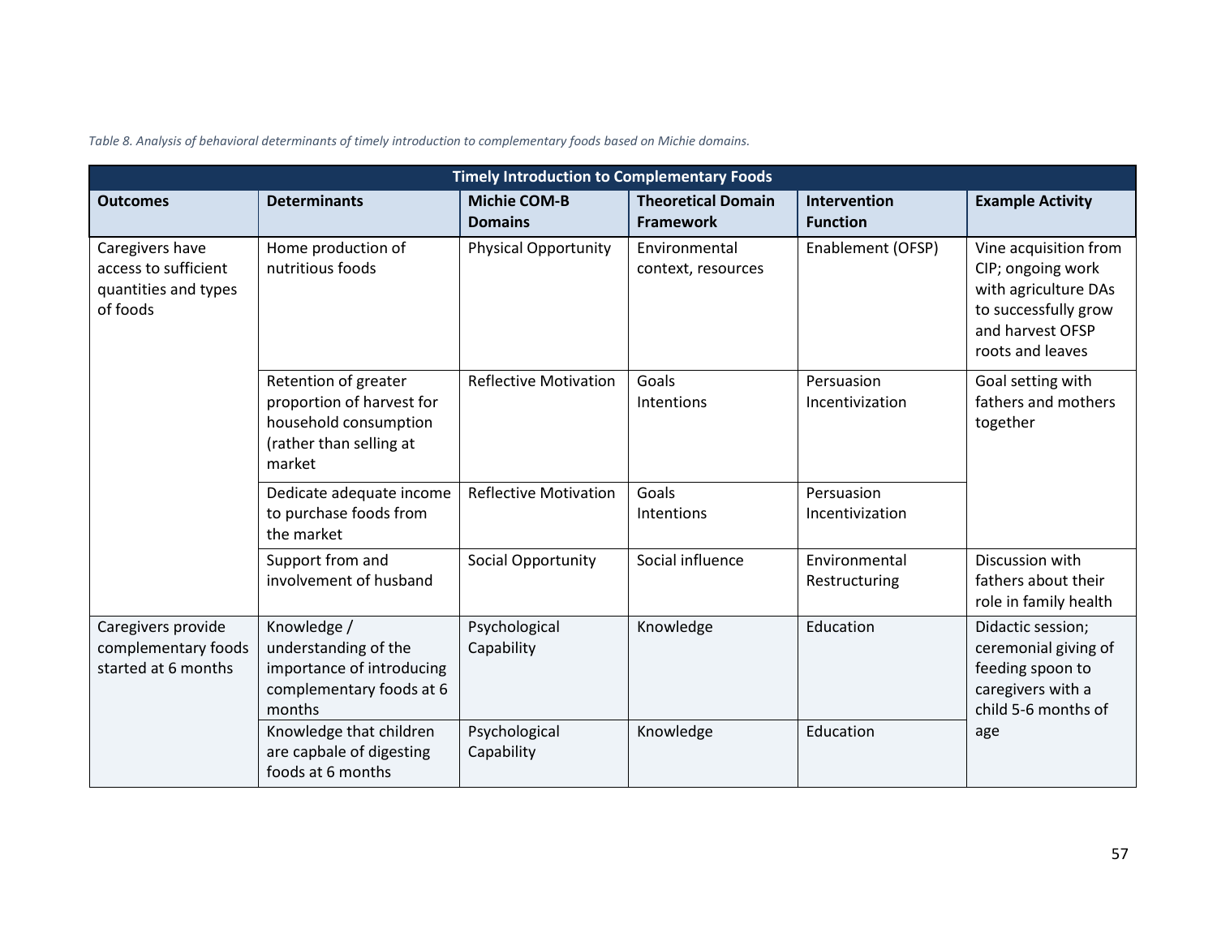*Table 8. Analysis of behavioral determinants of timely introduction to complementary foods based on Michie domains.*

| Timely Introduction to Complementary Foods | | | | | |
|---|---|---|---|---|---|
| **Outcomes** | **Determinants** | **Michie COM-B Domains** | **Theoretical Domain Framework** | **Intervention Function** | **Example Activity** |
| Caregivers have access to sufficient quantities and types of foods | Home production of nutritious foods | Physical Opportunity | Environmental context, resources | Enablement (OFSP) | Vine acquisition from CIP; ongoing work with agriculture DAs to successfully grow and harvest OFSP roots and leaves |
| | Retention of greater proportion of harvest for household consumption (rather than selling at market | Reflective Motivation | Goals<br>Intentions | Persuasion<br>Incentivization | Goal setting with fathers and mothers together |
| | Dedicate adequate income to purchase foods from the market | Reflective Motivation | Goals<br>Intentions | Persuasion<br>Incentivization | |
| | Support from and involvement of husband | Social Opportunity | Social influence | Environmental Restructuring | Discussion with fathers about their role in family health |
| Caregivers provide complementary foods started at 6 months | Knowledge / understanding of the importance of introducing complementary foods at 6 months | Psychological Capability | Knowledge | Education | Didactic session; ceremonial giving of feeding spoon to caregivers with a child 5-6 months of age |
| | Knowledge that children are capbale of digesting foods at 6 months | Psychological Capability | Knowledge | Education | |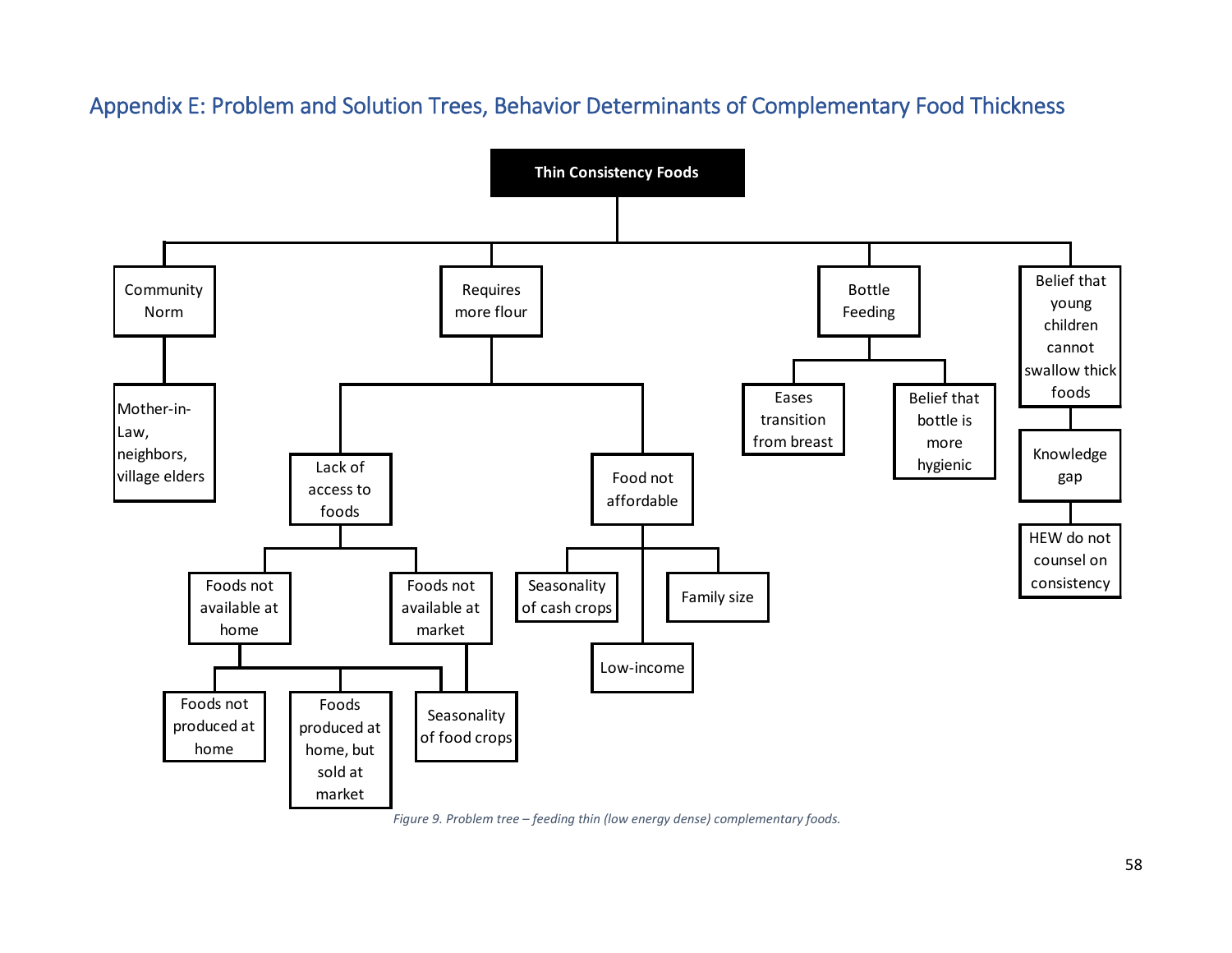## Appendix E: Problem and Solution Trees, Behavior Determinants of Complementary Food Thickness

- **Thin Consistency Foods**
  - Community Norm
    - Mother-in-Law, neighbors, village elders
  - Requires more flour
    - Lack of access to foods
      - Foods not available at home
        - Foods not produced at home
        - Foods produced at home, but sold at market
        - Seasonality of food crops
      - Foods not available at market
        - Seasonality of food crops
    - Food not affordable
      - Seasonality of cash crops
      - Low-income
      - Family size
  - Bottle Feeding
    - Eases transition from breast
    - Belief that bottle is more hygienic
  - Belief that young children cannot swallow thick foods
    - Knowledge gap
      - HEW do not counsel on consistency

*Figure 9. Problem tree – feeding thin (low energy dense) complementary foods.*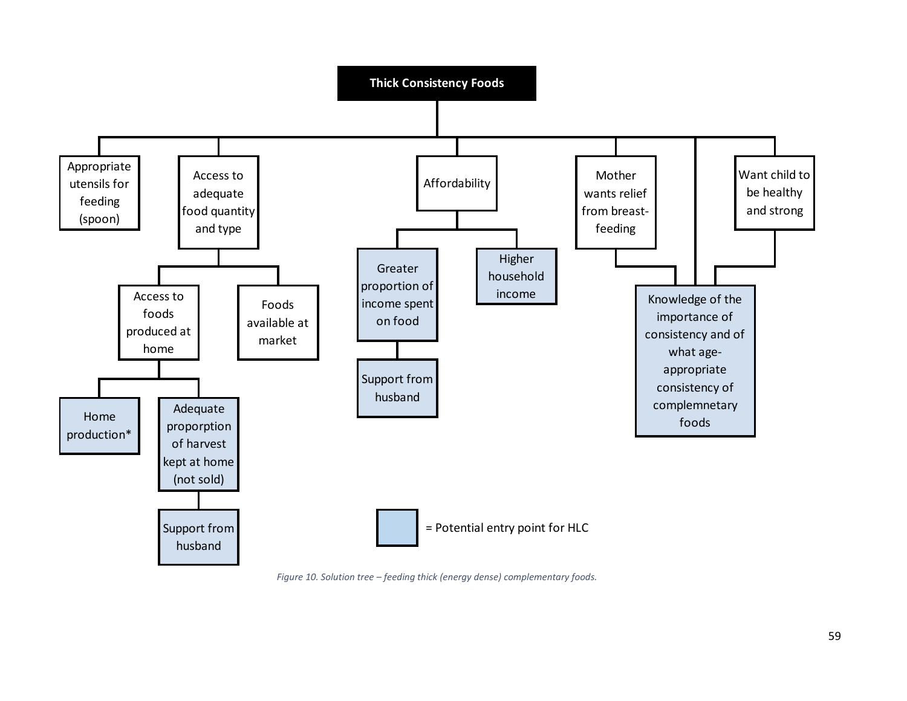**Thick Consistency Foods**

- Appropriate utensils for feeding (spoon)
- Access to adequate food quantity and type
  - Access to foods produced at home
    - Home production*
    - Adequate proporption of harvest kept at home (not sold)
      - Support from husband
  - Foods available at market
- Affordability
  - Greater proportion of income spent on food
    - Support from husband
  - Higher household income
- Mother wants relief from breast-feeding
  - Knowledge of the importance of consistency and of what age-appropriate consistency of complemnetary foods
- Knowledge of the importance of consistency and of what age-appropriate consistency of complemnetary foods
- Want child to be healthy and strong
  - Knowledge of the importance of consistency and of what age-appropriate consistency of complemnetary foods

[Shaded box] = Potential entry point for HLC

Shaded (potential entry points for HLC): Home production*; Adequate proporption of harvest kept at home (not sold); Support from husband; Greater proportion of income spent on food; Higher household income; Knowledge of the importance of consistency and of what age-appropriate consistency of complemnetary foods.

*Figure 10. Solution tree – feeding thick (energy dense) complementary foods.*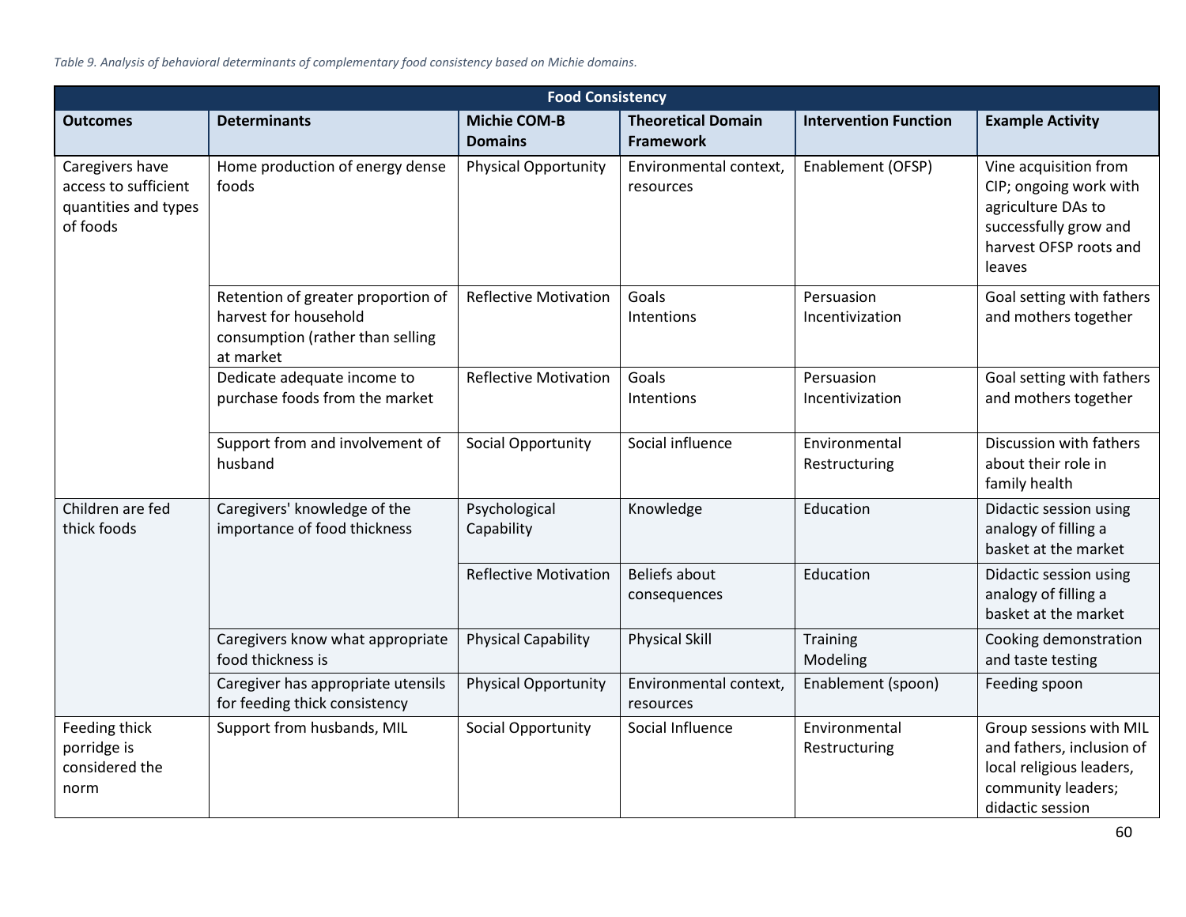*Table 9. Analysis of behavioral determinants of complementary food consistency based on Michie domains.*

| Food Consistency | | | | | |
|---|---|---|---|---|---|
| **Outcomes** | **Determinants** | **Michie COM-B Domains** | **Theoretical Domain Framework** | **Intervention Function** | **Example Activity** |
| Caregivers have access to sufficient quantities and types of foods | Home production of energy dense foods | Physical Opportunity | Environmental context, resources | Enablement (OFSP) | Vine acquisition from CIP; ongoing work with agriculture DAs to successfully grow and harvest OFSP roots and leaves |
| | Retention of greater proportion of harvest for household consumption (rather than selling at market | Reflective Motivation | Goals<br>Intentions | Persuasion<br>Incentivization | Goal setting with fathers and mothers together |
| | Dedicate adequate income to purchase foods from the market | Reflective Motivation | Goals<br>Intentions | Persuasion<br>Incentivization | Goal setting with fathers and mothers together |
| | Support from and involvement of husband | Social Opportunity | Social influence | Environmental Restructuring | Discussion with fathers about their role in family health |
| Children are fed thick foods | Caregivers' knowledge of the importance of food thickness | Psychological Capability | Knowledge | Education | Didactic session using analogy of filling a basket at the market |
| | | Reflective Motivation | Beliefs about consequences | Education | Didactic session using analogy of filling a basket at the market |
| | Caregivers know what appropriate food thickness is | Physical Capability | Physical Skill | Training<br>Modeling | Cooking demonstration and taste testing |
| | Caregiver has appropriate utensils for feeding thick consistency | Physical Opportunity | Environmental context, resources | Enablement (spoon) | Feeding spoon |
| Feeding thick porridge is considered the norm | Support from husbands, MIL | Social Opportunity | Social Influence | Environmental Restructuring | Group sessions with MIL and fathers, inclusion of local religious leaders, community leaders; didactic session |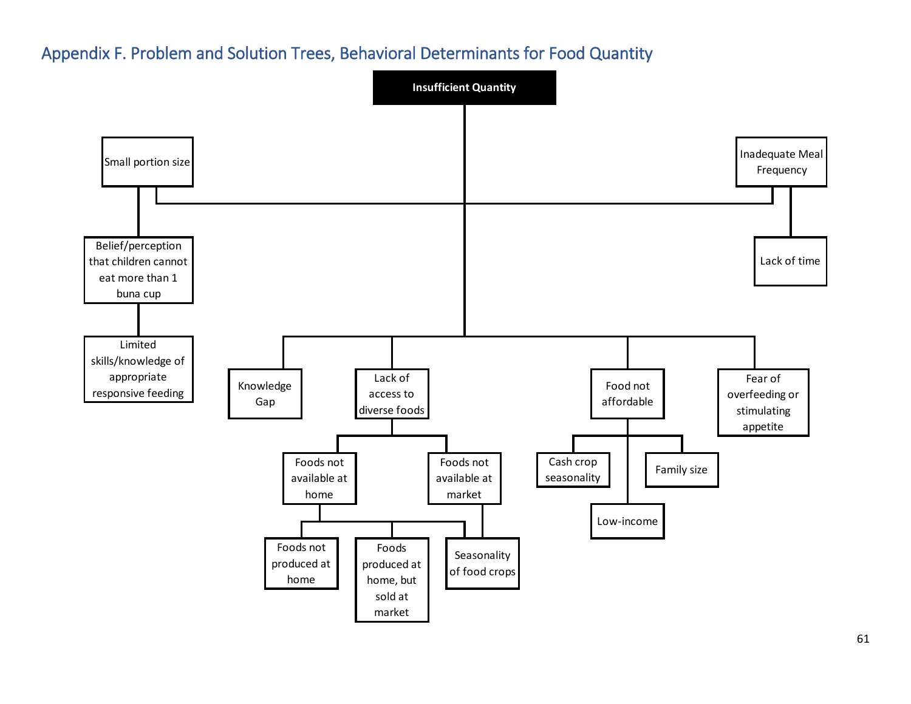## Appendix F. Problem and Solution Trees, Behavioral Determinants for Food Quantity

- **Insufficient Quantity**
  - Small portion size
    - Belief/perception that children cannot eat more than 1 buna cup
      - Limited skills/knowledge of appropriate responsive feeding
  - Inadequate Meal Frequency
    - Lack of time
  - Knowledge Gap
  - Lack of access to diverse foods
    - Foods not available at home
      - Foods not produced at home
      - Foods produced at home, but sold at market
      - Seasonality of food crops
    - Foods not available at market
      - Seasonality of food crops
  - Food not affordable
    - Cash crop seasonality
    - Family size
    - Low-income
  - Fear of overfeeding or stimulating appetite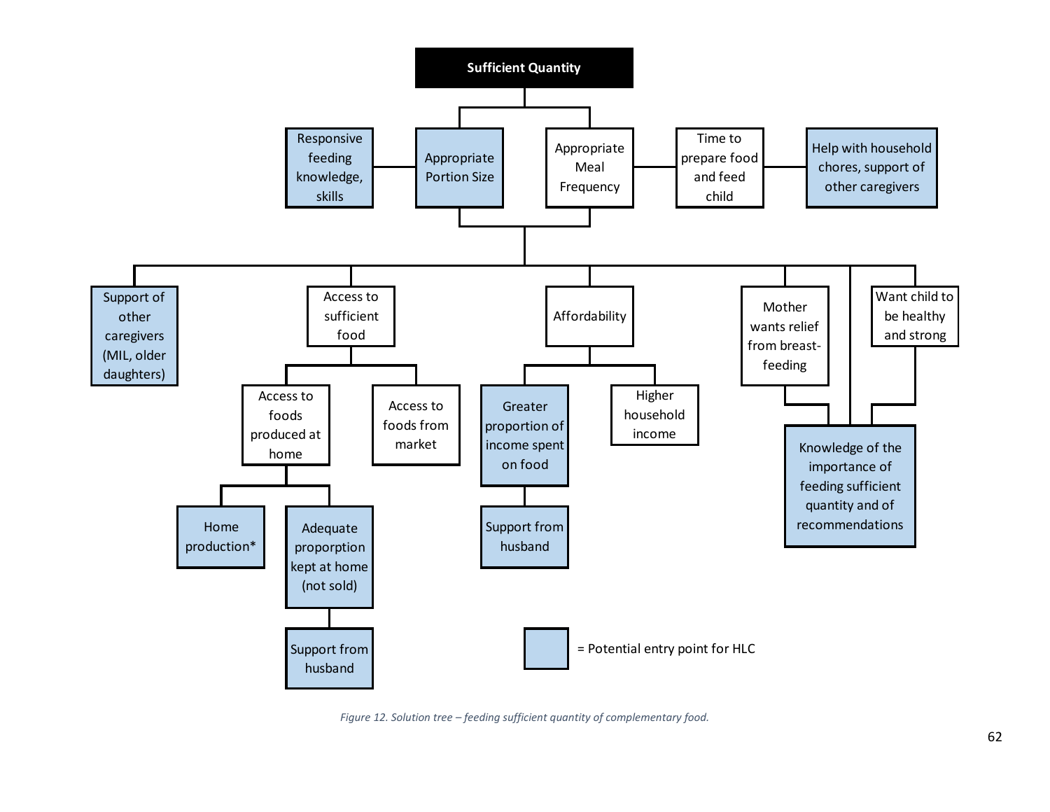**Sufficient Quantity**

- Appropriate Portion Size
  - Responsive feeding knowledge, skills
- Appropriate Meal Frequency
  - Time to prepare food and feed child
    - Help with household chores, support of other caregivers
- Support of other caregivers (MIL, older daughters)
- Access to sufficient food
  - Access to foods produced at home
    - Home production*
    - Adequate proporption kept at home (not sold)
      - Support from husband
  - Access to foods from market
- Affordability
  - Greater proportion of income spent on food
    - Support from husband
  - Higher household income
- Knowledge of the importance of feeding sufficient quantity and of recommendations
  - Mother wants relief from breast-feeding
  - Want child to be healthy and strong

= Potential entry point for HLC

*Figure 12. Solution tree – feeding sufficient quantity of complementary food.*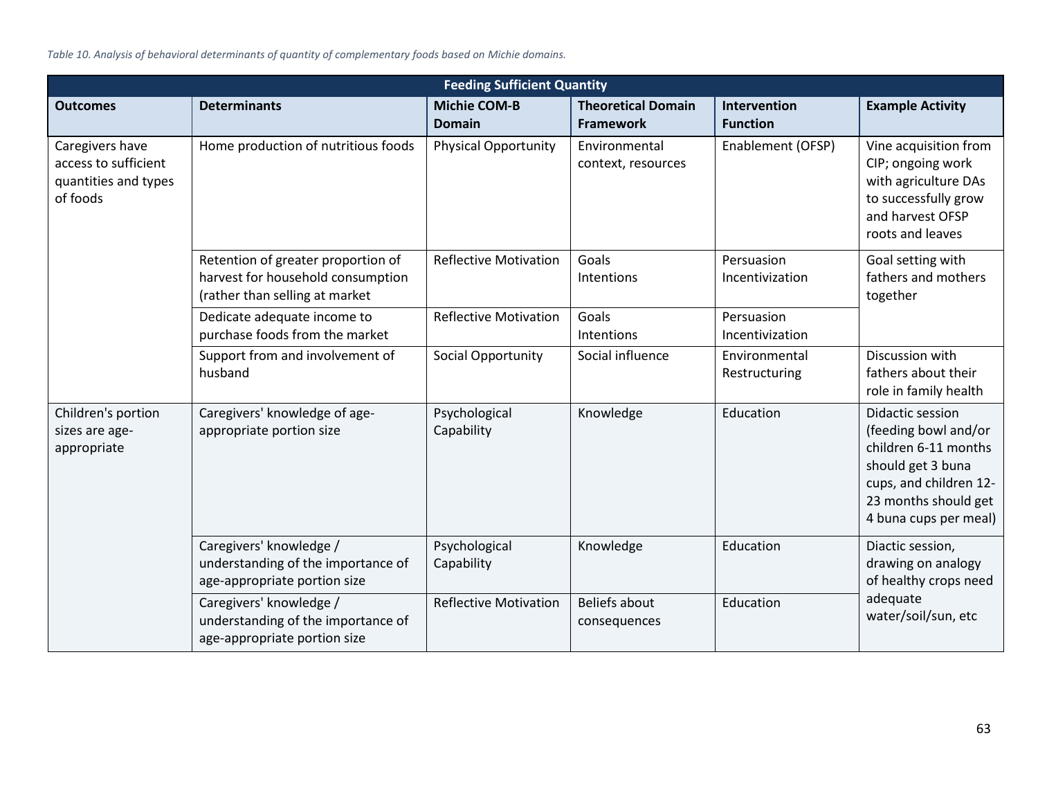*Table 10. Analysis of behavioral determinants of quantity of complementary foods based on Michie domains.*

| Feeding Sufficient Quantity | | | | | |
|---|---|---|---|---|---|
| **Outcomes** | **Determinants** | **Michie COM-B Domain** | **Theoretical Domain Framework** | **Intervention Function** | **Example Activity** |
| Caregivers have access to sufficient quantities and types of foods | Home production of nutritious foods | Physical Opportunity | Environmental context, resources | Enablement (OFSP) | Vine acquisition from CIP; ongoing work with agriculture DAs to successfully grow and harvest OFSP roots and leaves |
| | Retention of greater proportion of harvest for household consumption (rather than selling at market | Reflective Motivation | Goals<br>Intentions | Persuasion<br>Incentivization | Goal setting with fathers and mothers together |
| | Dedicate adequate income to purchase foods from the market | Reflective Motivation | Goals<br>Intentions | Persuasion<br>Incentivization | |
| | Support from and involvement of husband | Social Opportunity | Social influence | Environmental Restructuring | Discussion with fathers about their role in family health |
| Children's portion sizes are age-appropriate | Caregivers' knowledge of age-appropriate portion size | Psychological Capability | Knowledge | Education | Didactic session (feeding bowl and/or children 6-11 months should get 3 buna cups, and children 12-23 months should get 4 buna cups per meal) |
| | Caregivers' knowledge / understanding of the importance of age-appropriate portion size | Psychological Capability | Knowledge | Education | Diactic session, drawing on analogy of healthy crops need adequate water/soil/sun, etc |
| | Caregivers' knowledge / understanding of the importance of age-appropriate portion size | Reflective Motivation | Beliefs about consequences | Education | |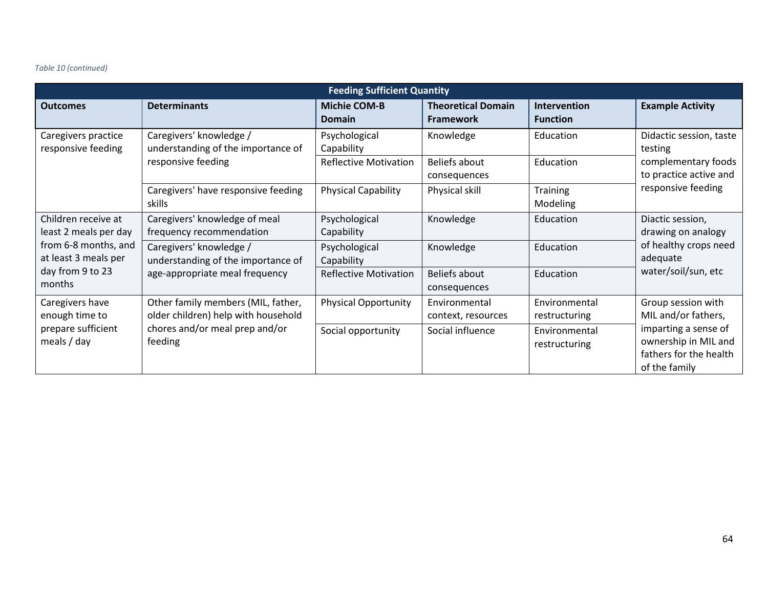*Table 10 (continued)*

| Feeding Sufficient Quantity | | | | | |
|---|---|---|---|---|---|
| **Outcomes** | **Determinants** | **Michie COM-B Domain** | **Theoretical Domain Framework** | **Intervention Function** | **Example Activity** |
| Caregivers practice responsive feeding | Caregivers' knowledge / understanding of the importance of responsive feeding | Psychological Capability | Knowledge | Education | Didactic session, taste testing complementary foods to practice active and responsive feeding |
| | | Reflective Motivation | Beliefs about consequences | Education | |
| | Caregivers' have responsive feeding skills | Physical Capability | Physical skill | Training Modeling | |
| Children receive at least 2 meals per day from 6-8 months, and at least 3 meals per day from 9 to 23 months | Caregivers' knowledge of meal frequency recommendation | Psychological Capability | Knowledge | Education | Diactic session, drawing on analogy of healthy crops need adequate water/soil/sun, etc |
| | Caregivers' knowledge / understanding of the importance of age-appropriate meal frequency | Psychological Capability | Knowledge | Education | |
| | | Reflective Motivation | Beliefs about consequences | Education | |
| Caregivers have enough time to prepare sufficient meals / day | Other family members (MIL, father, older children) help with household chores and/or meal prep and/or feeding | Physical Opportunity | Environmental context, resources | Environmental restructuring | Group session with MIL and/or fathers, imparting a sense of ownership in MIL and fathers for the health of the family |
| | | Social opportunity | Social influence | Environmental restructuring | |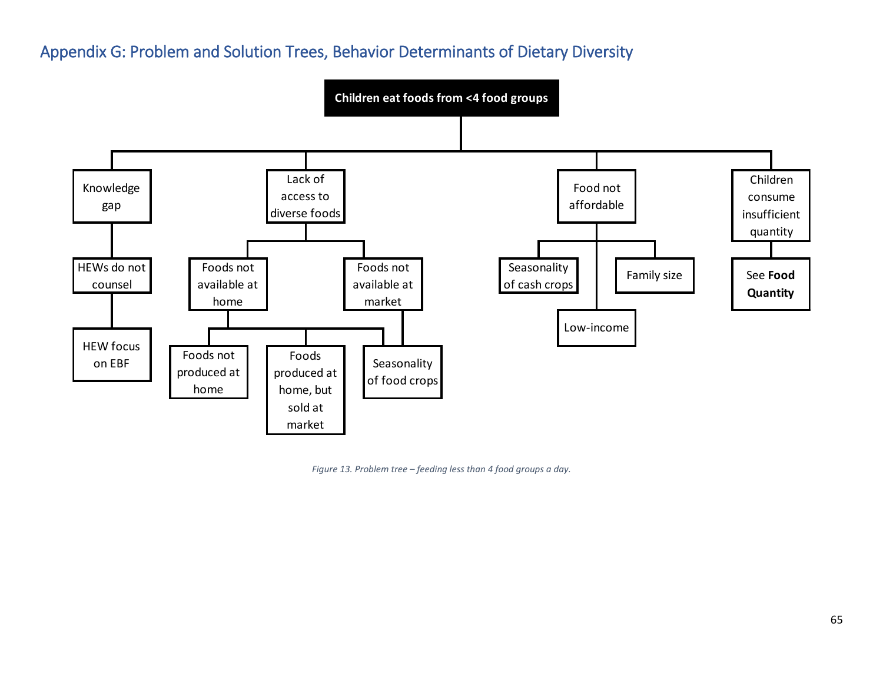## Appendix G: Problem and Solution Trees, Behavior Determinants of Dietary Diversity

- **Children eat foods from <4 food groups**
  - Knowledge gap
    - HEWs do not counsel
      - HEW focus on EBF
  - Lack of access to diverse foods
    - Foods not available at home
      - Foods not produced at home
      - Foods produced at home, but sold at market
      - Seasonality of food crops
    - Foods not available at market
      - Seasonality of food crops
  - Food not affordable
    - Seasonality of cash crops
    - Low-income
    - Family size
  - Children consume insufficient quantity
    - See **Food Quantity**

*Figure 13. Problem tree – feeding less than 4 food groups a day.*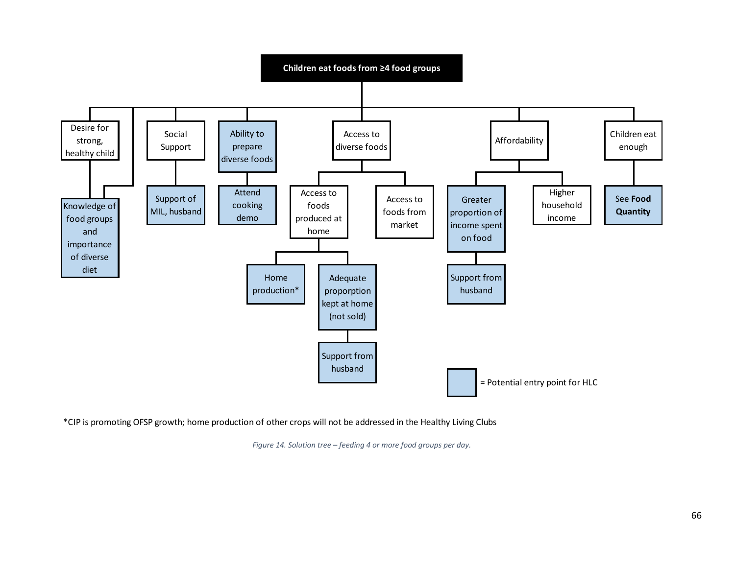**Children eat foods from ≥4 food groups**

- Desire for strong, healthy child
  - Knowledge of food groups and importance of diverse diet
- Knowledge of food groups and importance of diverse diet
- Social Support
  - Support of MIL, husband
- Ability to prepare diverse foods
  - Attend cooking demo
- Access to diverse foods
  - Access to foods produced at home
    - Home production*
    - Adequate proporption kept at home (not sold)
      - Support from husband
  - Access to foods from market
- Affordability
  - Greater proportion of income spent on food
    - Support from husband
  - Higher household income
- Children eat enough
  - See **Food Quantity**

[Shaded] = Potential entry point for HLC

Shaded boxes (potential entry points for HLC): Knowledge of food groups and importance of diverse diet; Support of MIL, husband; Ability to prepare diverse foods; Attend cooking demo; Home production*; Adequate proporption kept at home (not sold); Support from husband (under Adequate proporption kept at home); Greater proportion of income spent on food; Support from husband (under Greater proportion of income spent on food); See Food Quantity.

*CIP is promoting OFSP growth; home production of other crops will not be addressed in the Healthy Living Clubs

*Figure 14. Solution tree – feeding 4 or more food groups per day.*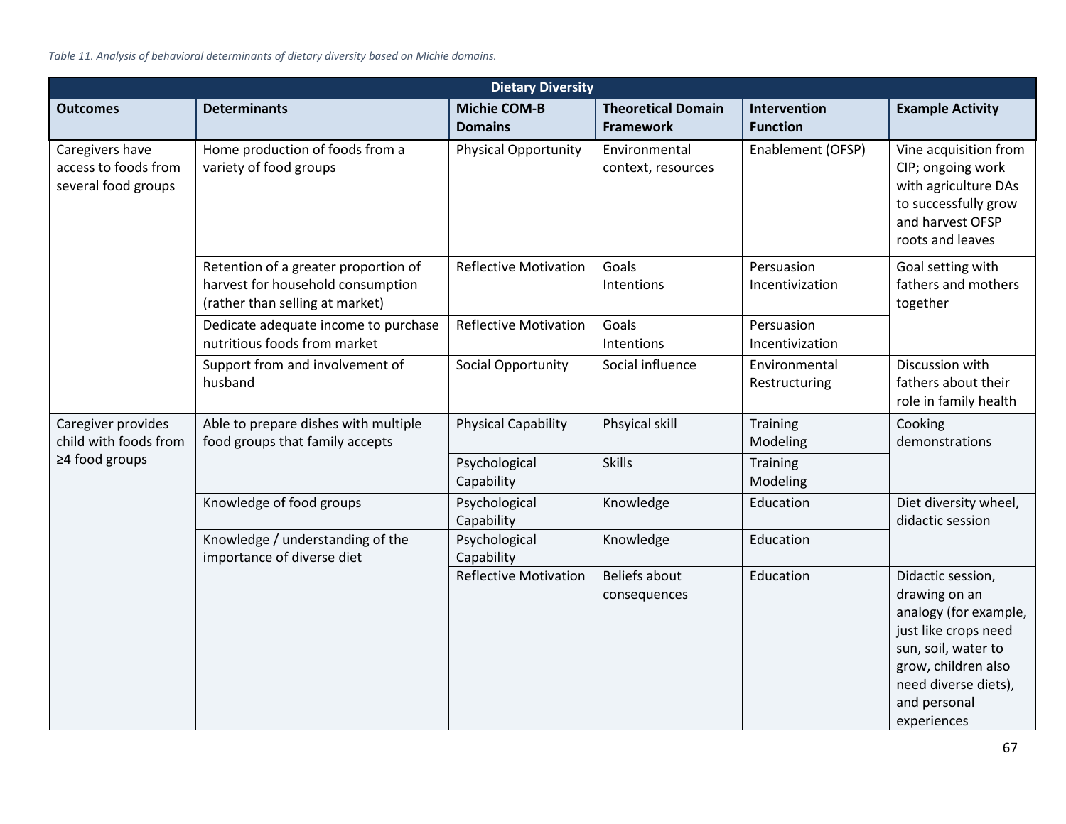*Table 11. Analysis of behavioral determinants of dietary diversity based on Michie domains.*

| Dietary Diversity | | | | | |
|---|---|---|---|---|---|
| **Outcomes** | **Determinants** | **Michie COM-B Domains** | **Theoretical Domain Framework** | **Intervention Function** | **Example Activity** |
| Caregivers have access to foods from several food groups | Home production of foods from a variety of food groups | Physical Opportunity | Environmental context, resources | Enablement (OFSP) | Vine acquisition from CIP; ongoing work with agriculture DAs to successfully grow and harvest OFSP roots and leaves |
| | Retention of a greater proportion of harvest for household consumption (rather than selling at market) | Reflective Motivation | Goals Intentions | Persuasion Incentivization | Goal setting with fathers and mothers together |
| | Dedicate adequate income to purchase nutritious foods from market | Reflective Motivation | Goals Intentions | Persuasion Incentivization | |
| | Support from and involvement of husband | Social Opportunity | Social influence | Environmental Restructuring | Discussion with fathers about their role in family health |
| Caregiver provides child with foods from ≥4 food groups | Able to prepare dishes with multiple food groups that family accepts | Physical Capability | Phsyical skill | Training Modeling | Cooking demonstrations |
| | | Psychological Capability | Skills | Training Modeling | |
| | Knowledge of food groups | Psychological Capability | Knowledge | Education | Diet diversity wheel, didactic session |
| | Knowledge / understanding of the importance of diverse diet | Psychological Capability | Knowledge | Education | |
| | | Reflective Motivation | Beliefs about consequences | Education | Didactic session, drawing on an analogy (for example, just like crops need sun, soil, water to grow, children also need diverse diets), and personal experiences |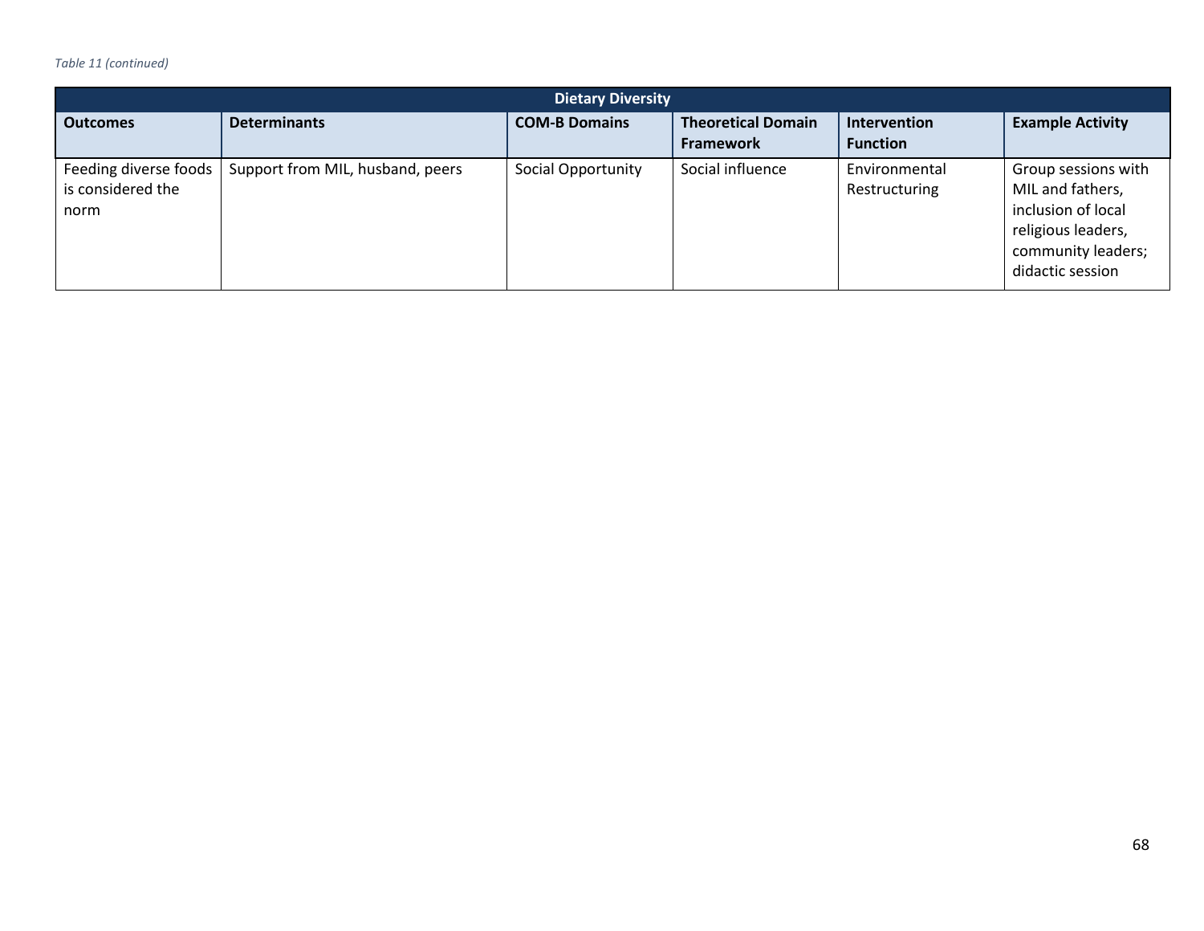*Table 11 (continued)*

| Dietary Diversity | | | | | |
|---|---|---|---|---|---|
| **Outcomes** | **Determinants** | **COM-B Domains** | **Theoretical Domain Framework** | **Intervention Function** | **Example Activity** |
| Feeding diverse foods is considered the norm | Support from MIL, husband, peers | Social Opportunity | Social influence | Environmental Restructuring | Group sessions with MIL and fathers, inclusion of local religious leaders, community leaders; didactic session |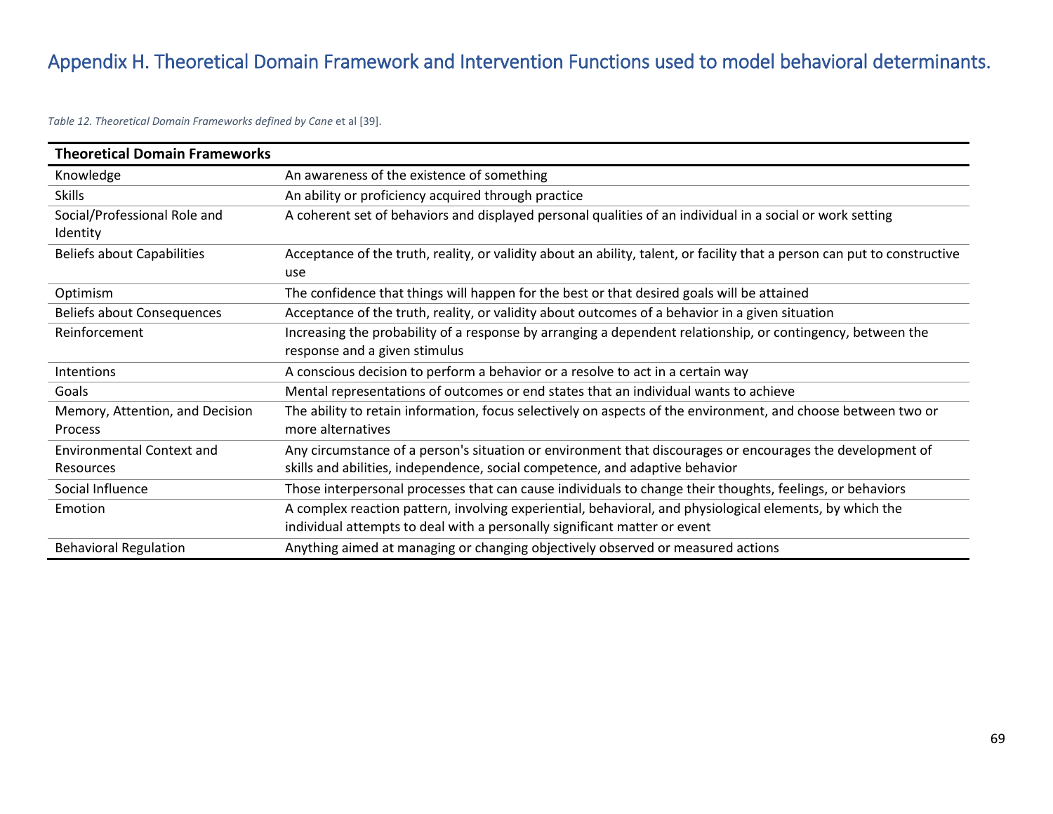# Appendix H. Theoretical Domain Framework and Intervention Functions used to model behavioral determinants.

*Table 12. Theoretical Domain Frameworks defined by Cane* et al [39].

| Theoretical Domain Frameworks | |
|---|---|
| Knowledge | An awareness of the existence of something |
| Skills | An ability or proficiency acquired through practice |
| Social/Professional Role and Identity | A coherent set of behaviors and displayed personal qualities of an individual in a social or work setting |
| Beliefs about Capabilities | Acceptance of the truth, reality, or validity about an ability, talent, or facility that a person can put to constructive use |
| Optimism | The confidence that things will happen for the best or that desired goals will be attained |
| Beliefs about Consequences | Acceptance of the truth, reality, or validity about outcomes of a behavior in a given situation |
| Reinforcement | Increasing the probability of a response by arranging a dependent relationship, or contingency, between the response and a given stimulus |
| Intentions | A conscious decision to perform a behavior or a resolve to act in a certain way |
| Goals | Mental representations of outcomes or end states that an individual wants to achieve |
| Memory, Attention, and Decision Process | The ability to retain information, focus selectively on aspects of the environment, and choose between two or more alternatives |
| Environmental Context and Resources | Any circumstance of a person's situation or environment that discourages or encourages the development of skills and abilities, independence, social competence, and adaptive behavior |
| Social Influence | Those interpersonal processes that can cause individuals to change their thoughts, feelings, or behaviors |
| Emotion | A complex reaction pattern, involving experiential, behavioral, and physiological elements, by which the individual attempts to deal with a personally significant matter or event |
| Behavioral Regulation | Anything aimed at managing or changing objectively observed or measured actions |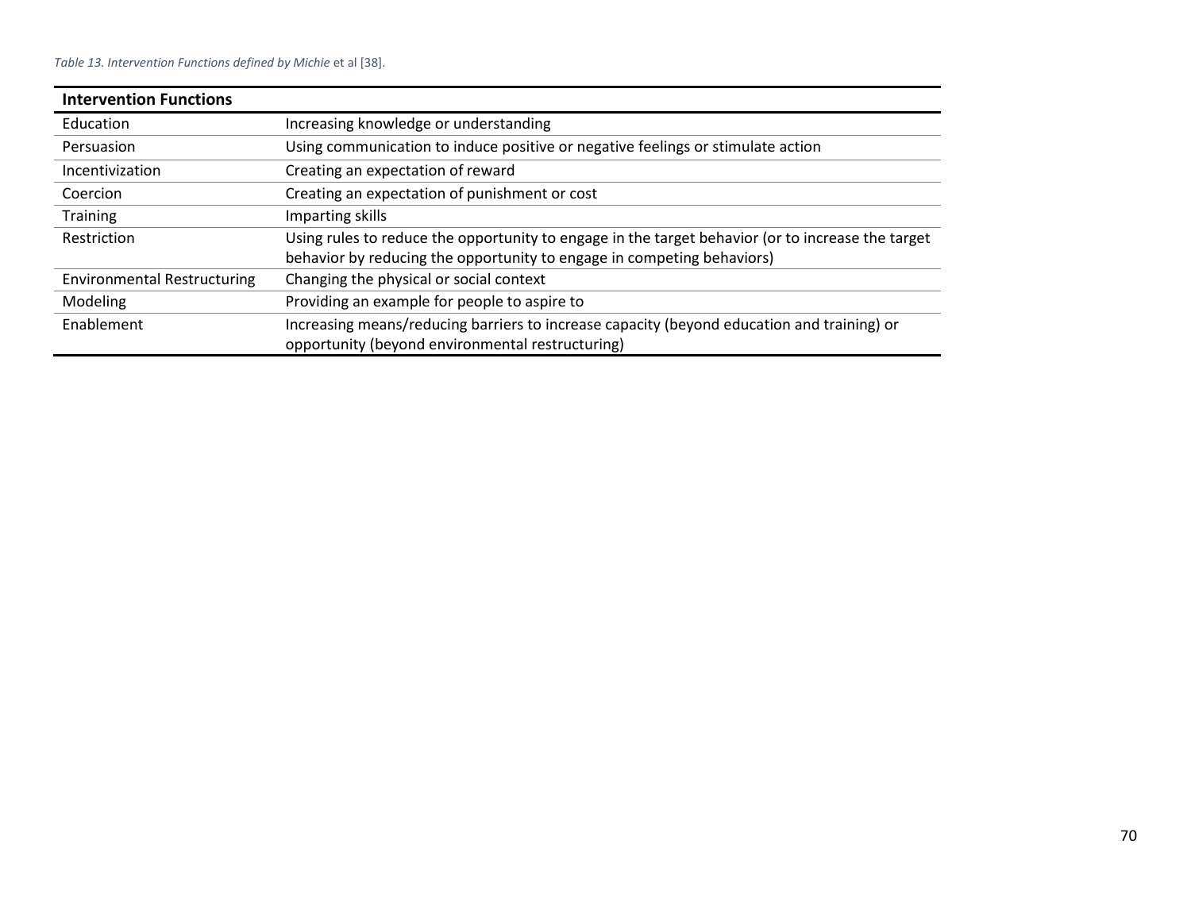*Table 13. Intervention Functions defined by Michie* et al [38].

| Intervention Functions | |
|---|---|
| Education | Increasing knowledge or understanding |
| Persuasion | Using communication to induce positive or negative feelings or stimulate action |
| Incentivization | Creating an expectation of reward |
| Coercion | Creating an expectation of punishment or cost |
| Training | Imparting skills |
| Restriction | Using rules to reduce the opportunity to engage in the target behavior (or to increase the target behavior by reducing the opportunity to engage in competing behaviors) |
| Environmental Restructuring | Changing the physical or social context |
| Modeling | Providing an example for people to aspire to |
| Enablement | Increasing means/reducing barriers to increase capacity (beyond education and training) or opportunity (beyond environmental restructuring) |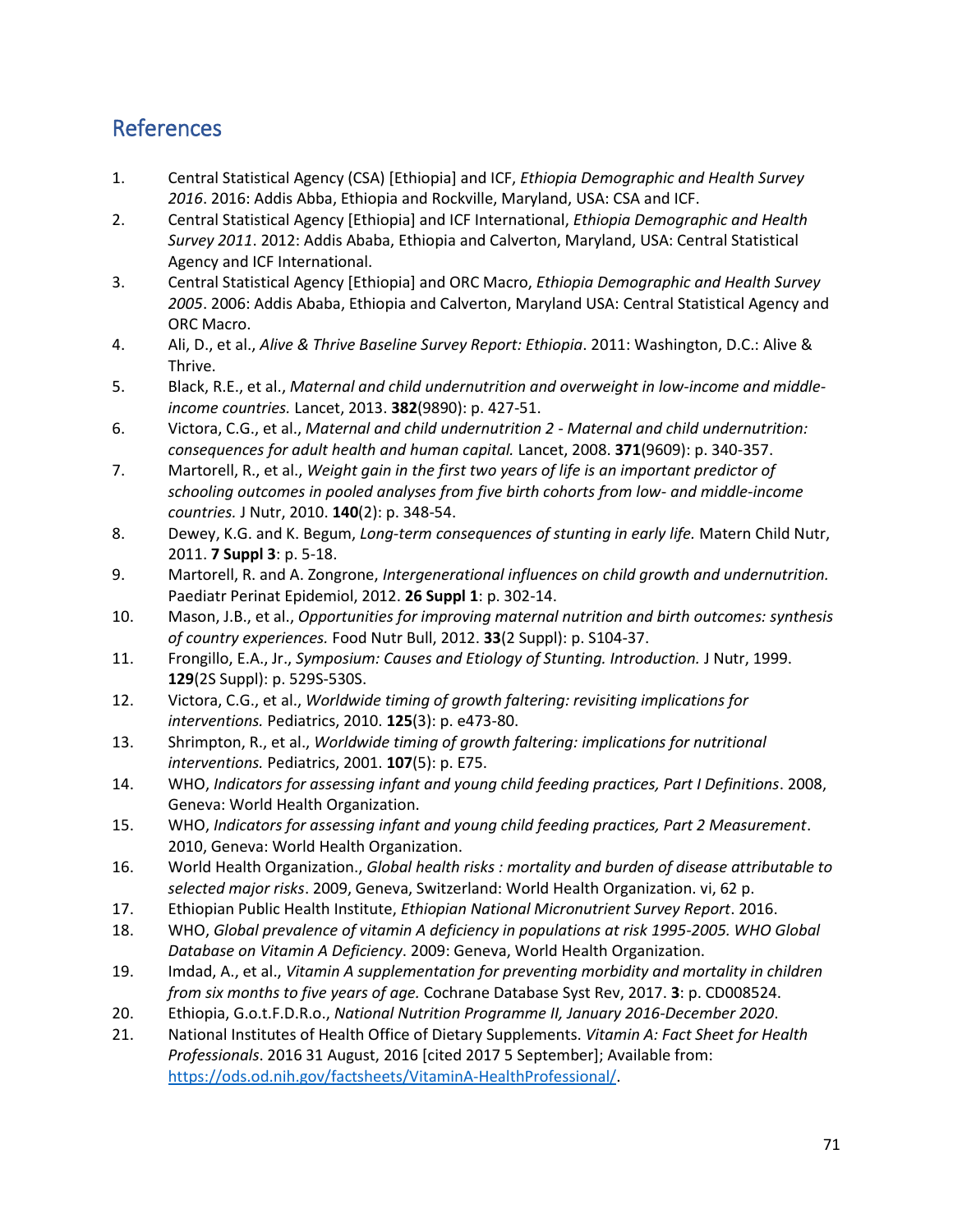## References

1. Central Statistical Agency (CSA) [Ethiopia] and ICF, *Ethiopia Demographic and Health Survey 2016*. 2016: Addis Abba, Ethiopia and Rockville, Maryland, USA: CSA and ICF.
2. Central Statistical Agency [Ethiopia] and ICF International, *Ethiopia Demographic and Health Survey 2011*. 2012: Addis Ababa, Ethiopia and Calverton, Maryland, USA: Central Statistical Agency and ICF International.
3. Central Statistical Agency [Ethiopia] and ORC Macro, *Ethiopia Demographic and Health Survey 2005*. 2006: Addis Ababa, Ethiopia and Calverton, Maryland USA: Central Statistical Agency and ORC Macro.
4. Ali, D., et al., *Alive & Thrive Baseline Survey Report: Ethiopia*. 2011: Washington, D.C.: Alive & Thrive.
5. Black, R.E., et al., *Maternal and child undernutrition and overweight in low-income and middle-income countries.* Lancet, 2013. **382**(9890): p. 427-51.
6. Victora, C.G., et al., *Maternal and child undernutrition 2 - Maternal and child undernutrition: consequences for adult health and human capital.* Lancet, 2008. **371**(9609): p. 340-357.
7. Martorell, R., et al., *Weight gain in the first two years of life is an important predictor of schooling outcomes in pooled analyses from five birth cohorts from low- and middle-income countries.* J Nutr, 2010. **140**(2): p. 348-54.
8. Dewey, K.G. and K. Begum, *Long-term consequences of stunting in early life.* Matern Child Nutr, 2011. **7 Suppl 3**: p. 5-18.
9. Martorell, R. and A. Zongrone, *Intergenerational influences on child growth and undernutrition.* Paediatr Perinat Epidemiol, 2012. **26 Suppl 1**: p. 302-14.
10. Mason, J.B., et al., *Opportunities for improving maternal nutrition and birth outcomes: synthesis of country experiences.* Food Nutr Bull, 2012. **33**(2 Suppl): p. S104-37.
11. Frongillo, E.A., Jr., *Symposium: Causes and Etiology of Stunting. Introduction.* J Nutr, 1999. **129**(2S Suppl): p. 529S-530S.
12. Victora, C.G., et al., *Worldwide timing of growth faltering: revisiting implications for interventions.* Pediatrics, 2010. **125**(3): p. e473-80.
13. Shrimpton, R., et al., *Worldwide timing of growth faltering: implications for nutritional interventions.* Pediatrics, 2001. **107**(5): p. E75.
14. WHO, *Indicators for assessing infant and young child feeding practices, Part I Definitions*. 2008, Geneva: World Health Organization.
15. WHO, *Indicators for assessing infant and young child feeding practices, Part 2 Measurement*. 2010, Geneva: World Health Organization.
16. World Health Organization., *Global health risks : mortality and burden of disease attributable to selected major risks*. 2009, Geneva, Switzerland: World Health Organization. vi, 62 p.
17. Ethiopian Public Health Institute, *Ethiopian National Micronutrient Survey Report*. 2016.
18. WHO, *Global prevalence of vitamin A deficiency in populations at risk 1995-2005. WHO Global Database on Vitamin A Deficiency*. 2009: Geneva, World Health Organization.
19. Imdad, A., et al., *Vitamin A supplementation for preventing morbidity and mortality in children from six months to five years of age.* Cochrane Database Syst Rev, 2017. **3**: p. CD008524.
20. Ethiopia, G.o.t.F.D.R.o., *National Nutrition Programme II, January 2016-December 2020*.
21. National Institutes of Health Office of Dietary Supplements. *Vitamin A: Fact Sheet for Health Professionals*. 2016 31 August, 2016 [cited 2017 5 September]; Available from: https://ods.od.nih.gov/factsheets/VitaminA-HealthProfessional/.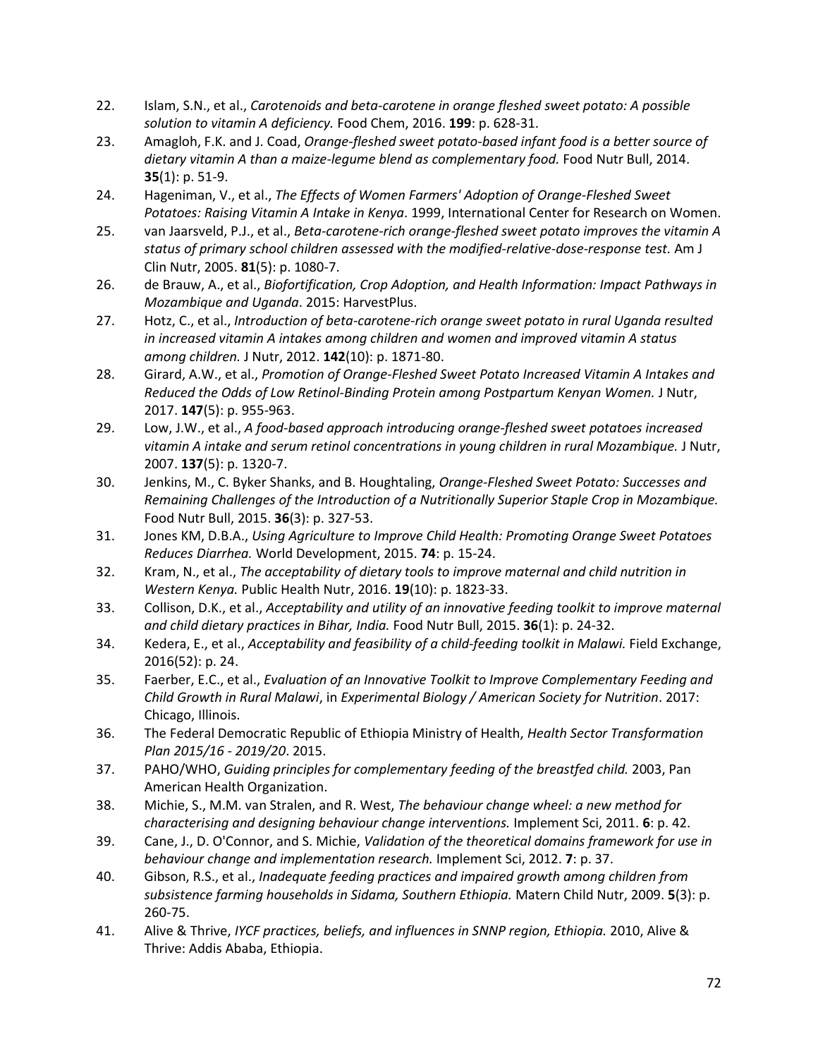22. Islam, S.N., et al., *Carotenoids and beta-carotene in orange fleshed sweet potato: A possible solution to vitamin A deficiency.* Food Chem, 2016. **199**: p. 628-31.
23. Amagloh, F.K. and J. Coad, *Orange-fleshed sweet potato-based infant food is a better source of dietary vitamin A than a maize-legume blend as complementary food.* Food Nutr Bull, 2014. **35**(1): p. 51-9.
24. Hageniman, V., et al., *The Effects of Women Farmers' Adoption of Orange-Fleshed Sweet Potatoes: Raising Vitamin A Intake in Kenya*. 1999, International Center for Research on Women.
25. van Jaarsveld, P.J., et al., *Beta-carotene-rich orange-fleshed sweet potato improves the vitamin A status of primary school children assessed with the modified-relative-dose-response test.* Am J Clin Nutr, 2005. **81**(5): p. 1080-7.
26. de Brauw, A., et al., *Biofortification, Crop Adoption, and Health Information: Impact Pathways in Mozambique and Uganda*. 2015: HarvestPlus.
27. Hotz, C., et al., *Introduction of beta-carotene-rich orange sweet potato in rural Uganda resulted in increased vitamin A intakes among children and women and improved vitamin A status among children.* J Nutr, 2012. **142**(10): p. 1871-80.
28. Girard, A.W., et al., *Promotion of Orange-Fleshed Sweet Potato Increased Vitamin A Intakes and Reduced the Odds of Low Retinol-Binding Protein among Postpartum Kenyan Women.* J Nutr, 2017. **147**(5): p. 955-963.
29. Low, J.W., et al., *A food-based approach introducing orange-fleshed sweet potatoes increased vitamin A intake and serum retinol concentrations in young children in rural Mozambique.* J Nutr, 2007. **137**(5): p. 1320-7.
30. Jenkins, M., C. Byker Shanks, and B. Houghtaling, *Orange-Fleshed Sweet Potato: Successes and Remaining Challenges of the Introduction of a Nutritionally Superior Staple Crop in Mozambique.* Food Nutr Bull, 2015. **36**(3): p. 327-53.
31. Jones KM, D.B.A., *Using Agriculture to Improve Child Health: Promoting Orange Sweet Potatoes Reduces Diarrhea.* World Development, 2015. **74**: p. 15-24.
32. Kram, N., et al., *The acceptability of dietary tools to improve maternal and child nutrition in Western Kenya.* Public Health Nutr, 2016. **19**(10): p. 1823-33.
33. Collison, D.K., et al., *Acceptability and utility of an innovative feeding toolkit to improve maternal and child dietary practices in Bihar, India.* Food Nutr Bull, 2015. **36**(1): p. 24-32.
34. Kedera, E., et al., *Acceptability and feasibility of a child-feeding toolkit in Malawi.* Field Exchange, 2016(52): p. 24.
35. Faerber, E.C., et al., *Evaluation of an Innovative Toolkit to Improve Complementary Feeding and Child Growth in Rural Malawi*, in *Experimental Biology / American Society for Nutrition*. 2017: Chicago, Illinois.
36. The Federal Democratic Republic of Ethiopia Ministry of Health, *Health Sector Transformation Plan 2015/16 - 2019/20*. 2015.
37. PAHO/WHO, *Guiding principles for complementary feeding of the breastfed child.* 2003, Pan American Health Organization.
38. Michie, S., M.M. van Stralen, and R. West, *The behaviour change wheel: a new method for characterising and designing behaviour change interventions.* Implement Sci, 2011. **6**: p. 42.
39. Cane, J., D. O'Connor, and S. Michie, *Validation of the theoretical domains framework for use in behaviour change and implementation research.* Implement Sci, 2012. **7**: p. 37.
40. Gibson, R.S., et al., *Inadequate feeding practices and impaired growth among children from subsistence farming households in Sidama, Southern Ethiopia.* Matern Child Nutr, 2009. **5**(3): p. 260-75.
41. Alive & Thrive, *IYCF practices, beliefs, and influences in SNNP region, Ethiopia.* 2010, Alive & Thrive: Addis Ababa, Ethiopia.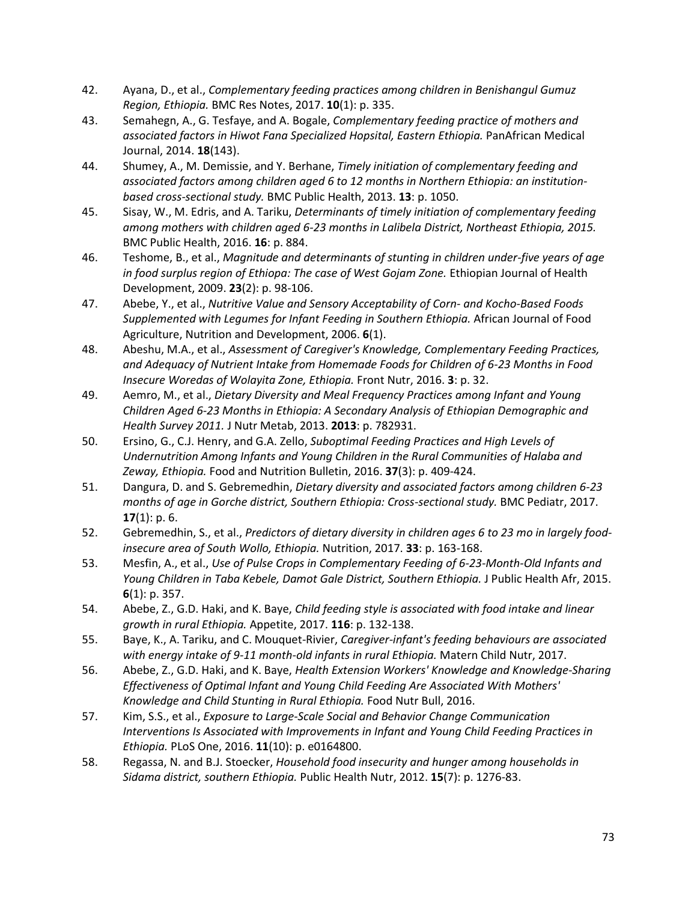42. Ayana, D., et al., *Complementary feeding practices among children in Benishangul Gumuz Region, Ethiopia.* BMC Res Notes, 2017. **10**(1): p. 335.
43. Semahegn, A., G. Tesfaye, and A. Bogale, *Complementary feeding practice of mothers and associated factors in Hiwot Fana Specialized Hopsital, Eastern Ethiopia.* PanAfrican Medical Journal, 2014. **18**(143).
44. Shumey, A., M. Demissie, and Y. Berhane, *Timely initiation of complementary feeding and associated factors among children aged 6 to 12 months in Northern Ethiopia: an institution-based cross-sectional study.* BMC Public Health, 2013. **13**: p. 1050.
45. Sisay, W., M. Edris, and A. Tariku, *Determinants of timely initiation of complementary feeding among mothers with children aged 6-23 months in Lalibela District, Northeast Ethiopia, 2015.* BMC Public Health, 2016. **16**: p. 884.
46. Teshome, B., et al., *Magnitude and determinants of stunting in children under-five years of age in food surplus region of Ethiopa: The case of West Gojam Zone.* Ethiopian Journal of Health Development, 2009. **23**(2): p. 98-106.
47. Abebe, Y., et al., *Nutritive Value and Sensory Acceptability of Corn- and Kocho-Based Foods Supplemented with Legumes for Infant Feeding in Southern Ethiopia.* African Journal of Food Agriculture, Nutrition and Development, 2006. **6**(1).
48. Abeshu, M.A., et al., *Assessment of Caregiver's Knowledge, Complementary Feeding Practices, and Adequacy of Nutrient Intake from Homemade Foods for Children of 6-23 Months in Food Insecure Woredas of Wolayita Zone, Ethiopia.* Front Nutr, 2016. **3**: p. 32.
49. Aemro, M., et al., *Dietary Diversity and Meal Frequency Practices among Infant and Young Children Aged 6-23 Months in Ethiopia: A Secondary Analysis of Ethiopian Demographic and Health Survey 2011.* J Nutr Metab, 2013. **2013**: p. 782931.
50. Ersino, G., C.J. Henry, and G.A. Zello, *Suboptimal Feeding Practices and High Levels of Undernutrition Among Infants and Young Children in the Rural Communities of Halaba and Zeway, Ethiopia.* Food and Nutrition Bulletin, 2016. **37**(3): p. 409-424.
51. Dangura, D. and S. Gebremedhin, *Dietary diversity and associated factors among children 6-23 months of age in Gorche district, Southern Ethiopia: Cross-sectional study.* BMC Pediatr, 2017. **17**(1): p. 6.
52. Gebremedhin, S., et al., *Predictors of dietary diversity in children ages 6 to 23 mo in largely food-insecure area of South Wollo, Ethiopia.* Nutrition, 2017. **33**: p. 163-168.
53. Mesfin, A., et al., *Use of Pulse Crops in Complementary Feeding of 6-23-Month-Old Infants and Young Children in Taba Kebele, Damot Gale District, Southern Ethiopia.* J Public Health Afr, 2015. **6**(1): p. 357.
54. Abebe, Z., G.D. Haki, and K. Baye, *Child feeding style is associated with food intake and linear growth in rural Ethiopia.* Appetite, 2017. **116**: p. 132-138.
55. Baye, K., A. Tariku, and C. Mouquet-Rivier, *Caregiver-infant's feeding behaviours are associated with energy intake of 9-11 month-old infants in rural Ethiopia.* Matern Child Nutr, 2017.
56. Abebe, Z., G.D. Haki, and K. Baye, *Health Extension Workers' Knowledge and Knowledge-Sharing Effectiveness of Optimal Infant and Young Child Feeding Are Associated With Mothers' Knowledge and Child Stunting in Rural Ethiopia.* Food Nutr Bull, 2016.
57. Kim, S.S., et al., *Exposure to Large-Scale Social and Behavior Change Communication Interventions Is Associated with Improvements in Infant and Young Child Feeding Practices in Ethiopia.* PLoS One, 2016. **11**(10): p. e0164800.
58. Regassa, N. and B.J. Stoecker, *Household food insecurity and hunger among households in Sidama district, southern Ethiopia.* Public Health Nutr, 2012. **15**(7): p. 1276-83.